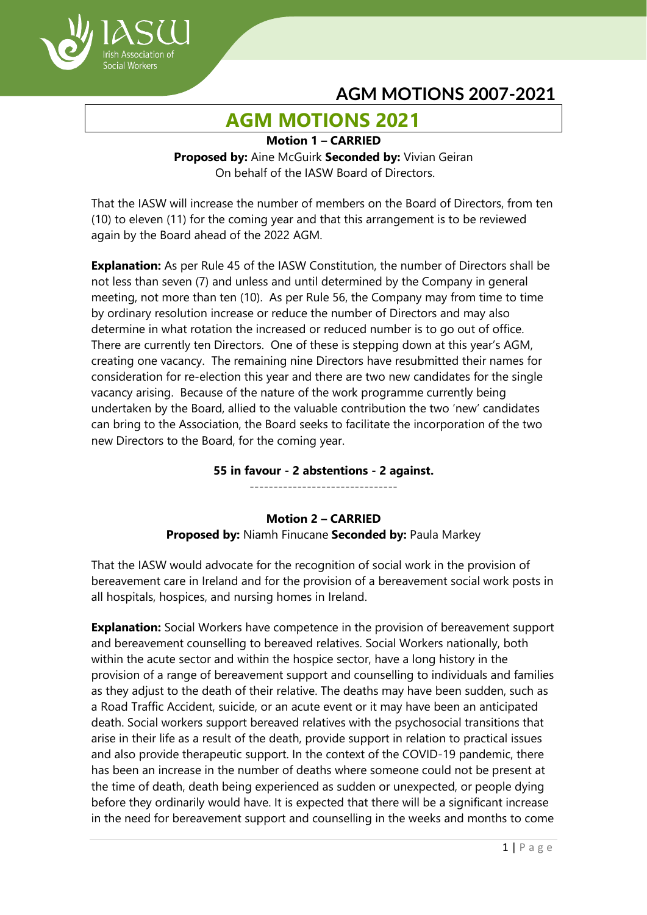# AGM MOTIONS 2007-2021

## AGM MOTIONS 2021

**Motion 1 – CARRIED**

**Proposed by:** Aine McGuirk **Seconded by:** Vivian Geiran
On behalf of the IASW Board of Directors.

That the IASW will increase the number of members on the Board of Directors, from ten (10) to eleven (11) for the coming year and that this arrangement is to be reviewed again by the Board ahead of the 2022 AGM.

**Explanation:** As per Rule 45 of the IASW Constitution, the number of Directors shall be not less than seven (7) and unless and until determined by the Company in general meeting, not more than ten (10). As per Rule 56, the Company may from time to time by ordinary resolution increase or reduce the number of Directors and may also determine in what rotation the increased or reduced number is to go out of office. There are currently ten Directors. One of these is stepping down at this year's AGM, creating one vacancy. The remaining nine Directors have resubmitted their names for consideration for re-election this year and there are two new candidates for the single vacancy arising. Because of the nature of the work programme currently being undertaken by the Board, allied to the valuable contribution the two 'new' candidates can bring to the Association, the Board seeks to facilitate the incorporation of the two new Directors to the Board, for the coming year.

**55 in favour - 2 abstentions - 2 against.**

-------------------------------

**Motion 2 – CARRIED**

**Proposed by:** Niamh Finucane **Seconded by:** Paula Markey

That the IASW would advocate for the recognition of social work in the provision of bereavement care in Ireland and for the provision of a bereavement social work posts in all hospitals, hospices, and nursing homes in Ireland.

**Explanation:** Social Workers have competence in the provision of bereavement support and bereavement counselling to bereaved relatives. Social Workers nationally, both within the acute sector and within the hospice sector, have a long history in the provision of a range of bereavement support and counselling to individuals and families as they adjust to the death of their relative. The deaths may have been sudden, such as a Road Traffic Accident, suicide, or an acute event or it may have been an anticipated death. Social workers support bereaved relatives with the psychosocial transitions that arise in their life as a result of the death, provide support in relation to practical issues and also provide therapeutic support. In the context of the COVID-19 pandemic, there has been an increase in the number of deaths where someone could not be present at the time of death, death being experienced as sudden or unexpected, or people dying before they ordinarily would have. It is expected that there will be a significant increase in the need for bereavement support and counselling in the weeks and months to come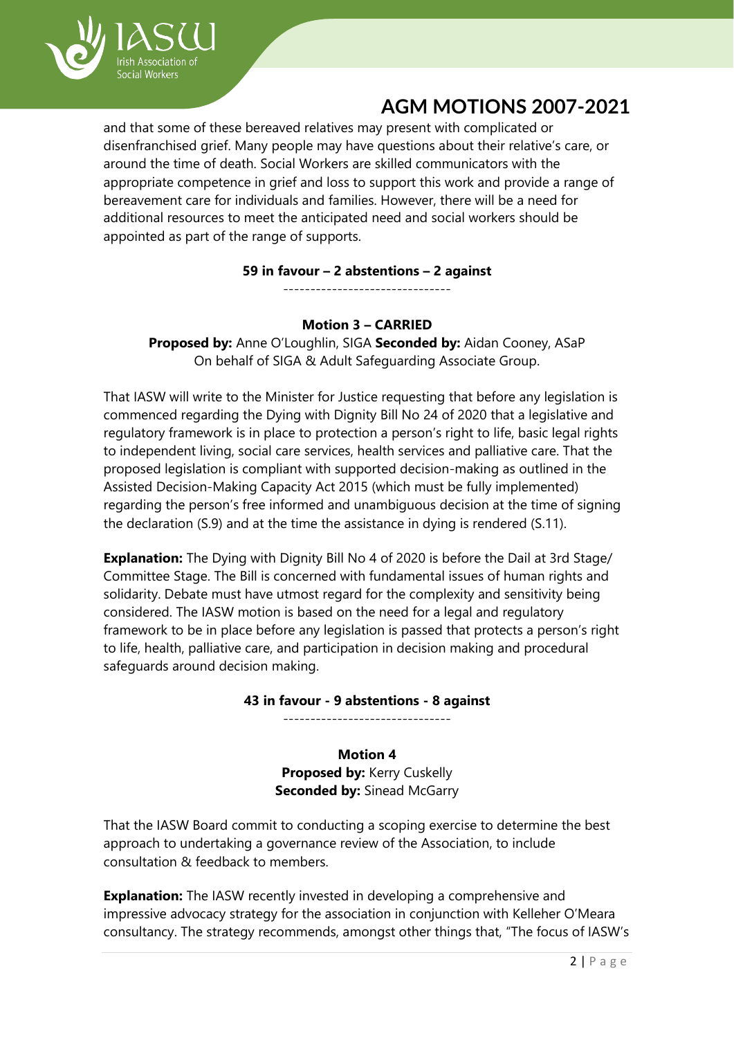and that some of these bereaved relatives may present with complicated or disenfranchised grief. Many people may have questions about their relative's care, or around the time of death. Social Workers are skilled communicators with the appropriate competence in grief and loss to support this work and provide a range of bereavement care for individuals and families. However, there will be a need for additional resources to meet the anticipated need and social workers should be appointed as part of the range of supports.

**59 in favour – 2 abstentions – 2 against**

-------------------------------

**Motion 3 – CARRIED**

**Proposed by:** Anne O'Loughlin, SIGA **Seconded by:** Aidan Cooney, ASaP
On behalf of SIGA & Adult Safeguarding Associate Group.

That IASW will write to the Minister for Justice requesting that before any legislation is commenced regarding the Dying with Dignity Bill No 24 of 2020 that a legislative and regulatory framework is in place to protection a person's right to life, basic legal rights to independent living, social care services, health services and palliative care. That the proposed legislation is compliant with supported decision-making as outlined in the Assisted Decision-Making Capacity Act 2015 (which must be fully implemented) regarding the person's free informed and unambiguous decision at the time of signing the declaration (S.9) and at the time the assistance in dying is rendered (S.11).

**Explanation:** The Dying with Dignity Bill No 4 of 2020 is before the Dail at 3rd Stage/ Committee Stage. The Bill is concerned with fundamental issues of human rights and solidarity. Debate must have utmost regard for the complexity and sensitivity being considered. The IASW motion is based on the need for a legal and regulatory framework to be in place before any legislation is passed that protects a person's right to life, health, palliative care, and participation in decision making and procedural safeguards around decision making.

**43 in favour - 9 abstentions - 8 against**

-------------------------------

**Motion 4**

**Proposed by:** Kerry Cuskelly
**Seconded by:** Sinead McGarry

That the IASW Board commit to conducting a scoping exercise to determine the best approach to undertaking a governance review of the Association, to include consultation & feedback to members.

**Explanation:** The IASW recently invested in developing a comprehensive and impressive advocacy strategy for the association in conjunction with Kelleher O'Meara consultancy. The strategy recommends, amongst other things that, "The focus of IASW's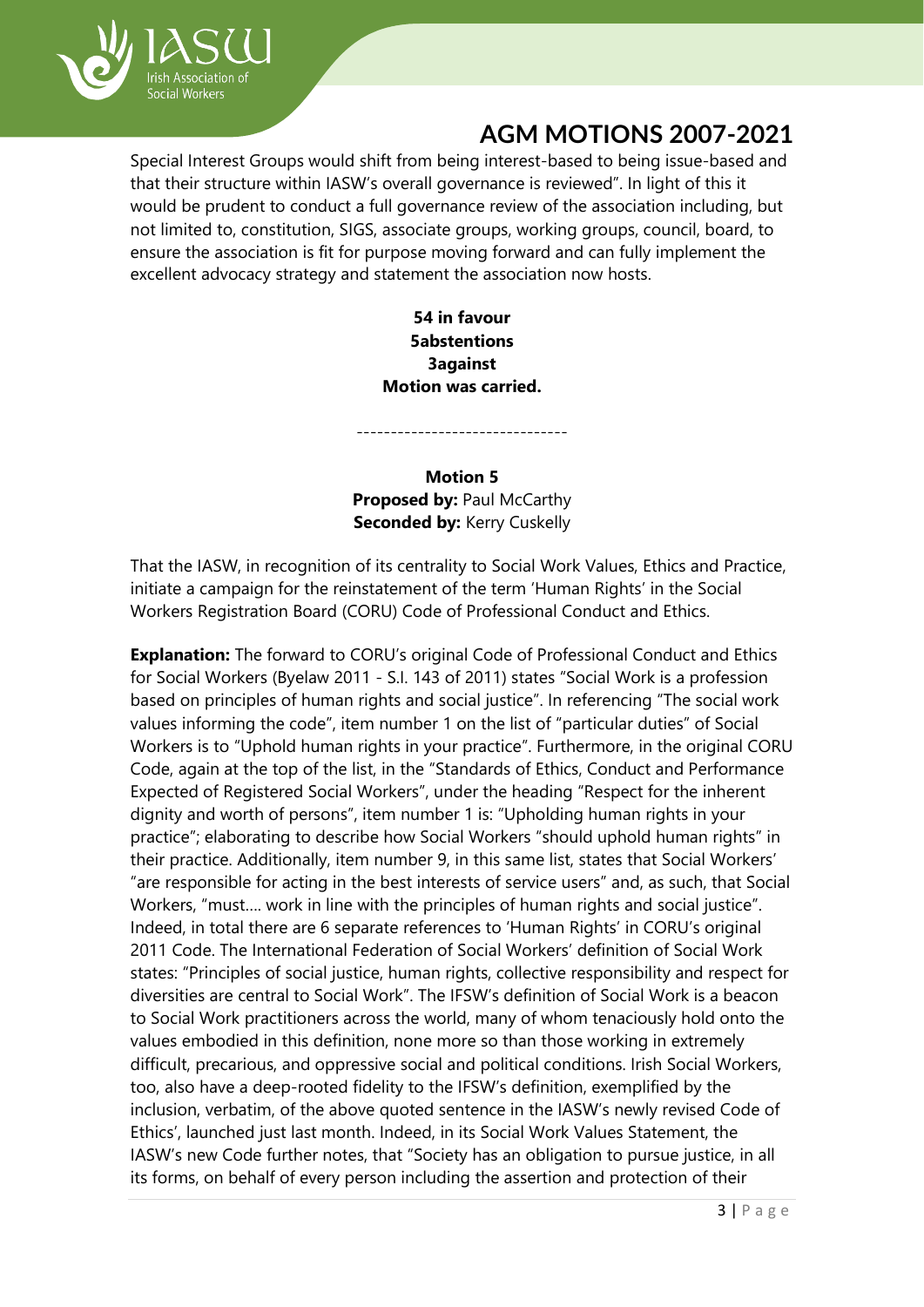Special Interest Groups would shift from being interest-based to being issue-based and that their structure within IASW's overall governance is reviewed". In light of this it would be prudent to conduct a full governance review of the association including, but not limited to, constitution, SIGS, associate groups, working groups, council, board, to ensure the association is fit for purpose moving forward and can fully implement the excellent advocacy strategy and statement the association now hosts.

**54 in favour**
**5abstentions**
**3against**
**Motion was carried.**

-------------------------------

**Motion 5**
**Proposed by:** Paul McCarthy
**Seconded by:** Kerry Cuskelly

That the IASW, in recognition of its centrality to Social Work Values, Ethics and Practice, initiate a campaign for the reinstatement of the term 'Human Rights' in the Social Workers Registration Board (CORU) Code of Professional Conduct and Ethics.

**Explanation:** The forward to CORU's original Code of Professional Conduct and Ethics for Social Workers (Byelaw 2011 - S.I. 143 of 2011) states "Social Work is a profession based on principles of human rights and social justice". In referencing "The social work values informing the code", item number 1 on the list of "particular duties" of Social Workers is to "Uphold human rights in your practice". Furthermore, in the original CORU Code, again at the top of the list, in the "Standards of Ethics, Conduct and Performance Expected of Registered Social Workers", under the heading "Respect for the inherent dignity and worth of persons", item number 1 is: "Upholding human rights in your practice"; elaborating to describe how Social Workers "should uphold human rights" in their practice. Additionally, item number 9, in this same list, states that Social Workers' "are responsible for acting in the best interests of service users" and, as such, that Social Workers, "must.... work in line with the principles of human rights and social justice". Indeed, in total there are 6 separate references to 'Human Rights' in CORU's original 2011 Code. The International Federation of Social Workers' definition of Social Work states: "Principles of social justice, human rights, collective responsibility and respect for diversities are central to Social Work". The IFSW's definition of Social Work is a beacon to Social Work practitioners across the world, many of whom tenaciously hold onto the values embodied in this definition, none more so than those working in extremely difficult, precarious, and oppressive social and political conditions. Irish Social Workers, too, also have a deep-rooted fidelity to the IFSW's definition, exemplified by the inclusion, verbatim, of the above quoted sentence in the IASW's newly revised Code of Ethics', launched just last month. Indeed, in its Social Work Values Statement, the IASW's new Code further notes, that "Society has an obligation to pursue justice, in all its forms, on behalf of every person including the assertion and protection of their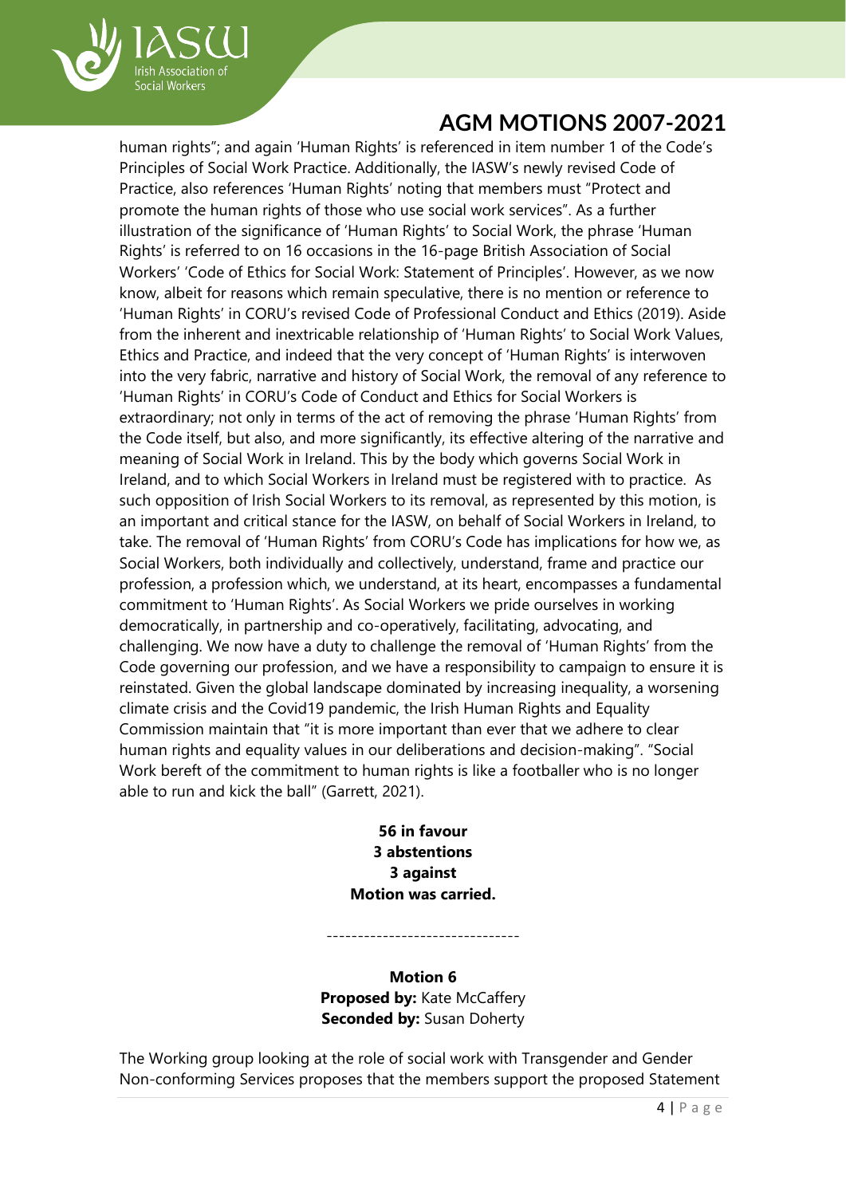human rights"; and again 'Human Rights' is referenced in item number 1 of the Code's Principles of Social Work Practice. Additionally, the IASW's newly revised Code of Practice, also references 'Human Rights' noting that members must "Protect and promote the human rights of those who use social work services". As a further illustration of the significance of 'Human Rights' to Social Work, the phrase 'Human Rights' is referred to on 16 occasions in the 16-page British Association of Social Workers' 'Code of Ethics for Social Work: Statement of Principles'. However, as we now know, albeit for reasons which remain speculative, there is no mention or reference to 'Human Rights' in CORU's revised Code of Professional Conduct and Ethics (2019). Aside from the inherent and inextricable relationship of 'Human Rights' to Social Work Values, Ethics and Practice, and indeed that the very concept of 'Human Rights' is interwoven into the very fabric, narrative and history of Social Work, the removal of any reference to 'Human Rights' in CORU's Code of Conduct and Ethics for Social Workers is extraordinary; not only in terms of the act of removing the phrase 'Human Rights' from the Code itself, but also, and more significantly, its effective altering of the narrative and meaning of Social Work in Ireland. This by the body which governs Social Work in Ireland, and to which Social Workers in Ireland must be registered with to practice. As such opposition of Irish Social Workers to its removal, as represented by this motion, is an important and critical stance for the IASW, on behalf of Social Workers in Ireland, to take. The removal of 'Human Rights' from CORU's Code has implications for how we, as Social Workers, both individually and collectively, understand, frame and practice our profession, a profession which, we understand, at its heart, encompasses a fundamental commitment to 'Human Rights'. As Social Workers we pride ourselves in working democratically, in partnership and co-operatively, facilitating, advocating, and challenging. We now have a duty to challenge the removal of 'Human Rights' from the Code governing our profession, and we have a responsibility to campaign to ensure it is reinstated. Given the global landscape dominated by increasing inequality, a worsening climate crisis and the Covid19 pandemic, the Irish Human Rights and Equality Commission maintain that "it is more important than ever that we adhere to clear human rights and equality values in our deliberations and decision-making". "Social Work bereft of the commitment to human rights is like a footballer who is no longer able to run and kick the ball" (Garrett, 2021).

**56 in favour**
**3 abstentions**
**3 against**
**Motion was carried.**

-------------------------------

**Motion 6**
**Proposed by:** Kate McCaffery
**Seconded by:** Susan Doherty

The Working group looking at the role of social work with Transgender and Gender Non-conforming Services proposes that the members support the proposed Statement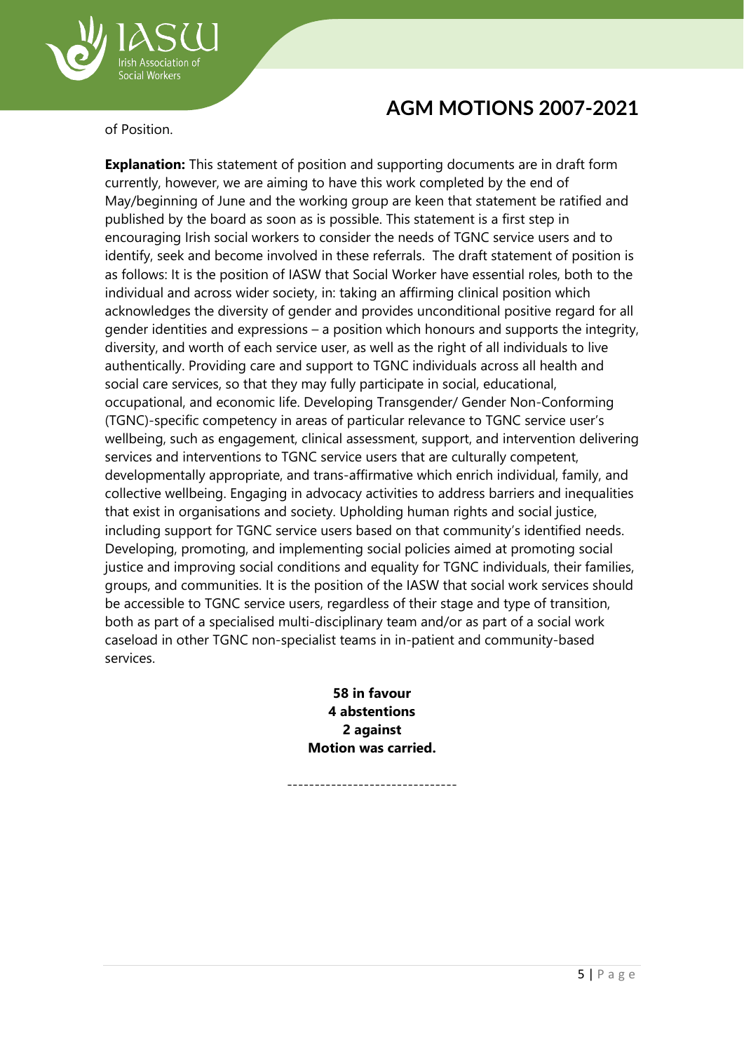of Position.

**Explanation:** This statement of position and supporting documents are in draft form currently, however, we are aiming to have this work completed by the end of May/beginning of June and the working group are keen that statement be ratified and published by the board as soon as is possible. This statement is a first step in encouraging Irish social workers to consider the needs of TGNC service users and to identify, seek and become involved in these referrals. The draft statement of position is as follows: It is the position of IASW that Social Worker have essential roles, both to the individual and across wider society, in: taking an affirming clinical position which acknowledges the diversity of gender and provides unconditional positive regard for all gender identities and expressions – a position which honours and supports the integrity, diversity, and worth of each service user, as well as the right of all individuals to live authentically. Providing care and support to TGNC individuals across all health and social care services, so that they may fully participate in social, educational, occupational, and economic life. Developing Transgender/ Gender Non-Conforming (TGNC)-specific competency in areas of particular relevance to TGNC service user's wellbeing, such as engagement, clinical assessment, support, and intervention delivering services and interventions to TGNC service users that are culturally competent, developmentally appropriate, and trans-affirmative which enrich individual, family, and collective wellbeing. Engaging in advocacy activities to address barriers and inequalities that exist in organisations and society. Upholding human rights and social justice, including support for TGNC service users based on that community's identified needs. Developing, promoting, and implementing social policies aimed at promoting social justice and improving social conditions and equality for TGNC individuals, their families, groups, and communities. It is the position of the IASW that social work services should be accessible to TGNC service users, regardless of their stage and type of transition, both as part of a specialised multi-disciplinary team and/or as part of a social work caseload in other TGNC non-specialist teams in in-patient and community-based services.

**58 in favour**
**4 abstentions**
**2 against**
**Motion was carried.**

-------------------------------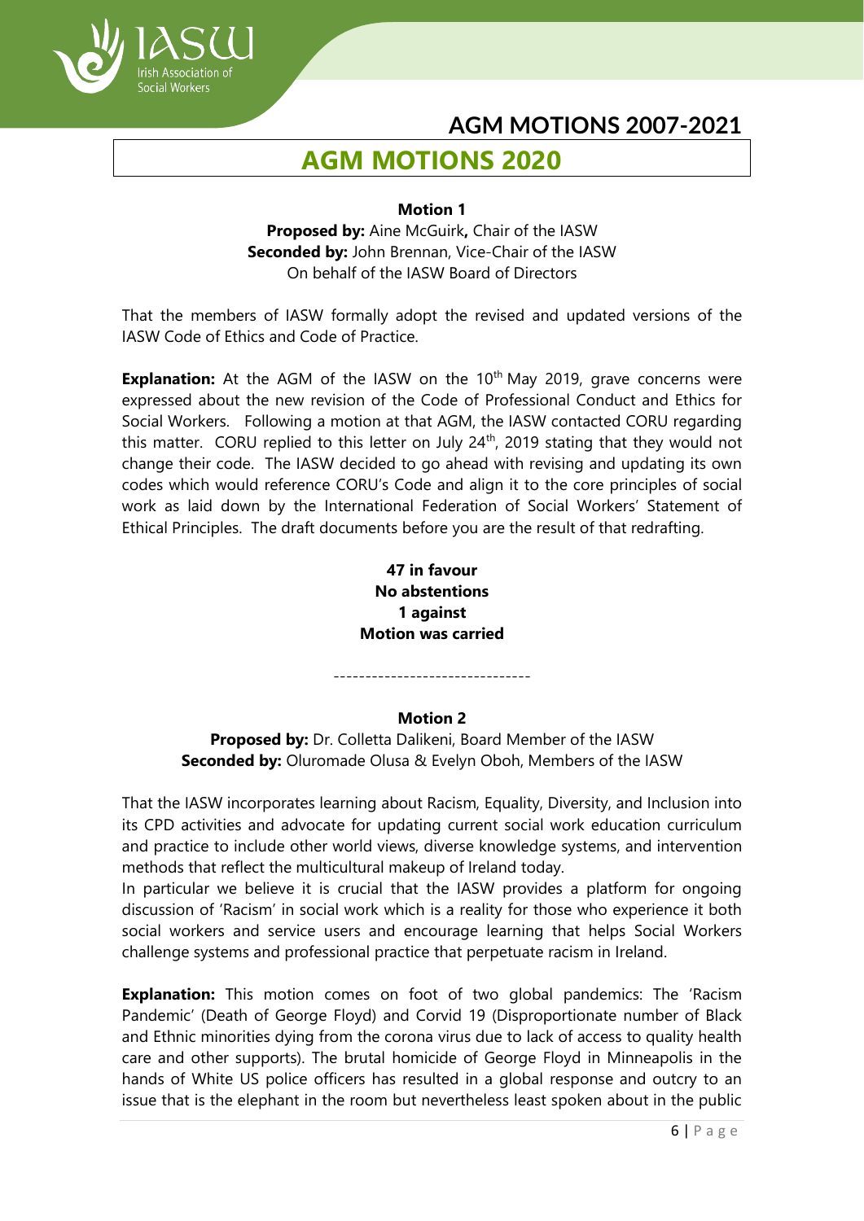# AGM MOTIONS 2020

**Motion 1**

**Proposed by:** Aine McGuirk**,** Chair of the IASW
**Seconded by:** John Brennan, Vice-Chair of the IASW
On behalf of the IASW Board of Directors

That the members of IASW formally adopt the revised and updated versions of the IASW Code of Ethics and Code of Practice.

**Explanation:** At the AGM of the IASW on the 10th May 2019, grave concerns were expressed about the new revision of the Code of Professional Conduct and Ethics for Social Workers. Following a motion at that AGM, the IASW contacted CORU regarding this matter. CORU replied to this letter on July 24th, 2019 stating that they would not change their code. The IASW decided to go ahead with revising and updating its own codes which would reference CORU's Code and align it to the core principles of social work as laid down by the International Federation of Social Workers' Statement of Ethical Principles. The draft documents before you are the result of that redrafting.

**47 in favour**
**No abstentions**
**1 against**
**Motion was carried**

-------------------------------

**Motion 2**

**Proposed by:** Dr. Colletta Dalikeni, Board Member of the IASW
**Seconded by:** Oluromade Olusa & Evelyn Oboh, Members of the IASW

That the IASW incorporates learning about Racism, Equality, Diversity, and Inclusion into its CPD activities and advocate for updating current social work education curriculum and practice to include other world views, diverse knowledge systems, and intervention methods that reflect the multicultural makeup of Ireland today.

In particular we believe it is crucial that the IASW provides a platform for ongoing discussion of 'Racism' in social work which is a reality for those who experience it both social workers and service users and encourage learning that helps Social Workers challenge systems and professional practice that perpetuate racism in Ireland.

**Explanation:** This motion comes on foot of two global pandemics: The 'Racism Pandemic' (Death of George Floyd) and Corvid 19 (Disproportionate number of Black and Ethnic minorities dying from the corona virus due to lack of access to quality health care and other supports). The brutal homicide of George Floyd in Minneapolis in the hands of White US police officers has resulted in a global response and outcry to an issue that is the elephant in the room but nevertheless least spoken about in the public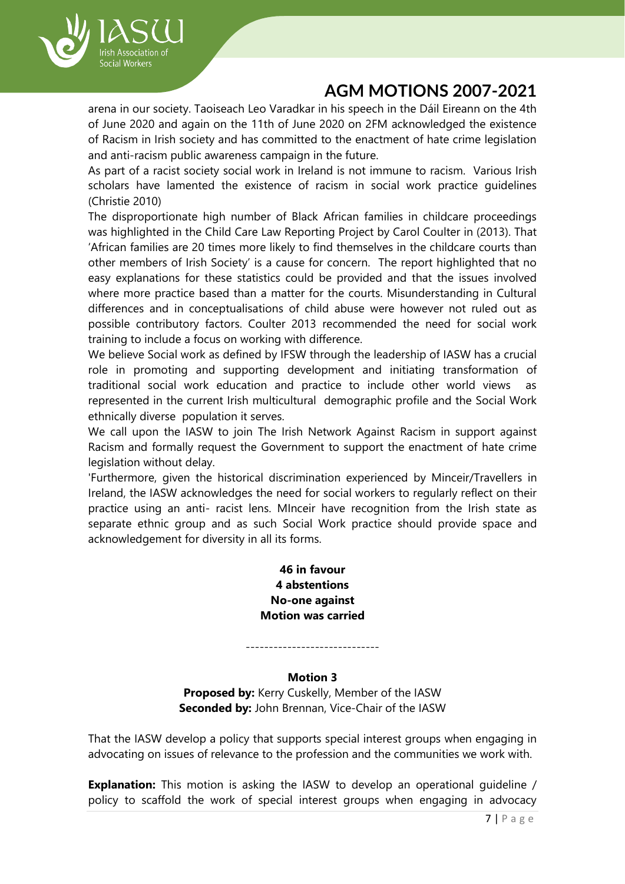arena in our society. Taoiseach Leo Varadkar in his speech in the Dáil Eireann on the 4th of June 2020 and again on the 11th of June 2020 on 2FM acknowledged the existence of Racism in Irish society and has committed to the enactment of hate crime legislation and anti-racism public awareness campaign in the future.

As part of a racist society social work in Ireland is not immune to racism. Various Irish scholars have lamented the existence of racism in social work practice guidelines (Christie 2010)

The disproportionate high number of Black African families in childcare proceedings was highlighted in the Child Care Law Reporting Project by Carol Coulter in (2013). That 'African families are 20 times more likely to find themselves in the childcare courts than other members of Irish Society' is a cause for concern. The report highlighted that no easy explanations for these statistics could be provided and that the issues involved where more practice based than a matter for the courts. Misunderstanding in Cultural differences and in conceptualisations of child abuse were however not ruled out as possible contributory factors. Coulter 2013 recommended the need for social work training to include a focus on working with difference.

We believe Social work as defined by IFSW through the leadership of IASW has a crucial role in promoting and supporting development and initiating transformation of traditional social work education and practice to include other world views as represented in the current Irish multicultural demographic profile and the Social Work ethnically diverse population it serves.

We call upon the IASW to join The Irish Network Against Racism in support against Racism and formally request the Government to support the enactment of hate crime legislation without delay.

'Furthermore, given the historical discrimination experienced by Minceir/Travellers in Ireland, the IASW acknowledges the need for social workers to regularly reflect on their practice using an anti- racist lens. MInceir have recognition from the Irish state as separate ethnic group and as such Social Work practice should provide space and acknowledgement for diversity in all its forms.

**46 in favour**
**4 abstentions**
**No-one against**
**Motion was carried**

-----------------------------

**Motion 3**

**Proposed by:** Kerry Cuskelly, Member of the IASW
**Seconded by:** John Brennan, Vice-Chair of the IASW

That the IASW develop a policy that supports special interest groups when engaging in advocating on issues of relevance to the profession and the communities we work with.

**Explanation:** This motion is asking the IASW to develop an operational guideline / policy to scaffold the work of special interest groups when engaging in advocacy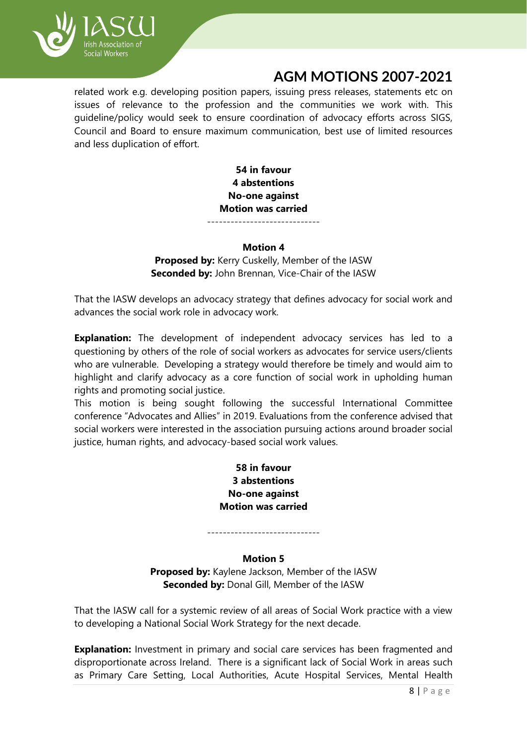related work e.g. developing position papers, issuing press releases, statements etc on issues of relevance to the profession and the communities we work with. This guideline/policy would seek to ensure coordination of advocacy efforts across SIGS, Council and Board to ensure maximum communication, best use of limited resources and less duplication of effort.

**54 in favour**
**4 abstentions**
**No-one against**
**Motion was carried**

-----------------------------

**Motion 4**

**Proposed by:** Kerry Cuskelly, Member of the IASW
**Seconded by:** John Brennan, Vice-Chair of the IASW

That the IASW develops an advocacy strategy that defines advocacy for social work and advances the social work role in advocacy work.

**Explanation:** The development of independent advocacy services has led to a questioning by others of the role of social workers as advocates for service users/clients who are vulnerable. Developing a strategy would therefore be timely and would aim to highlight and clarify advocacy as a core function of social work in upholding human rights and promoting social justice.

This motion is being sought following the successful International Committee conference "Advocates and Allies" in 2019. Evaluations from the conference advised that social workers were interested in the association pursuing actions around broader social justice, human rights, and advocacy-based social work values.

**58 in favour**
**3 abstentions**
**No-one against**
**Motion was carried**

-----------------------------

**Motion 5**

**Proposed by:** Kaylene Jackson, Member of the IASW
**Seconded by:** Donal Gill, Member of the IASW

That the IASW call for a systemic review of all areas of Social Work practice with a view to developing a National Social Work Strategy for the next decade.

**Explanation:** Investment in primary and social care services has been fragmented and disproportionate across Ireland. There is a significant lack of Social Work in areas such as Primary Care Setting, Local Authorities, Acute Hospital Services, Mental Health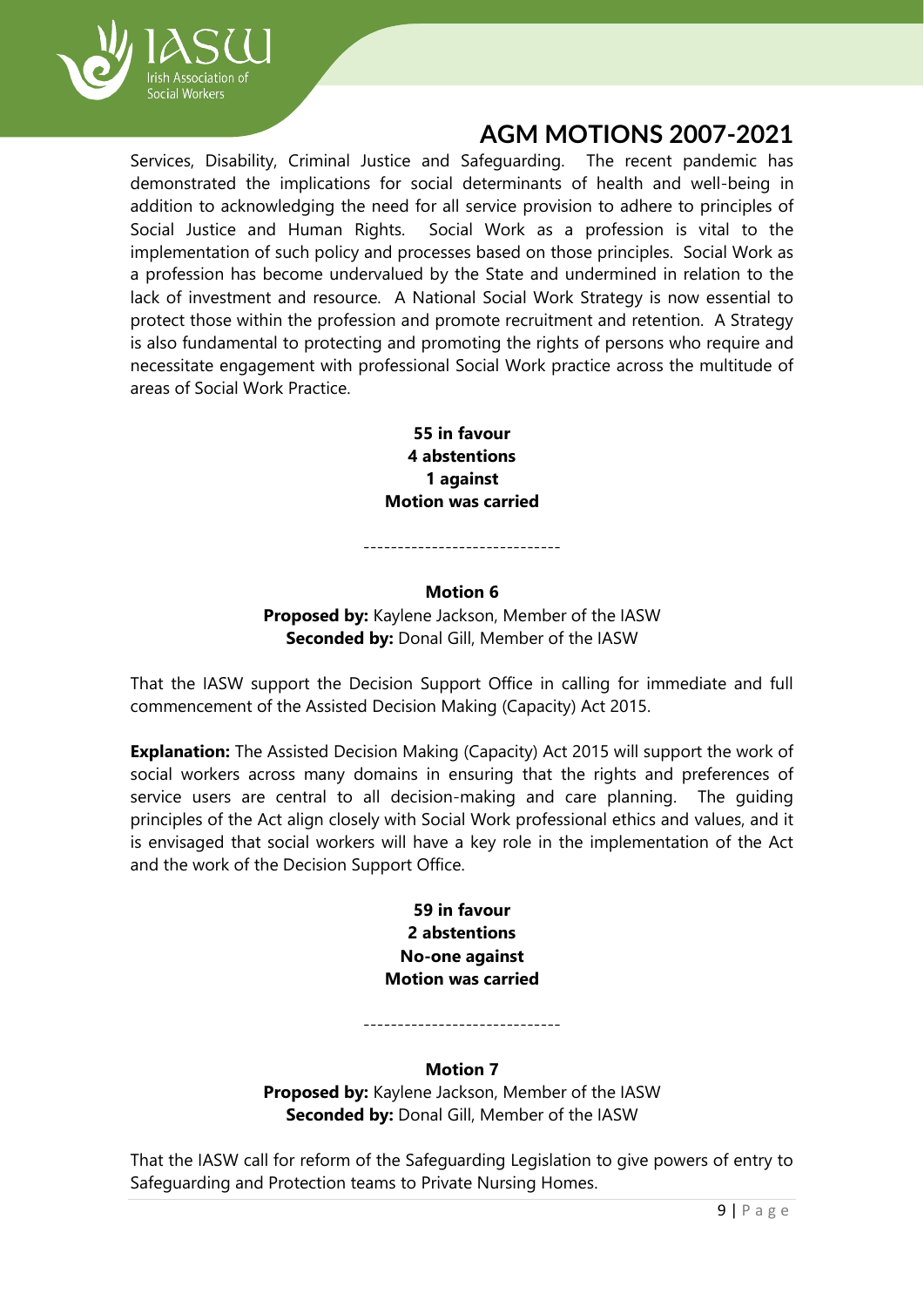Services, Disability, Criminal Justice and Safeguarding. The recent pandemic has demonstrated the implications for social determinants of health and well-being in addition to acknowledging the need for all service provision to adhere to principles of Social Justice and Human Rights. Social Work as a profession is vital to the implementation of such policy and processes based on those principles. Social Work as a profession has become undervalued by the State and undermined in relation to the lack of investment and resource. A National Social Work Strategy is now essential to protect those within the profession and promote recruitment and retention. A Strategy is also fundamental to protecting and promoting the rights of persons who require and necessitate engagement with professional Social Work practice across the multitude of areas of Social Work Practice.

**55 in favour**
**4 abstentions**
**1 against**
**Motion was carried**

-----------------------------

**Motion 6**

**Proposed by:** Kaylene Jackson, Member of the IASW
**Seconded by:** Donal Gill, Member of the IASW

That the IASW support the Decision Support Office in calling for immediate and full commencement of the Assisted Decision Making (Capacity) Act 2015.

**Explanation:** The Assisted Decision Making (Capacity) Act 2015 will support the work of social workers across many domains in ensuring that the rights and preferences of service users are central to all decision-making and care planning. The guiding principles of the Act align closely with Social Work professional ethics and values, and it is envisaged that social workers will have a key role in the implementation of the Act and the work of the Decision Support Office.

**59 in favour**
**2 abstentions**
**No-one against**
**Motion was carried**

-----------------------------

**Motion 7**

**Proposed by:** Kaylene Jackson, Member of the IASW
**Seconded by:** Donal Gill, Member of the IASW

That the IASW call for reform of the Safeguarding Legislation to give powers of entry to Safeguarding and Protection teams to Private Nursing Homes.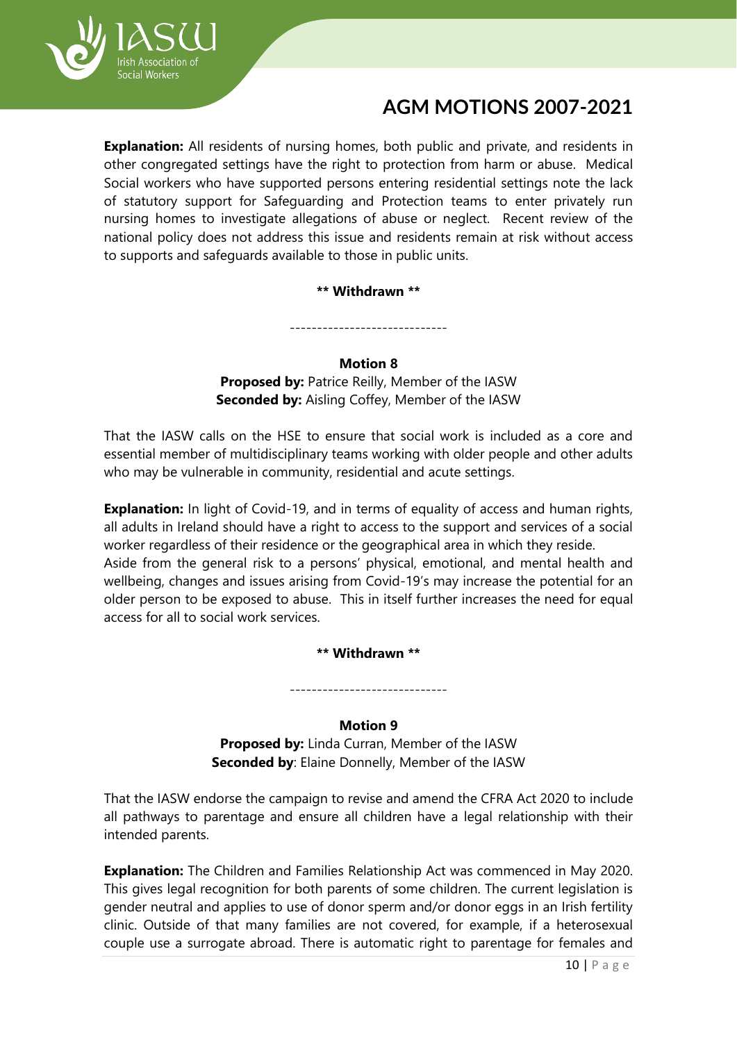**Explanation:** All residents of nursing homes, both public and private, and residents in other congregated settings have the right to protection from harm or abuse. Medical Social workers who have supported persons entering residential settings note the lack of statutory support for Safeguarding and Protection teams to enter privately run nursing homes to investigate allegations of abuse or neglect. Recent review of the national policy does not address this issue and residents remain at risk without access to supports and safeguards available to those in public units.

**\*\* Withdrawn \*\***

-----------------------------

**Motion 8**

**Proposed by:** Patrice Reilly, Member of the IASW
**Seconded by:** Aisling Coffey, Member of the IASW

That the IASW calls on the HSE to ensure that social work is included as a core and essential member of multidisciplinary teams working with older people and other adults who may be vulnerable in community, residential and acute settings.

**Explanation:** In light of Covid-19, and in terms of equality of access and human rights, all adults in Ireland should have a right to access to the support and services of a social worker regardless of their residence or the geographical area in which they reside.
Aside from the general risk to a persons' physical, emotional, and mental health and wellbeing, changes and issues arising from Covid-19's may increase the potential for an older person to be exposed to abuse. This in itself further increases the need for equal access for all to social work services.

**\*\* Withdrawn \*\***

-----------------------------

**Motion 9**

**Proposed by:** Linda Curran, Member of the IASW
**Seconded by**: Elaine Donnelly, Member of the IASW

That the IASW endorse the campaign to revise and amend the CFRA Act 2020 to include all pathways to parentage and ensure all children have a legal relationship with their intended parents.

**Explanation:** The Children and Families Relationship Act was commenced in May 2020. This gives legal recognition for both parents of some children. The current legislation is gender neutral and applies to use of donor sperm and/or donor eggs in an Irish fertility clinic. Outside of that many families are not covered, for example, if a heterosexual couple use a surrogate abroad. There is automatic right to parentage for females and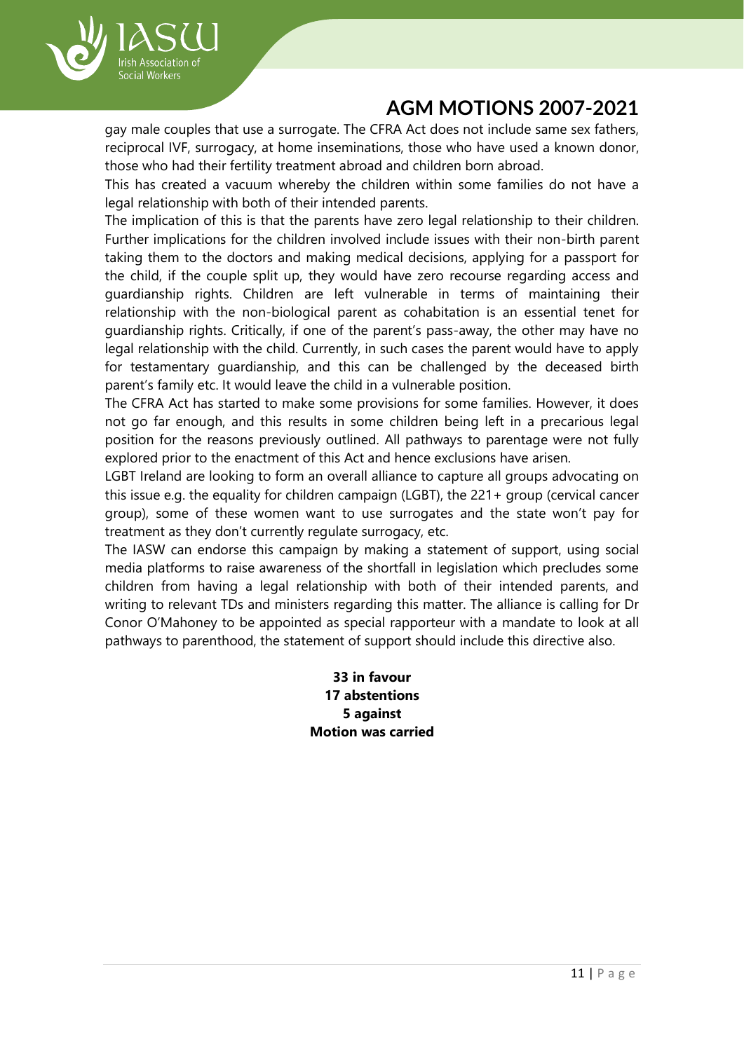gay male couples that use a surrogate. The CFRA Act does not include same sex fathers, reciprocal IVF, surrogacy, at home inseminations, those who have used a known donor, those who had their fertility treatment abroad and children born abroad.

This has created a vacuum whereby the children within some families do not have a legal relationship with both of their intended parents.

The implication of this is that the parents have zero legal relationship to their children. Further implications for the children involved include issues with their non-birth parent taking them to the doctors and making medical decisions, applying for a passport for the child, if the couple split up, they would have zero recourse regarding access and guardianship rights. Children are left vulnerable in terms of maintaining their relationship with the non-biological parent as cohabitation is an essential tenet for guardianship rights. Critically, if one of the parent's pass-away, the other may have no legal relationship with the child. Currently, in such cases the parent would have to apply for testamentary guardianship, and this can be challenged by the deceased birth parent's family etc. It would leave the child in a vulnerable position.

The CFRA Act has started to make some provisions for some families. However, it does not go far enough, and this results in some children being left in a precarious legal position for the reasons previously outlined. All pathways to parentage were not fully explored prior to the enactment of this Act and hence exclusions have arisen.

LGBT Ireland are looking to form an overall alliance to capture all groups advocating on this issue e.g. the equality for children campaign (LGBT), the 221+ group (cervical cancer group), some of these women want to use surrogates and the state won't pay for treatment as they don't currently regulate surrogacy, etc.

The IASW can endorse this campaign by making a statement of support, using social media platforms to raise awareness of the shortfall in legislation which precludes some children from having a legal relationship with both of their intended parents, and writing to relevant TDs and ministers regarding this matter. The alliance is calling for Dr Conor O'Mahoney to be appointed as special rapporteur with a mandate to look at all pathways to parenthood, the statement of support should include this directive also.

**33 in favour**
**17 abstentions**
**5 against**
**Motion was carried**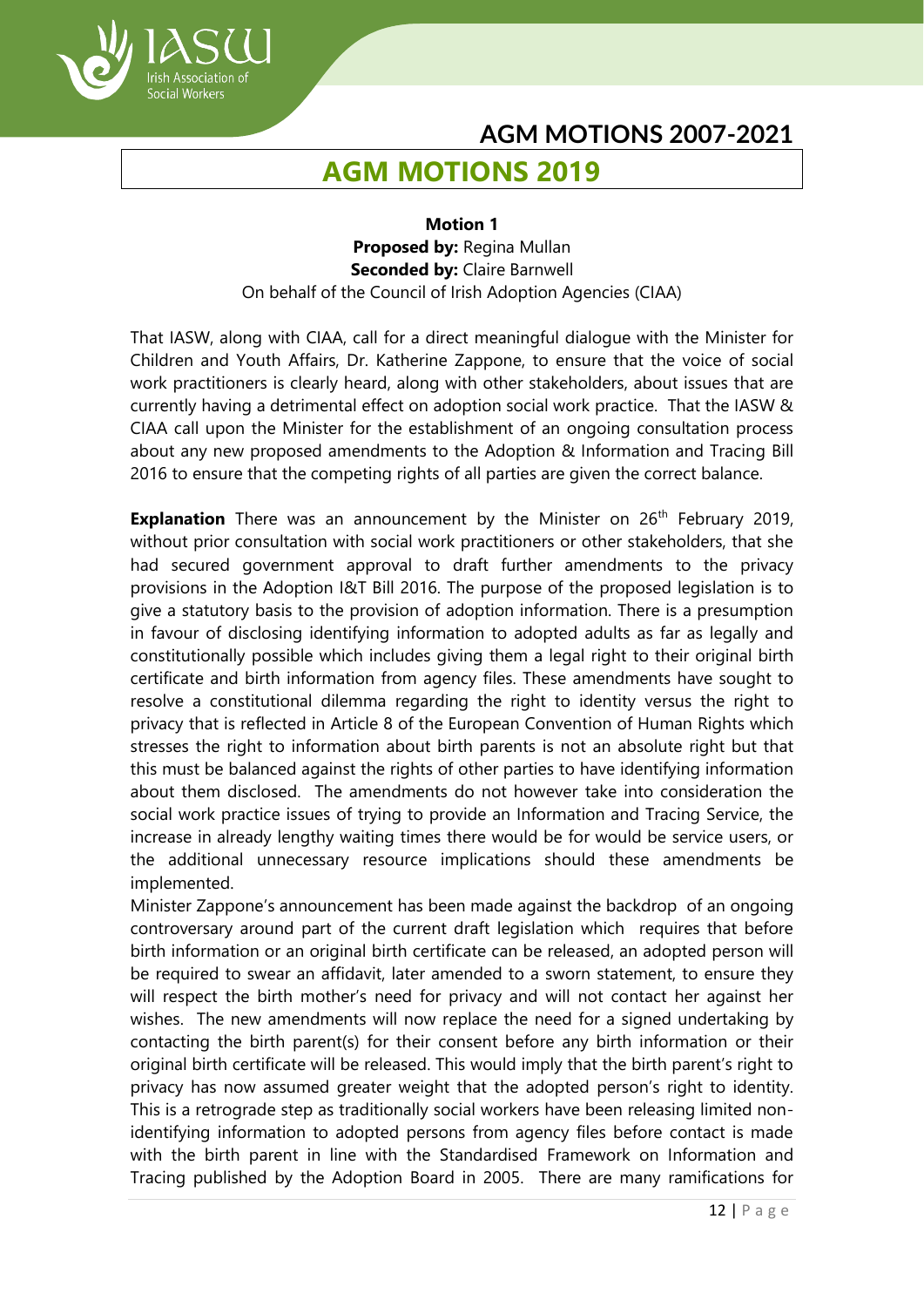## AGM MOTIONS 2019

**Motion 1**
**Proposed by:** Regina Mullan
**Seconded by:** Claire Barnwell
On behalf of the Council of Irish Adoption Agencies (CIAA)

That IASW, along with CIAA, call for a direct meaningful dialogue with the Minister for Children and Youth Affairs, Dr. Katherine Zappone, to ensure that the voice of social work practitioners is clearly heard, along with other stakeholders, about issues that are currently having a detrimental effect on adoption social work practice. That the IASW & CIAA call upon the Minister for the establishment of an ongoing consultation process about any new proposed amendments to the Adoption & Information and Tracing Bill 2016 to ensure that the competing rights of all parties are given the correct balance.

**Explanation** There was an announcement by the Minister on 26th February 2019, without prior consultation with social work practitioners or other stakeholders, that she had secured government approval to draft further amendments to the privacy provisions in the Adoption I&T Bill 2016. The purpose of the proposed legislation is to give a statutory basis to the provision of adoption information. There is a presumption in favour of disclosing identifying information to adopted adults as far as legally and constitutionally possible which includes giving them a legal right to their original birth certificate and birth information from agency files. These amendments have sought to resolve a constitutional dilemma regarding the right to identity versus the right to privacy that is reflected in Article 8 of the European Convention of Human Rights which stresses the right to information about birth parents is not an absolute right but that this must be balanced against the rights of other parties to have identifying information about them disclosed. The amendments do not however take into consideration the social work practice issues of trying to provide an Information and Tracing Service, the increase in already lengthy waiting times there would be for would be service users, or the additional unnecessary resource implications should these amendments be implemented.
Minister Zappone's announcement has been made against the backdrop of an ongoing controversary around part of the current draft legislation which requires that before birth information or an original birth certificate can be released, an adopted person will be required to swear an affidavit, later amended to a sworn statement, to ensure they will respect the birth mother's need for privacy and will not contact her against her wishes. The new amendments will now replace the need for a signed undertaking by contacting the birth parent(s) for their consent before any birth information or their original birth certificate will be released. This would imply that the birth parent's right to privacy has now assumed greater weight that the adopted person's right to identity. This is a retrograde step as traditionally social workers have been releasing limited non-identifying information to adopted persons from agency files before contact is made with the birth parent in line with the Standardised Framework on Information and Tracing published by the Adoption Board in 2005. There are many ramifications for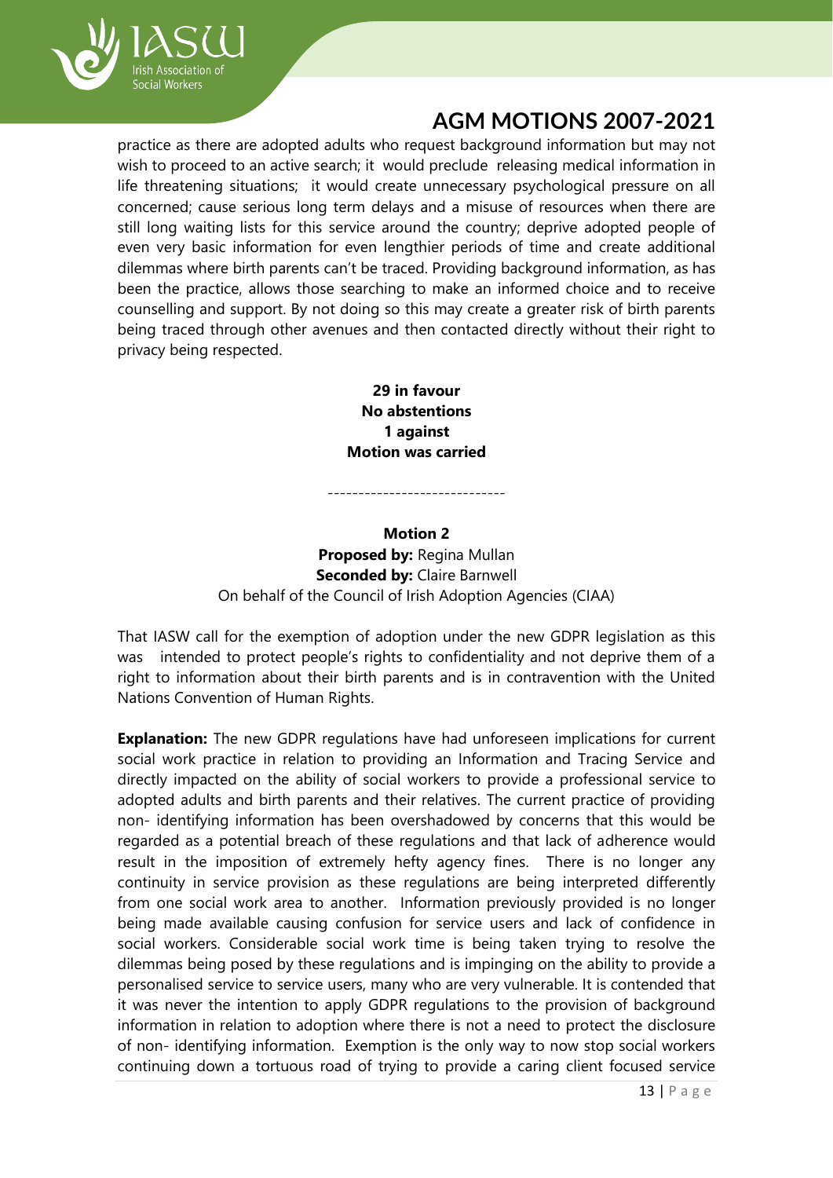practice as there are adopted adults who request background information but may not wish to proceed to an active search; it would preclude releasing medical information in life threatening situations; it would create unnecessary psychological pressure on all concerned; cause serious long term delays and a misuse of resources when there are still long waiting lists for this service around the country; deprive adopted people of even very basic information for even lengthier periods of time and create additional dilemmas where birth parents can't be traced. Providing background information, as has been the practice, allows those searching to make an informed choice and to receive counselling and support. By not doing so this may create a greater risk of birth parents being traced through other avenues and then contacted directly without their right to privacy being respected.

**29 in favour**
**No abstentions**
**1 against**
**Motion was carried**

-----------------------------

**Motion 2**
**Proposed by:** Regina Mullan
**Seconded by:** Claire Barnwell
On behalf of the Council of Irish Adoption Agencies (CIAA)

That IASW call for the exemption of adoption under the new GDPR legislation as this was intended to protect people's rights to confidentiality and not deprive them of a right to information about their birth parents and is in contravention with the United Nations Convention of Human Rights.

**Explanation:** The new GDPR regulations have had unforeseen implications for current social work practice in relation to providing an Information and Tracing Service and directly impacted on the ability of social workers to provide a professional service to adopted adults and birth parents and their relatives. The current practice of providing non- identifying information has been overshadowed by concerns that this would be regarded as a potential breach of these regulations and that lack of adherence would result in the imposition of extremely hefty agency fines. There is no longer any continuity in service provision as these regulations are being interpreted differently from one social work area to another. Information previously provided is no longer being made available causing confusion for service users and lack of confidence in social workers. Considerable social work time is being taken trying to resolve the dilemmas being posed by these regulations and is impinging on the ability to provide a personalised service to service users, many who are very vulnerable. It is contended that it was never the intention to apply GDPR regulations to the provision of background information in relation to adoption where there is not a need to protect the disclosure of non- identifying information. Exemption is the only way to now stop social workers continuing down a tortuous road of trying to provide a caring client focused service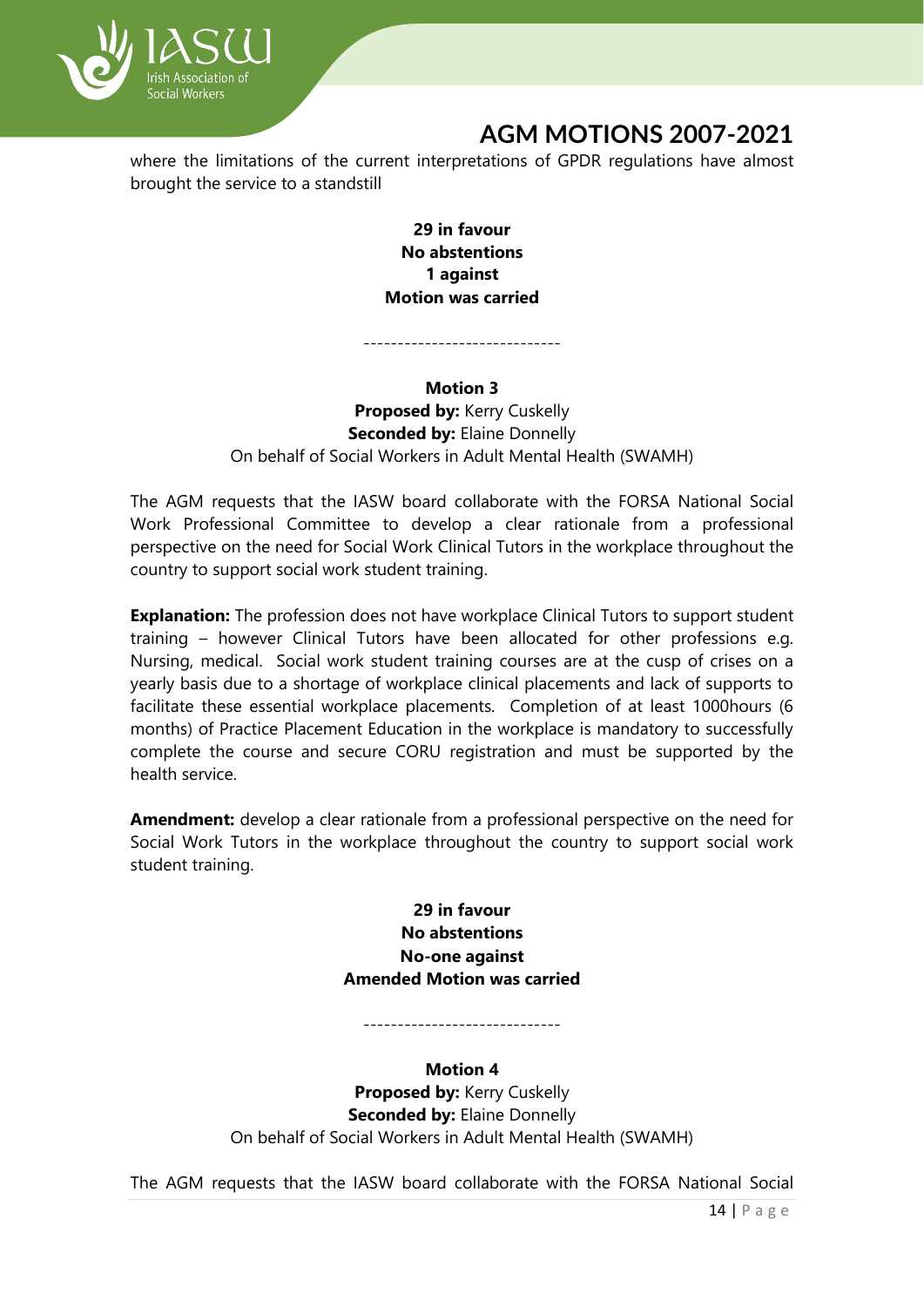where the limitations of the current interpretations of GPDR regulations have almost brought the service to a standstill

**29 in favour**
**No abstentions**
**1 against**
**Motion was carried**

-----------------------------

**Motion 3**
**Proposed by:** Kerry Cuskelly
**Seconded by:** Elaine Donnelly
On behalf of Social Workers in Adult Mental Health (SWAMH)

The AGM requests that the IASW board collaborate with the FORSA National Social Work Professional Committee to develop a clear rationale from a professional perspective on the need for Social Work Clinical Tutors in the workplace throughout the country to support social work student training.

**Explanation:** The profession does not have workplace Clinical Tutors to support student training – however Clinical Tutors have been allocated for other professions e.g. Nursing, medical. Social work student training courses are at the cusp of crises on a yearly basis due to a shortage of workplace clinical placements and lack of supports to facilitate these essential workplace placements. Completion of at least 1000hours (6 months) of Practice Placement Education in the workplace is mandatory to successfully complete the course and secure CORU registration and must be supported by the health service.

**Amendment:** develop a clear rationale from a professional perspective on the need for Social Work Tutors in the workplace throughout the country to support social work student training.

**29 in favour**
**No abstentions**
**No-one against**
**Amended Motion was carried**

-----------------------------

**Motion 4**
**Proposed by:** Kerry Cuskelly
**Seconded by:** Elaine Donnelly
On behalf of Social Workers in Adult Mental Health (SWAMH)

The AGM requests that the IASW board collaborate with the FORSA National Social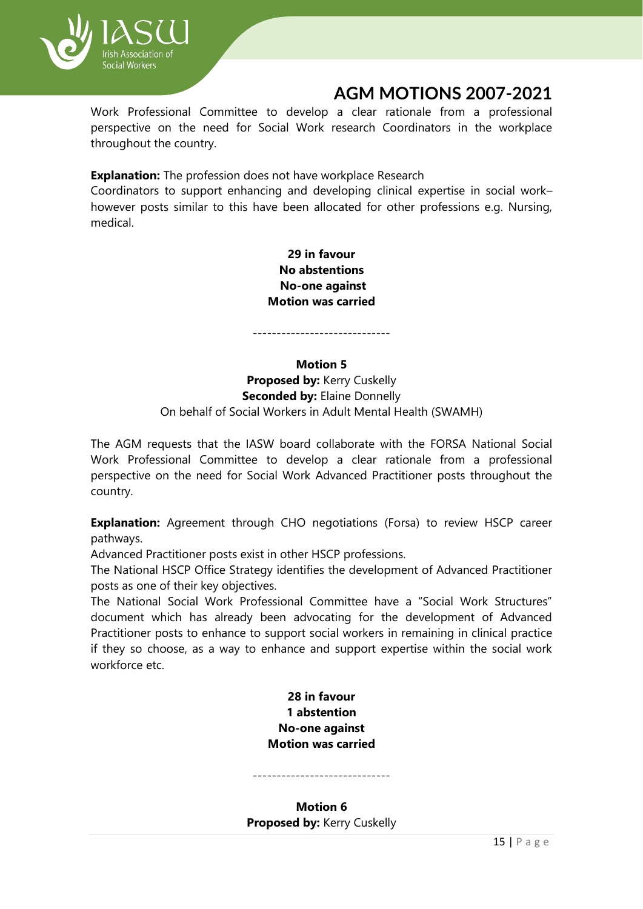Work Professional Committee to develop a clear rationale from a professional perspective on the need for Social Work research Coordinators in the workplace throughout the country.

**Explanation:** The profession does not have workplace Research Coordinators to support enhancing and developing clinical expertise in social work– however posts similar to this have been allocated for other professions e.g. Nursing, medical.

**29 in favour**
**No abstentions**
**No-one against**
**Motion was carried**

-----------------------------

**Motion 5**
**Proposed by:** Kerry Cuskelly
**Seconded by:** Elaine Donnelly
On behalf of Social Workers in Adult Mental Health (SWAMH)

The AGM requests that the IASW board collaborate with the FORSA National Social Work Professional Committee to develop a clear rationale from a professional perspective on the need for Social Work Advanced Practitioner posts throughout the country.

**Explanation:** Agreement through CHO negotiations (Forsa) to review HSCP career pathways.

Advanced Practitioner posts exist in other HSCP professions.

The National HSCP Office Strategy identifies the development of Advanced Practitioner posts as one of their key objectives.

The National Social Work Professional Committee have a "Social Work Structures" document which has already been advocating for the development of Advanced Practitioner posts to enhance to support social workers in remaining in clinical practice if they so choose, as a way to enhance and support expertise within the social work workforce etc.

**28 in favour**
**1 abstention**
**No-one against**
**Motion was carried**

-----------------------------

**Motion 6**
**Proposed by:** Kerry Cuskelly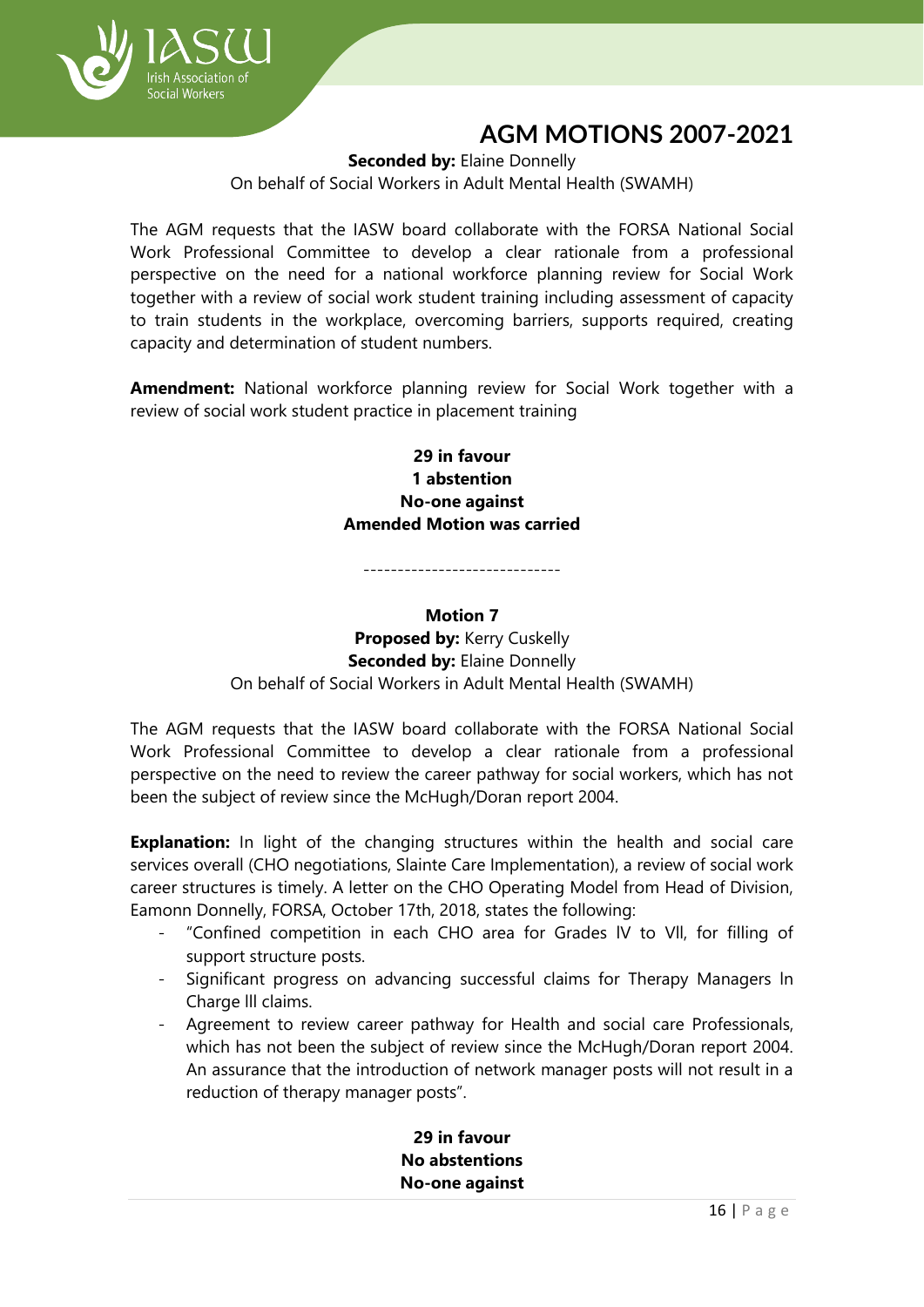**Seconded by:** Elaine Donnelly
On behalf of Social Workers in Adult Mental Health (SWAMH)

The AGM requests that the IASW board collaborate with the FORSA National Social Work Professional Committee to develop a clear rationale from a professional perspective on the need for a national workforce planning review for Social Work together with a review of social work student training including assessment of capacity to train students in the workplace, overcoming barriers, supports required, creating capacity and determination of student numbers.

**Amendment:** National workforce planning review for Social Work together with a review of social work student practice in placement training

**29 in favour**
**1 abstention**
**No-one against**
**Amended Motion was carried**

-----------------------------

**Motion 7**
**Proposed by:** Kerry Cuskelly
**Seconded by:** Elaine Donnelly
On behalf of Social Workers in Adult Mental Health (SWAMH)

The AGM requests that the IASW board collaborate with the FORSA National Social Work Professional Committee to develop a clear rationale from a professional perspective on the need to review the career pathway for social workers, which has not been the subject of review since the McHugh/Doran report 2004.

**Explanation:** In light of the changing structures within the health and social care services overall (CHO negotiations, Slainte Care Implementation), a review of social work career structures is timely. A letter on the CHO Operating Model from Head of Division, Eamonn Donnelly, FORSA, October 17th, 2018, states the following:

- "Confined competition in each CHO area for Grades lV to Vll, for filling of support structure posts.
- Significant progress on advancing successful claims for Therapy Managers In Charge lll claims.
- Agreement to review career pathway for Health and social care Professionals, which has not been the subject of review since the McHugh/Doran report 2004. An assurance that the introduction of network manager posts will not result in a reduction of therapy manager posts".

**29 in favour**
**No abstentions**
**No-one against**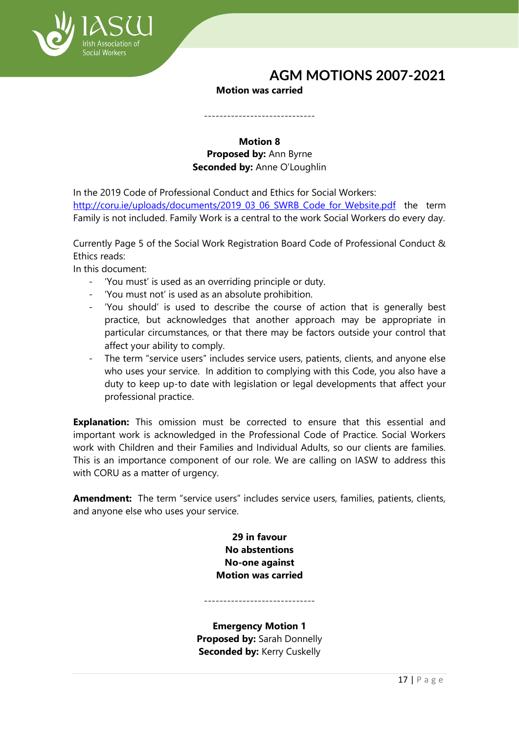**Motion was carried**

-----------------------------

**Motion 8**
**Proposed by:** Ann Byrne
**Seconded by:** Anne O'Loughlin

In the 2019 Code of Professional Conduct and Ethics for Social Workers: [http://coru.ie/uploads/documents/2019_03_06_SWRB_Code_for_Website.pdf](http://coru.ie/uploads/documents/2019_03_06_SWRB_Code_for_Website.pdf) the term Family is not included. Family Work is a central to the work Social Workers do every day.

Currently Page 5 of the Social Work Registration Board Code of Professional Conduct & Ethics reads:

In this document:

- 'You must' is used as an overriding principle or duty.
- 'You must not' is used as an absolute prohibition.
- 'You should' is used to describe the course of action that is generally best practice, but acknowledges that another approach may be appropriate in particular circumstances, or that there may be factors outside your control that affect your ability to comply.
- The term "service users" includes service users, patients, clients, and anyone else who uses your service. In addition to complying with this Code, you also have a duty to keep up-to date with legislation or legal developments that affect your professional practice.

**Explanation:** This omission must be corrected to ensure that this essential and important work is acknowledged in the Professional Code of Practice. Social Workers work with Children and their Families and Individual Adults, so our clients are families. This is an importance component of our role. We are calling on IASW to address this with CORU as a matter of urgency.

**Amendment:** The term "service users" includes service users, families, patients, clients, and anyone else who uses your service.

**29 in favour**
**No abstentions**
**No-one against**
**Motion was carried**

-----------------------------

**Emergency Motion 1**
**Proposed by:** Sarah Donnelly
**Seconded by:** Kerry Cuskelly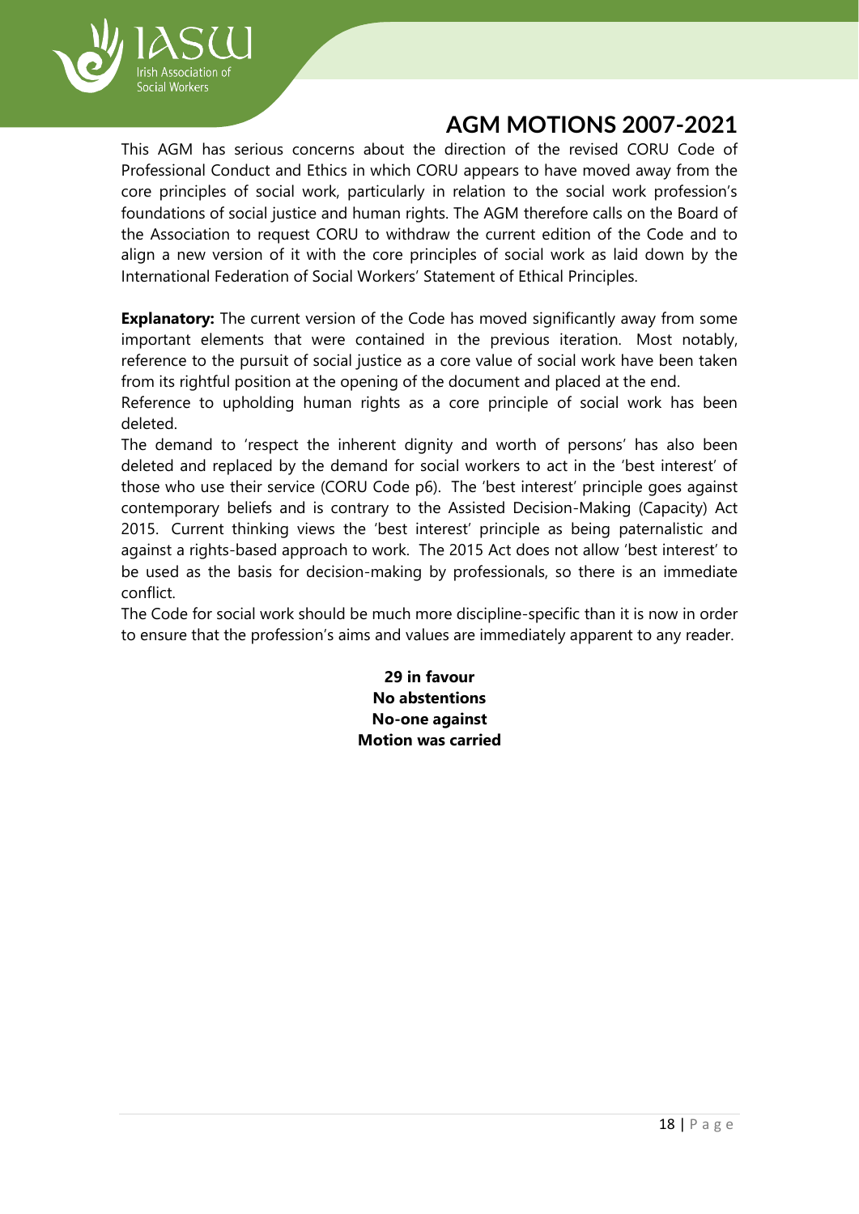This AGM has serious concerns about the direction of the revised CORU Code of Professional Conduct and Ethics in which CORU appears to have moved away from the core principles of social work, particularly in relation to the social work profession's foundations of social justice and human rights. The AGM therefore calls on the Board of the Association to request CORU to withdraw the current edition of the Code and to align a new version of it with the core principles of social work as laid down by the International Federation of Social Workers' Statement of Ethical Principles.

**Explanatory:** The current version of the Code has moved significantly away from some important elements that were contained in the previous iteration. Most notably, reference to the pursuit of social justice as a core value of social work have been taken from its rightful position at the opening of the document and placed at the end.

Reference to upholding human rights as a core principle of social work has been deleted.

The demand to 'respect the inherent dignity and worth of persons' has also been deleted and replaced by the demand for social workers to act in the 'best interest' of those who use their service (CORU Code p6). The 'best interest' principle goes against contemporary beliefs and is contrary to the Assisted Decision-Making (Capacity) Act 2015. Current thinking views the 'best interest' principle as being paternalistic and against a rights-based approach to work. The 2015 Act does not allow 'best interest' to be used as the basis for decision-making by professionals, so there is an immediate conflict.

The Code for social work should be much more discipline-specific than it is now in order to ensure that the profession's aims and values are immediately apparent to any reader.

**29 in favour**
**No abstentions**
**No-one against**
**Motion was carried**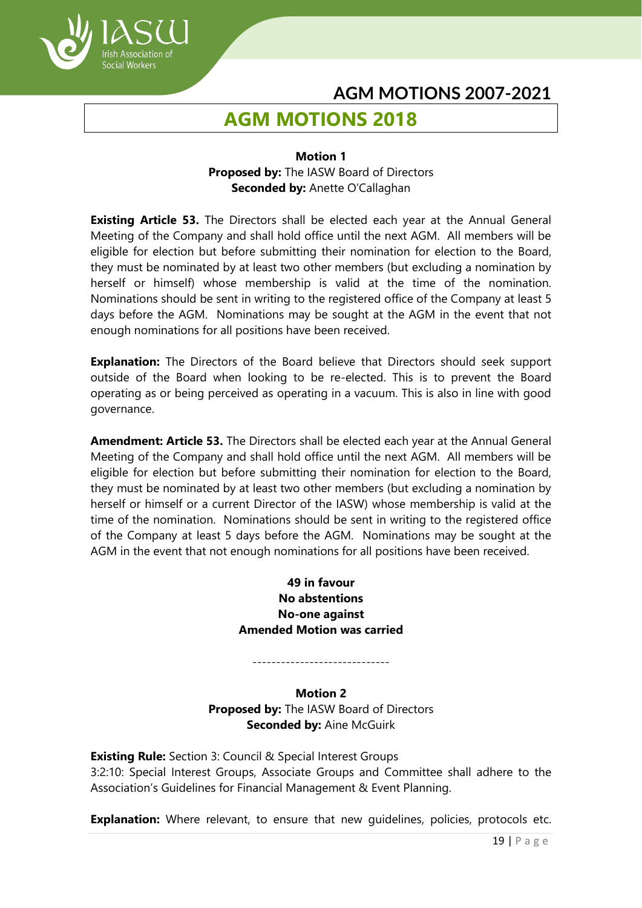# AGM MOTIONS 2018

**Motion 1**
**Proposed by:** The IASW Board of Directors
**Seconded by:** Anette O'Callaghan

**Existing Article 53.** The Directors shall be elected each year at the Annual General Meeting of the Company and shall hold office until the next AGM. All members will be eligible for election but before submitting their nomination for election to the Board, they must be nominated by at least two other members (but excluding a nomination by herself or himself) whose membership is valid at the time of the nomination. Nominations should be sent in writing to the registered office of the Company at least 5 days before the AGM. Nominations may be sought at the AGM in the event that not enough nominations for all positions have been received.

**Explanation:** The Directors of the Board believe that Directors should seek support outside of the Board when looking to be re-elected. This is to prevent the Board operating as or being perceived as operating in a vacuum. This is also in line with good governance.

**Amendment: Article 53.** The Directors shall be elected each year at the Annual General Meeting of the Company and shall hold office until the next AGM. All members will be eligible for election but before submitting their nomination for election to the Board, they must be nominated by at least two other members (but excluding a nomination by herself or himself or a current Director of the IASW) whose membership is valid at the time of the nomination. Nominations should be sent in writing to the registered office of the Company at least 5 days before the AGM. Nominations may be sought at the AGM in the event that not enough nominations for all positions have been received.

**49 in favour**
**No abstentions**
**No-one against**
**Amended Motion was carried**

-----------------------------

**Motion 2**
**Proposed by:** The IASW Board of Directors
**Seconded by:** Aine McGuirk

**Existing Rule:** Section 3: Council & Special Interest Groups
3:2:10: Special Interest Groups, Associate Groups and Committee shall adhere to the Association's Guidelines for Financial Management & Event Planning.

**Explanation:** Where relevant, to ensure that new guidelines, policies, protocols etc.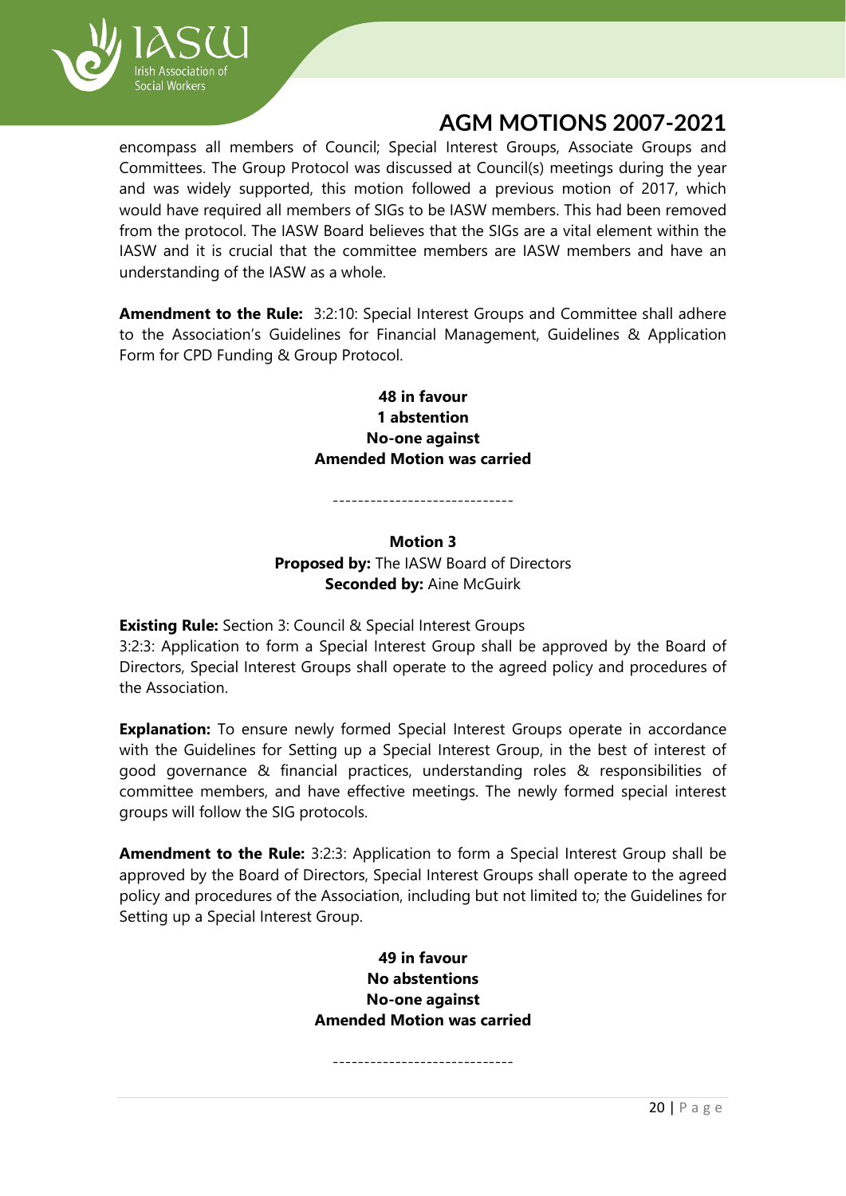encompass all members of Council; Special Interest Groups, Associate Groups and Committees. The Group Protocol was discussed at Council(s) meetings during the year and was widely supported, this motion followed a previous motion of 2017, which would have required all members of SIGs to be IASW members. This had been removed from the protocol. The IASW Board believes that the SIGs are a vital element within the IASW and it is crucial that the committee members are IASW members and have an understanding of the IASW as a whole.

**Amendment to the Rule:** 3:2:10: Special Interest Groups and Committee shall adhere to the Association's Guidelines for Financial Management, Guidelines & Application Form for CPD Funding & Group Protocol.

**48 in favour**
**1 abstention**
**No-one against**
**Amended Motion was carried**

-----------------------------

**Motion 3**
**Proposed by:** The IASW Board of Directors
**Seconded by:** Aine McGuirk

**Existing Rule:** Section 3: Council & Special Interest Groups
3:2:3: Application to form a Special Interest Group shall be approved by the Board of Directors, Special Interest Groups shall operate to the agreed policy and procedures of the Association.

**Explanation:** To ensure newly formed Special Interest Groups operate in accordance with the Guidelines for Setting up a Special Interest Group, in the best of interest of good governance & financial practices, understanding roles & responsibilities of committee members, and have effective meetings. The newly formed special interest groups will follow the SIG protocols.

**Amendment to the Rule:** 3:2:3: Application to form a Special Interest Group shall be approved by the Board of Directors, Special Interest Groups shall operate to the agreed policy and procedures of the Association, including but not limited to; the Guidelines for Setting up a Special Interest Group.

**49 in favour**
**No abstentions**
**No-one against**
**Amended Motion was carried**

-----------------------------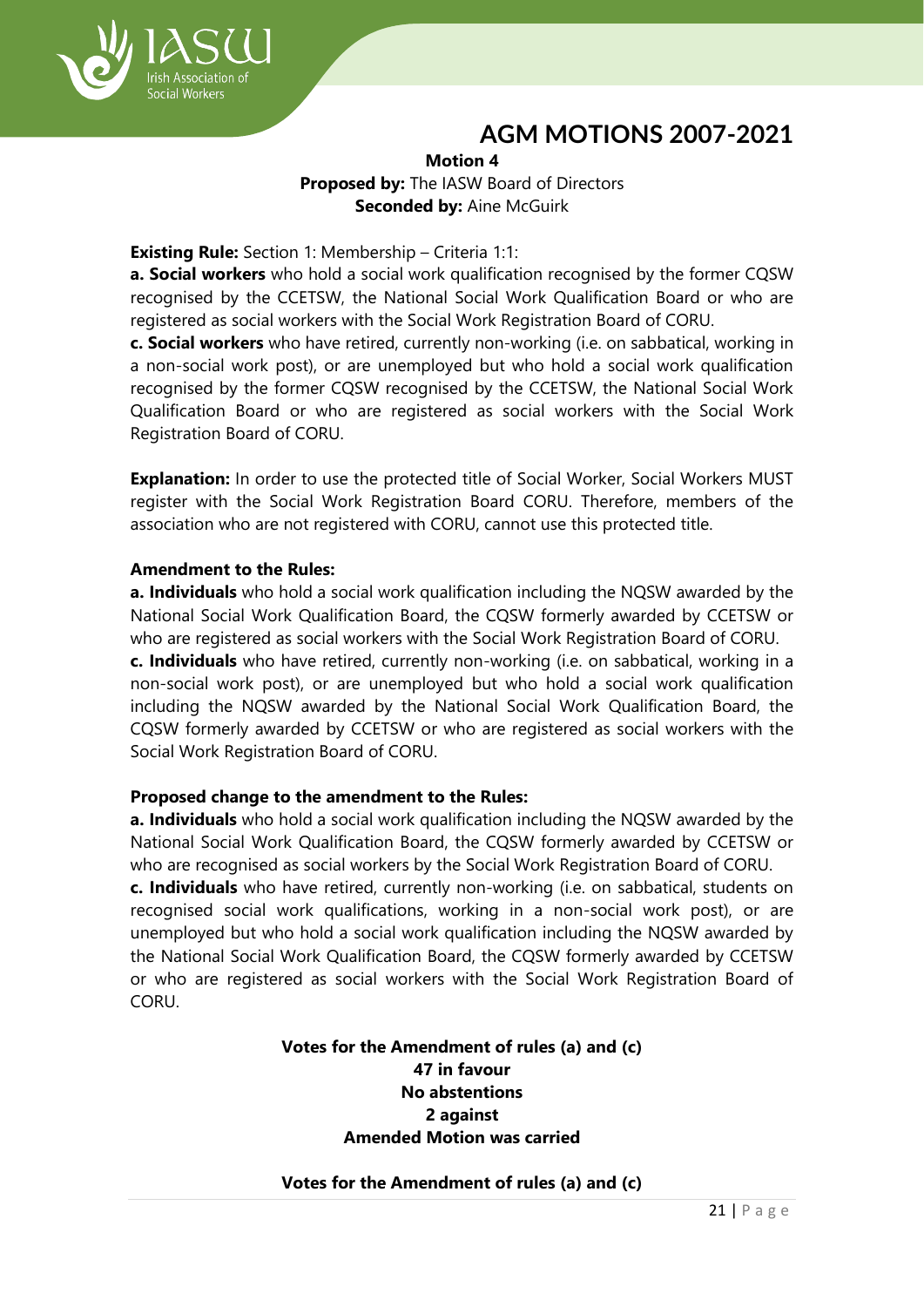**Motion 4**
**Proposed by:** The IASW Board of Directors
**Seconded by:** Aine McGuirk

**Existing Rule:** Section 1: Membership – Criteria 1:1:

**a. Social workers** who hold a social work qualification recognised by the former CQSW recognised by the CCETSW, the National Social Work Qualification Board or who are registered as social workers with the Social Work Registration Board of CORU.

**c. Social workers** who have retired, currently non-working (i.e. on sabbatical, working in a non-social work post), or are unemployed but who hold a social work qualification recognised by the former CQSW recognised by the CCETSW, the National Social Work Qualification Board or who are registered as social workers with the Social Work Registration Board of CORU.

**Explanation:** In order to use the protected title of Social Worker, Social Workers MUST register with the Social Work Registration Board CORU. Therefore, members of the association who are not registered with CORU, cannot use this protected title.

**Amendment to the Rules:**

**a. Individuals** who hold a social work qualification including the NQSW awarded by the National Social Work Qualification Board, the CQSW formerly awarded by CCETSW or who are registered as social workers with the Social Work Registration Board of CORU.

**c. Individuals** who have retired, currently non-working (i.e. on sabbatical, working in a non-social work post), or are unemployed but who hold a social work qualification including the NQSW awarded by the National Social Work Qualification Board, the CQSW formerly awarded by CCETSW or who are registered as social workers with the Social Work Registration Board of CORU.

**Proposed change to the amendment to the Rules:**

**a. Individuals** who hold a social work qualification including the NQSW awarded by the National Social Work Qualification Board, the CQSW formerly awarded by CCETSW or who are recognised as social workers by the Social Work Registration Board of CORU.

**c. Individuals** who have retired, currently non-working (i.e. on sabbatical, students on recognised social work qualifications, working in a non-social work post), or are unemployed but who hold a social work qualification including the NQSW awarded by the National Social Work Qualification Board, the CQSW formerly awarded by CCETSW or who are registered as social workers with the Social Work Registration Board of CORU.

**Votes for the Amendment of rules (a) and (c)**
**47 in favour**
**No abstentions**
**2 against**
**Amended Motion was carried**

**Votes for the Amendment of rules (a) and (c)**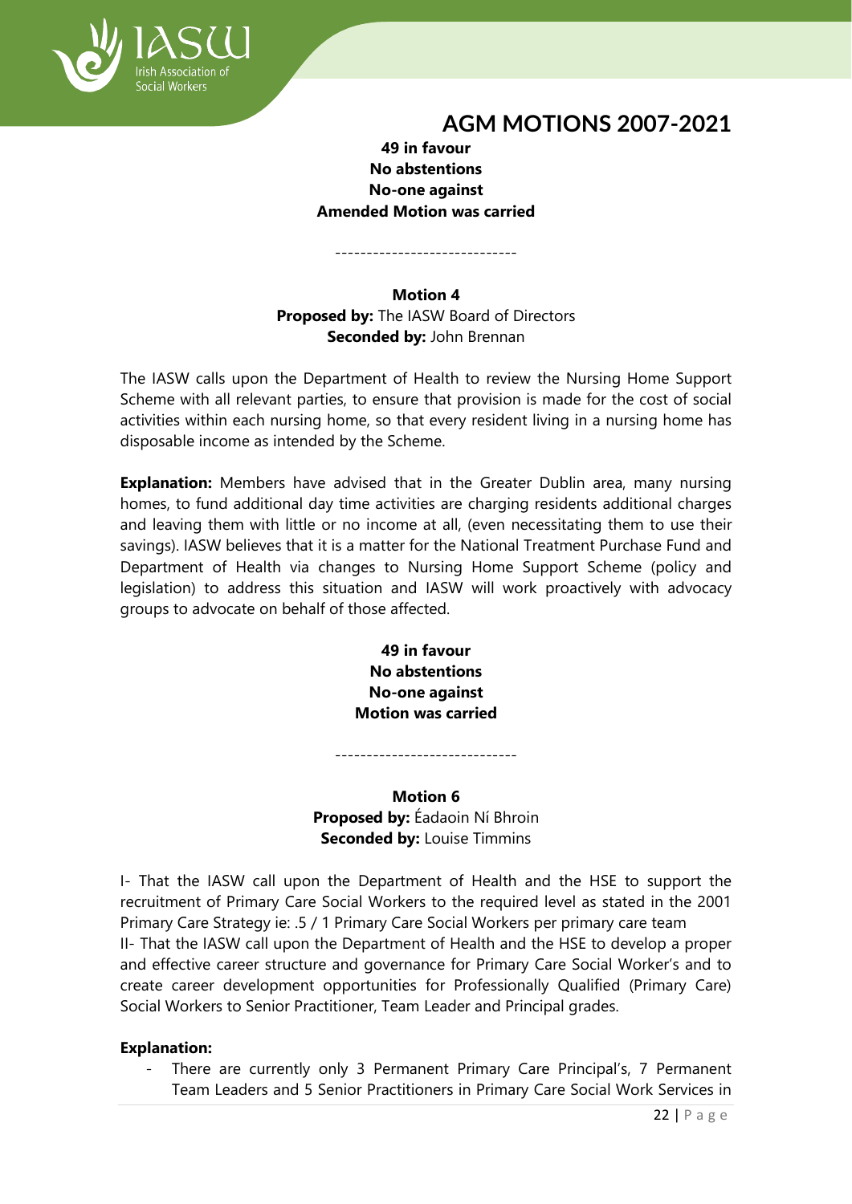**49 in favour**
**No abstentions**
**No-one against**
**Amended Motion was carried**

-----------------------------

**Motion 4**
**Proposed by:** The IASW Board of Directors
**Seconded by:** John Brennan

The IASW calls upon the Department of Health to review the Nursing Home Support Scheme with all relevant parties, to ensure that provision is made for the cost of social activities within each nursing home, so that every resident living in a nursing home has disposable income as intended by the Scheme.

**Explanation:** Members have advised that in the Greater Dublin area, many nursing homes, to fund additional day time activities are charging residents additional charges and leaving them with little or no income at all, (even necessitating them to use their savings). IASW believes that it is a matter for the National Treatment Purchase Fund and Department of Health via changes to Nursing Home Support Scheme (policy and legislation) to address this situation and IASW will work proactively with advocacy groups to advocate on behalf of those affected.

**49 in favour**
**No abstentions**
**No-one against**
**Motion was carried**

-----------------------------

**Motion 6**
**Proposed by:** Éadaoin Ní Bhroin
**Seconded by:** Louise Timmins

I- That the IASW call upon the Department of Health and the HSE to support the recruitment of Primary Care Social Workers to the required level as stated in the 2001 Primary Care Strategy ie: .5 / 1 Primary Care Social Workers per primary care team
II- That the IASW call upon the Department of Health and the HSE to develop a proper and effective career structure and governance for Primary Care Social Worker's and to create career development opportunities for Professionally Qualified (Primary Care) Social Workers to Senior Practitioner, Team Leader and Principal grades.

**Explanation:**

- There are currently only 3 Permanent Primary Care Principal's, 7 Permanent Team Leaders and 5 Senior Practitioners in Primary Care Social Work Services in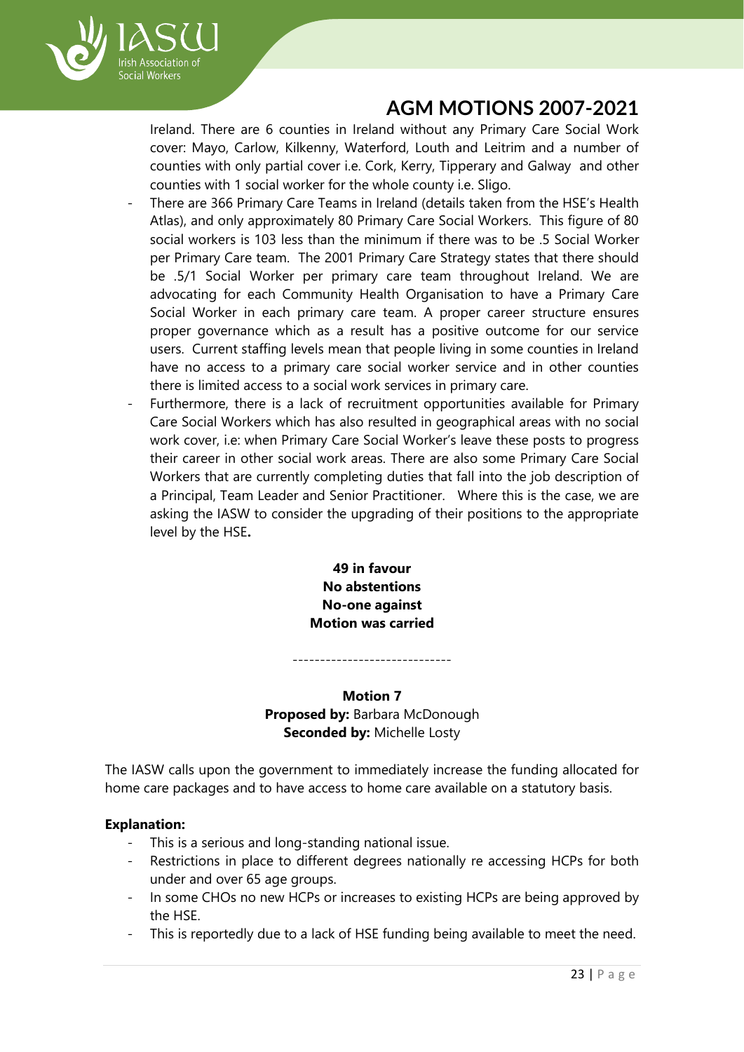Ireland. There are 6 counties in Ireland without any Primary Care Social Work cover: Mayo, Carlow, Kilkenny, Waterford, Louth and Leitrim and a number of counties with only partial cover i.e. Cork, Kerry, Tipperary and Galway and other counties with 1 social worker for the whole county i.e. Sligo.

- There are 366 Primary Care Teams in Ireland (details taken from the HSE's Health Atlas), and only approximately 80 Primary Care Social Workers. This figure of 80 social workers is 103 less than the minimum if there was to be .5 Social Worker per Primary Care team. The 2001 Primary Care Strategy states that there should be .5/1 Social Worker per primary care team throughout Ireland. We are advocating for each Community Health Organisation to have a Primary Care Social Worker in each primary care team. A proper career structure ensures proper governance which as a result has a positive outcome for our service users. Current staffing levels mean that people living in some counties in Ireland have no access to a primary care social worker service and in other counties there is limited access to a social work services in primary care.
- Furthermore, there is a lack of recruitment opportunities available for Primary Care Social Workers which has also resulted in geographical areas with no social work cover, i.e: when Primary Care Social Worker's leave these posts to progress their career in other social work areas. There are also some Primary Care Social Workers that are currently completing duties that fall into the job description of a Principal, Team Leader and Senior Practitioner. Where this is the case, we are asking the IASW to consider the upgrading of their positions to the appropriate level by the HSE**.**

**49 in favour**
**No abstentions**
**No-one against**
**Motion was carried**

-----------------------------

**Motion 7**
**Proposed by:** Barbara McDonough
**Seconded by:** Michelle Losty

The IASW calls upon the government to immediately increase the funding allocated for home care packages and to have access to home care available on a statutory basis.

**Explanation:**

- This is a serious and long-standing national issue.
- Restrictions in place to different degrees nationally re accessing HCPs for both under and over 65 age groups.
- In some CHOs no new HCPs or increases to existing HCPs are being approved by the HSE.
- This is reportedly due to a lack of HSE funding being available to meet the need.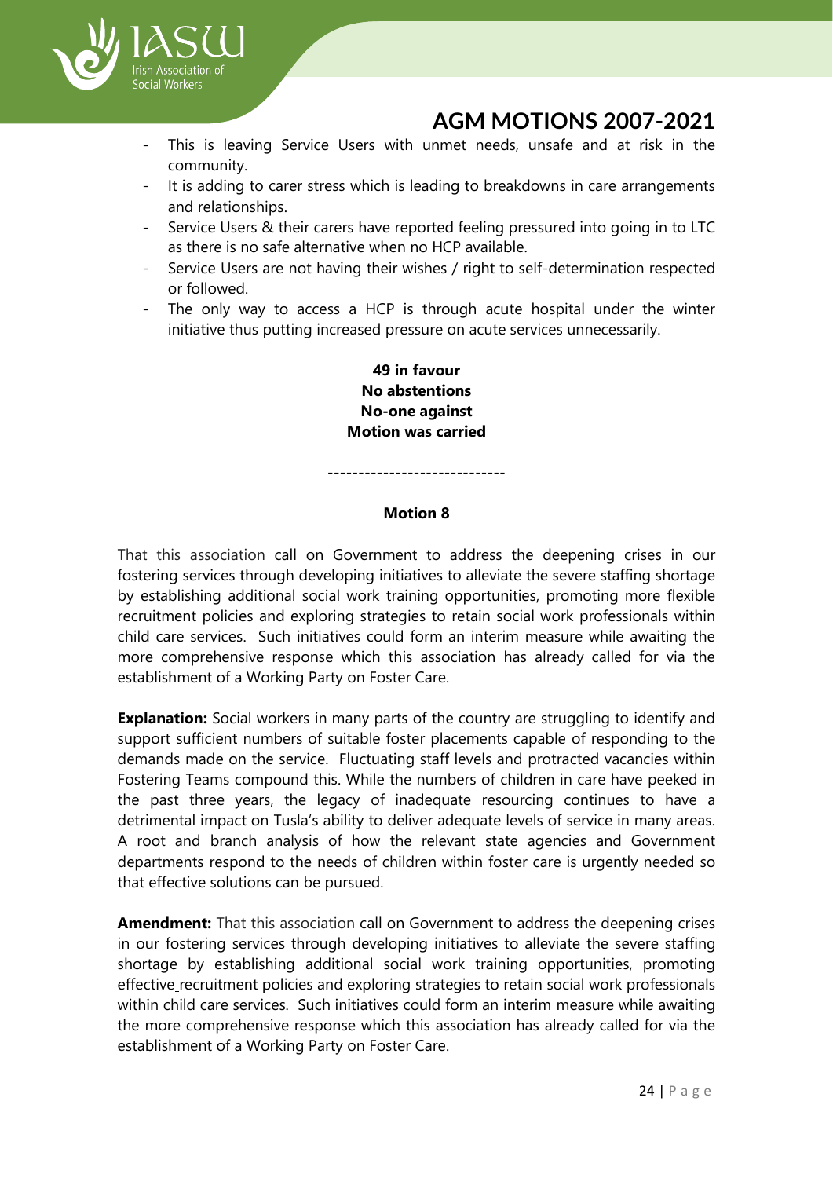- This is leaving Service Users with unmet needs, unsafe and at risk in the community.
- It is adding to carer stress which is leading to breakdowns in care arrangements and relationships.
- Service Users & their carers have reported feeling pressured into going in to LTC as there is no safe alternative when no HCP available.
- Service Users are not having their wishes / right to self-determination respected or followed.
- The only way to access a HCP is through acute hospital under the winter initiative thus putting increased pressure on acute services unnecessarily.

**49 in favour**
**No abstentions**
**No-one against**
**Motion was carried**

-----------------------------

### Motion 8

That this association call on Government to address the deepening crises in our fostering services through developing initiatives to alleviate the severe staffing shortage by establishing additional social work training opportunities, promoting more flexible recruitment policies and exploring strategies to retain social work professionals within child care services. Such initiatives could form an interim measure while awaiting the more comprehensive response which this association has already called for via the establishment of a Working Party on Foster Care.

**Explanation:** Social workers in many parts of the country are struggling to identify and support sufficient numbers of suitable foster placements capable of responding to the demands made on the service. Fluctuating staff levels and protracted vacancies within Fostering Teams compound this. While the numbers of children in care have peeked in the past three years, the legacy of inadequate resourcing continues to have a detrimental impact on Tusla's ability to deliver adequate levels of service in many areas. A root and branch analysis of how the relevant state agencies and Government departments respond to the needs of children within foster care is urgently needed so that effective solutions can be pursued.

**Amendment:** That this association call on Government to address the deepening crises in our fostering services through developing initiatives to alleviate the severe staffing shortage by establishing additional social work training opportunities, promoting effective recruitment policies and exploring strategies to retain social work professionals within child care services. Such initiatives could form an interim measure while awaiting the more comprehensive response which this association has already called for via the establishment of a Working Party on Foster Care.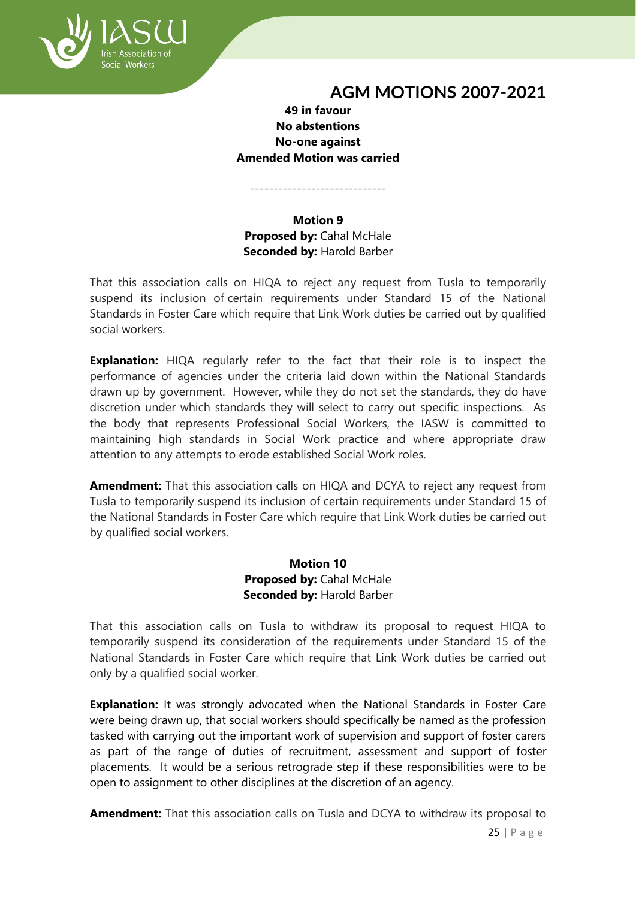**49 in favour**
**No abstentions**
**No-one against**
**Amended Motion was carried**

-----------------------------

**Motion 9**
**Proposed by:** Cahal McHale
**Seconded by:** Harold Barber

That this association calls on HIQA to reject any request from Tusla to temporarily suspend its inclusion of certain requirements under Standard 15 of the National Standards in Foster Care which require that Link Work duties be carried out by qualified social workers.

**Explanation:** HIQA regularly refer to the fact that their role is to inspect the performance of agencies under the criteria laid down within the National Standards drawn up by government. However, while they do not set the standards, they do have discretion under which standards they will select to carry out specific inspections. As the body that represents Professional Social Workers, the IASW is committed to maintaining high standards in Social Work practice and where appropriate draw attention to any attempts to erode established Social Work roles.

**Amendment:** That this association calls on HIQA and DCYA to reject any request from Tusla to temporarily suspend its inclusion of certain requirements under Standard 15 of the National Standards in Foster Care which require that Link Work duties be carried out by qualified social workers.

**Motion 10**
**Proposed by:** Cahal McHale
**Seconded by:** Harold Barber

That this association calls on Tusla to withdraw its proposal to request HIQA to temporarily suspend its consideration of the requirements under Standard 15 of the National Standards in Foster Care which require that Link Work duties be carried out only by a qualified social worker.

**Explanation:** It was strongly advocated when the National Standards in Foster Care were being drawn up, that social workers should specifically be named as the profession tasked with carrying out the important work of supervision and support of foster carers as part of the range of duties of recruitment, assessment and support of foster placements. It would be a serious retrograde step if these responsibilities were to be open to assignment to other disciplines at the discretion of an agency.

**Amendment:** That this association calls on Tusla and DCYA to withdraw its proposal to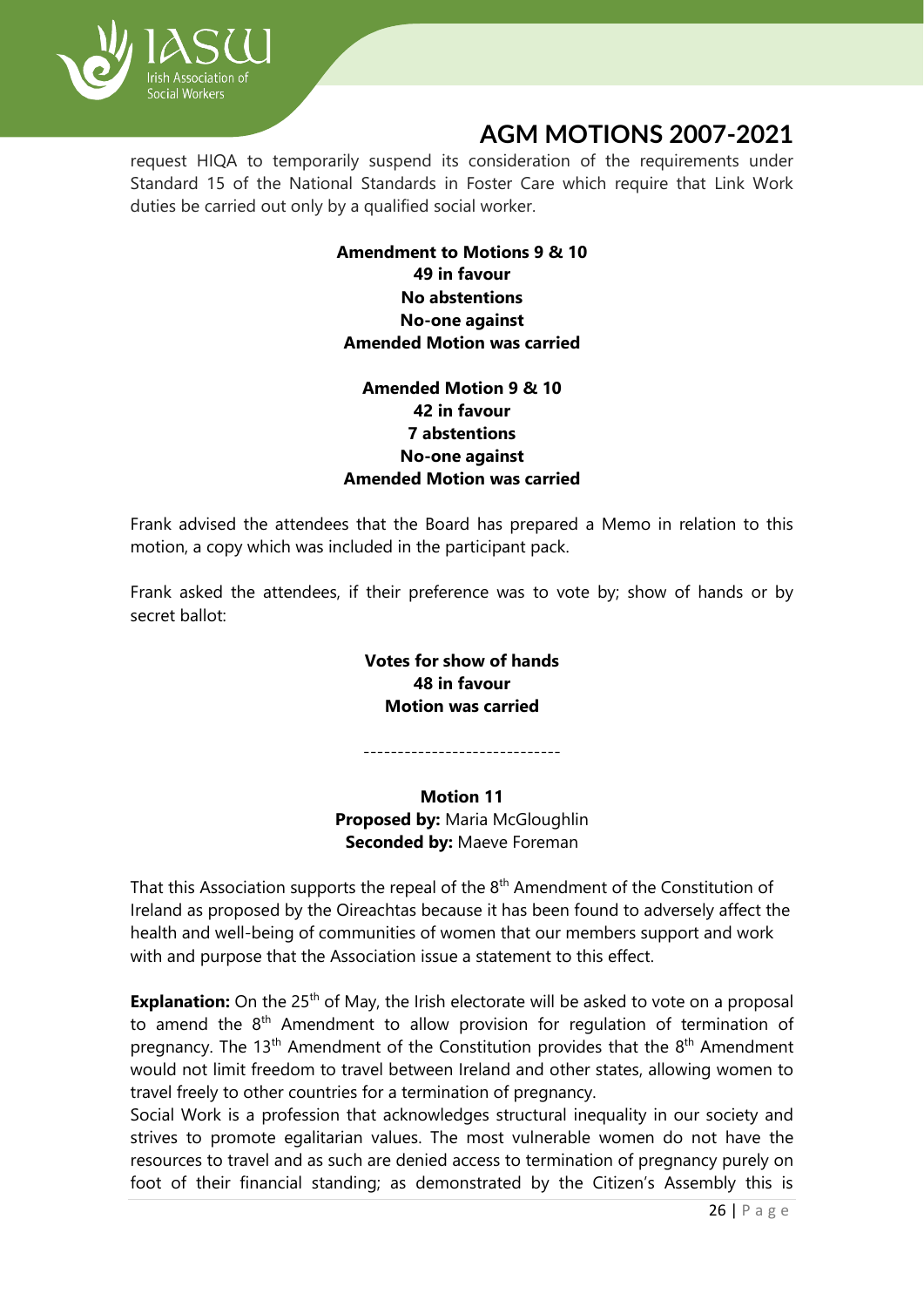request HIQA to temporarily suspend its consideration of the requirements under Standard 15 of the National Standards in Foster Care which require that Link Work duties be carried out only by a qualified social worker.

**Amendment to Motions 9 & 10**
**49 in favour**
**No abstentions**
**No-one against**
**Amended Motion was carried**

**Amended Motion 9 & 10**
**42 in favour**
**7 abstentions**
**No-one against**
**Amended Motion was carried**

Frank advised the attendees that the Board has prepared a Memo in relation to this motion, a copy which was included in the participant pack.

Frank asked the attendees, if their preference was to vote by; show of hands or by secret ballot:

**Votes for show of hands**
**48 in favour**
**Motion was carried**

-----------------------------

**Motion 11**
**Proposed by:** Maria McGloughlin
**Seconded by:** Maeve Foreman

That this Association supports the repeal of the 8th Amendment of the Constitution of Ireland as proposed by the Oireachtas because it has been found to adversely affect the health and well-being of communities of women that our members support and work with and purpose that the Association issue a statement to this effect.

**Explanation:** On the 25th of May, the Irish electorate will be asked to vote on a proposal to amend the 8th Amendment to allow provision for regulation of termination of pregnancy. The 13th Amendment of the Constitution provides that the 8th Amendment would not limit freedom to travel between Ireland and other states, allowing women to travel freely to other countries for a termination of pregnancy.
Social Work is a profession that acknowledges structural inequality in our society and strives to promote egalitarian values. The most vulnerable women do not have the resources to travel and as such are denied access to termination of pregnancy purely on foot of their financial standing; as demonstrated by the Citizen's Assembly this is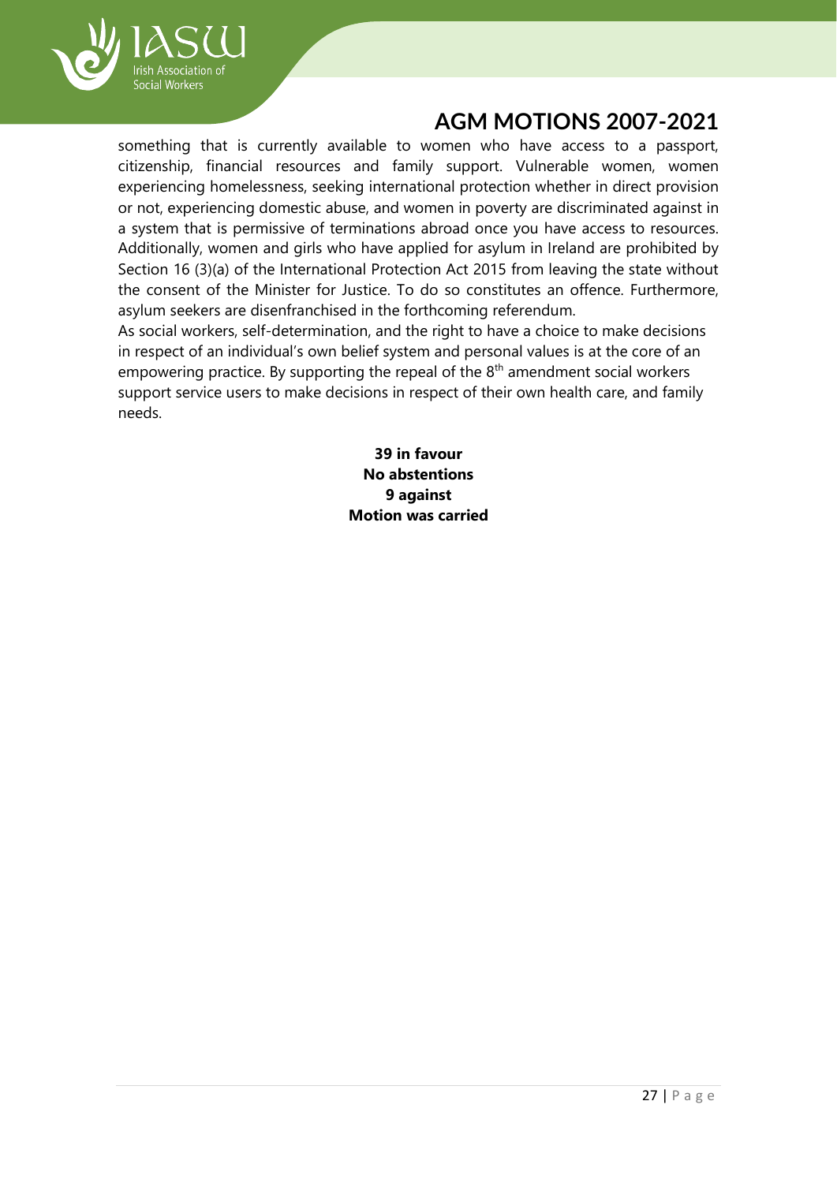something that is currently available to women who have access to a passport, citizenship, financial resources and family support. Vulnerable women, women experiencing homelessness, seeking international protection whether in direct provision or not, experiencing domestic abuse, and women in poverty are discriminated against in a system that is permissive of terminations abroad once you have access to resources. Additionally, women and girls who have applied for asylum in Ireland are prohibited by Section 16 (3)(a) of the International Protection Act 2015 from leaving the state without the consent of the Minister for Justice. To do so constitutes an offence. Furthermore, asylum seekers are disenfranchised in the forthcoming referendum.

As social workers, self-determination, and the right to have a choice to make decisions in respect of an individual's own belief system and personal values is at the core of an empowering practice. By supporting the repeal of the 8th amendment social workers support service users to make decisions in respect of their own health care, and family needs.

**39 in favour**
**No abstentions**
**9 against**
**Motion was carried**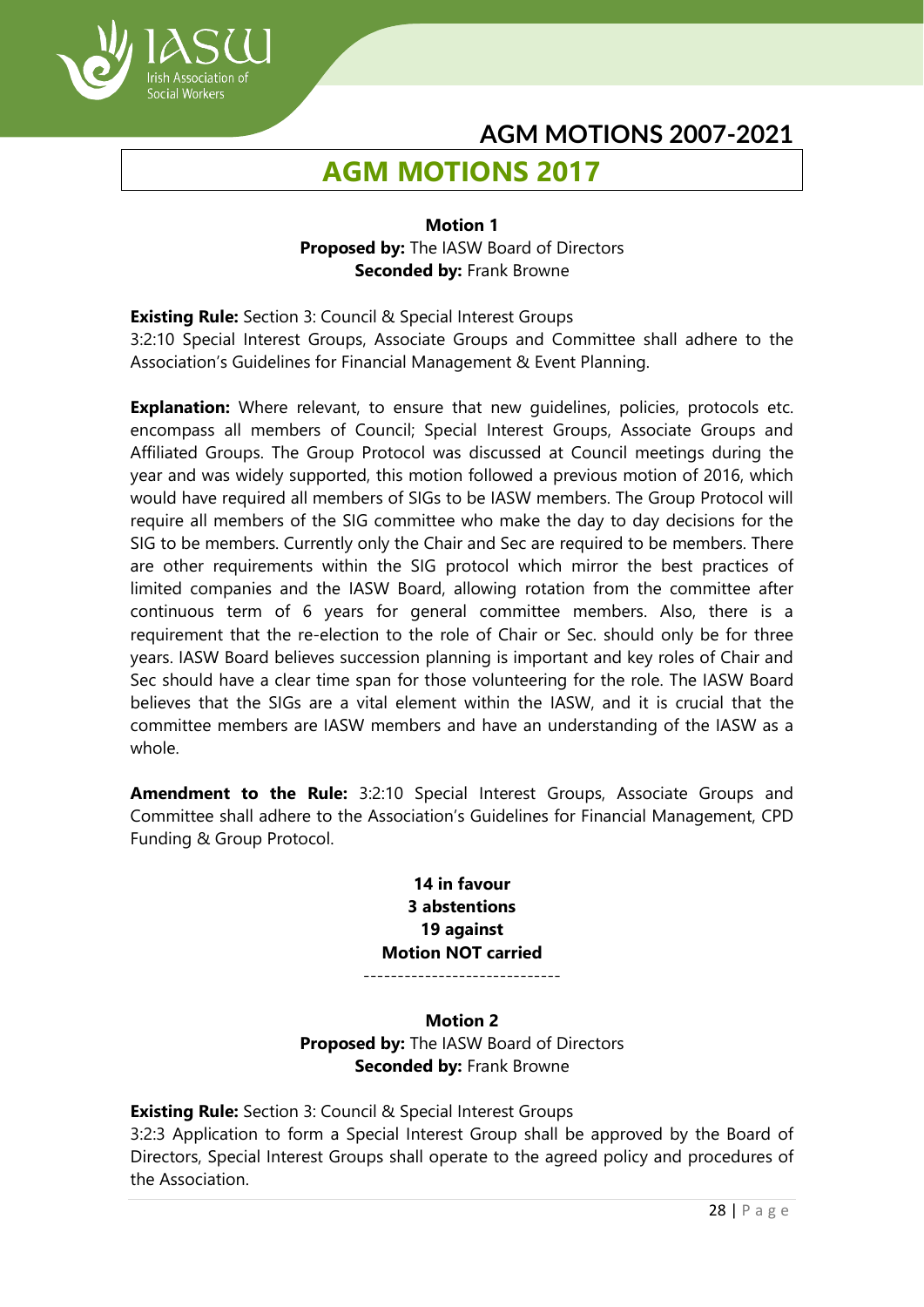# AGM MOTIONS 2017

**Motion 1**
**Proposed by:** The IASW Board of Directors
**Seconded by:** Frank Browne

**Existing Rule:** Section 3: Council & Special Interest Groups
3:2:10 Special Interest Groups, Associate Groups and Committee shall adhere to the Association's Guidelines for Financial Management & Event Planning.

**Explanation:** Where relevant, to ensure that new guidelines, policies, protocols etc. encompass all members of Council; Special Interest Groups, Associate Groups and Affiliated Groups. The Group Protocol was discussed at Council meetings during the year and was widely supported, this motion followed a previous motion of 2016, which would have required all members of SIGs to be IASW members. The Group Protocol will require all members of the SIG committee who make the day to day decisions for the SIG to be members. Currently only the Chair and Sec are required to be members. There are other requirements within the SIG protocol which mirror the best practices of limited companies and the IASW Board, allowing rotation from the committee after continuous term of 6 years for general committee members. Also, there is a requirement that the re-election to the role of Chair or Sec. should only be for three years. IASW Board believes succession planning is important and key roles of Chair and Sec should have a clear time span for those volunteering for the role. The IASW Board believes that the SIGs are a vital element within the IASW, and it is crucial that the committee members are IASW members and have an understanding of the IASW as a whole.

**Amendment to the Rule:** 3:2:10 Special Interest Groups, Associate Groups and Committee shall adhere to the Association's Guidelines for Financial Management, CPD Funding & Group Protocol.

**14 in favour**
**3 abstentions**
**19 against**
**Motion NOT carried**

-----------------------------

**Motion 2**
**Proposed by:** The IASW Board of Directors
**Seconded by:** Frank Browne

**Existing Rule:** Section 3: Council & Special Interest Groups
3:2:3 Application to form a Special Interest Group shall be approved by the Board of Directors, Special Interest Groups shall operate to the agreed policy and procedures of the Association.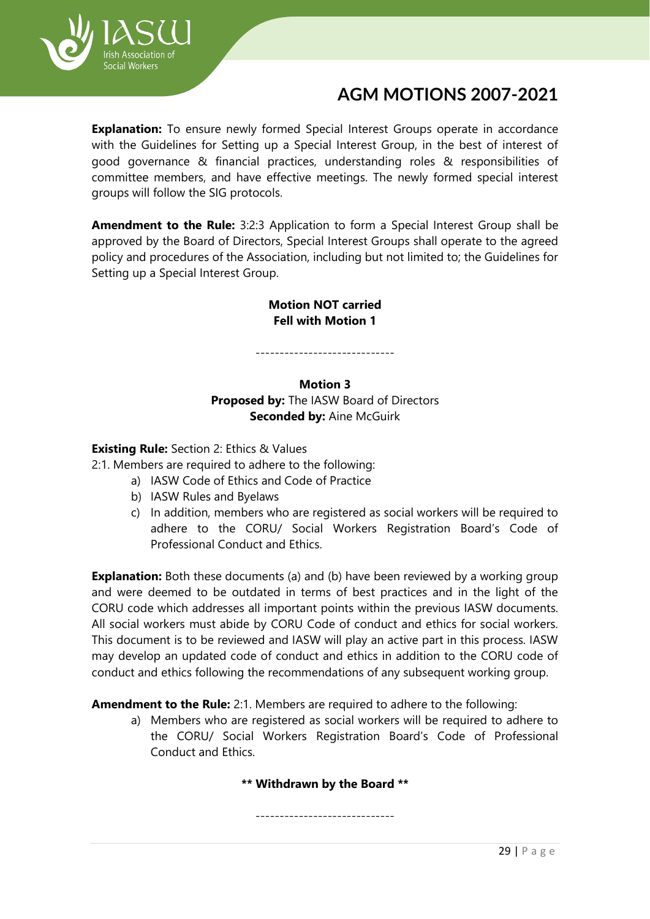**Explanation:** To ensure newly formed Special Interest Groups operate in accordance with the Guidelines for Setting up a Special Interest Group, in the best of interest of good governance & financial practices, understanding roles & responsibilities of committee members, and have effective meetings. The newly formed special interest groups will follow the SIG protocols.

**Amendment to the Rule:** 3:2:3 Application to form a Special Interest Group shall be approved by the Board of Directors, Special Interest Groups shall operate to the agreed policy and procedures of the Association, including but not limited to; the Guidelines for Setting up a Special Interest Group.

**Motion NOT carried**
**Fell with Motion 1**

-----------------------------

**Motion 3**
**Proposed by:** The IASW Board of Directors
**Seconded by:** Aine McGuirk

**Existing Rule:** Section 2: Ethics & Values

2:1. Members are required to adhere to the following:

a) IASW Code of Ethics and Code of Practice
b) IASW Rules and Byelaws
c) In addition, members who are registered as social workers will be required to adhere to the CORU/ Social Workers Registration Board's Code of Professional Conduct and Ethics.

**Explanation:** Both these documents (a) and (b) have been reviewed by a working group and were deemed to be outdated in terms of best practices and in the light of the CORU code which addresses all important points within the previous IASW documents. All social workers must abide by CORU Code of conduct and ethics for social workers. This document is to be reviewed and IASW will play an active part in this process. IASW may develop an updated code of conduct and ethics in addition to the CORU code of conduct and ethics following the recommendations of any subsequent working group.

**Amendment to the Rule:** 2:1. Members are required to adhere to the following:

a) Members who are registered as social workers will be required to adhere to the CORU/ Social Workers Registration Board's Code of Professional Conduct and Ethics.

**\*\* Withdrawn by the Board \*\***

-----------------------------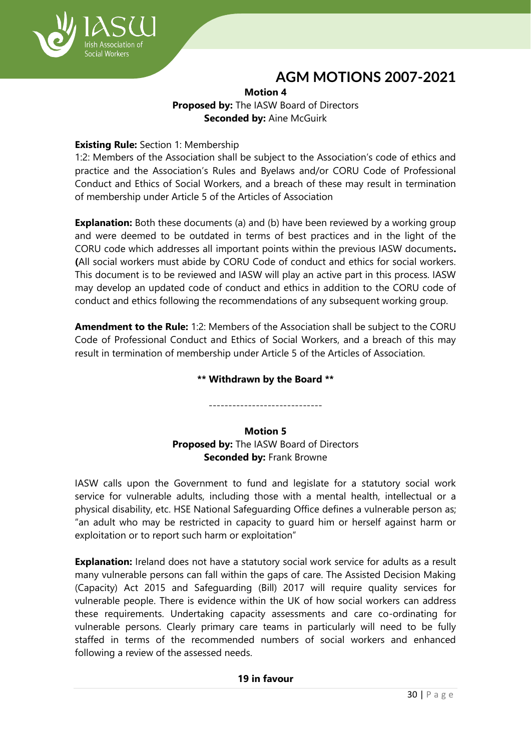**Motion 4**
**Proposed by:** The IASW Board of Directors
**Seconded by:** Aine McGuirk

**Existing Rule:** Section 1: Membership
1:2: Members of the Association shall be subject to the Association's code of ethics and practice and the Association's Rules and Byelaws and/or CORU Code of Professional Conduct and Ethics of Social Workers, and a breach of these may result in termination of membership under Article 5 of the Articles of Association

**Explanation:** Both these documents (a) and (b) have been reviewed by a working group and were deemed to be outdated in terms of best practices and in the light of the CORU code which addresses all important points within the previous IASW documents**.** **(**All social workers must abide by CORU Code of conduct and ethics for social workers. This document is to be reviewed and IASW will play an active part in this process. IASW may develop an updated code of conduct and ethics in addition to the CORU code of conduct and ethics following the recommendations of any subsequent working group.

**Amendment to the Rule:** 1:2: Members of the Association shall be subject to the CORU Code of Professional Conduct and Ethics of Social Workers, and a breach of this may result in termination of membership under Article 5 of the Articles of Association.

**\*\* Withdrawn by the Board \*\***

-----------------------------

**Motion 5**
**Proposed by:** The IASW Board of Directors
**Seconded by:** Frank Browne

IASW calls upon the Government to fund and legislate for a statutory social work service for vulnerable adults, including those with a mental health, intellectual or a physical disability, etc. HSE National Safeguarding Office defines a vulnerable person as; "an adult who may be restricted in capacity to guard him or herself against harm or exploitation or to report such harm or exploitation"

**Explanation:** Ireland does not have a statutory social work service for adults as a result many vulnerable persons can fall within the gaps of care. The Assisted Decision Making (Capacity) Act 2015 and Safeguarding (Bill) 2017 will require quality services for vulnerable people. There is evidence within the UK of how social workers can address these requirements. Undertaking capacity assessments and care co-ordinating for vulnerable persons. Clearly primary care teams in particularly will need to be fully staffed in terms of the recommended numbers of social workers and enhanced following a review of the assessed needs.

**19 in favour**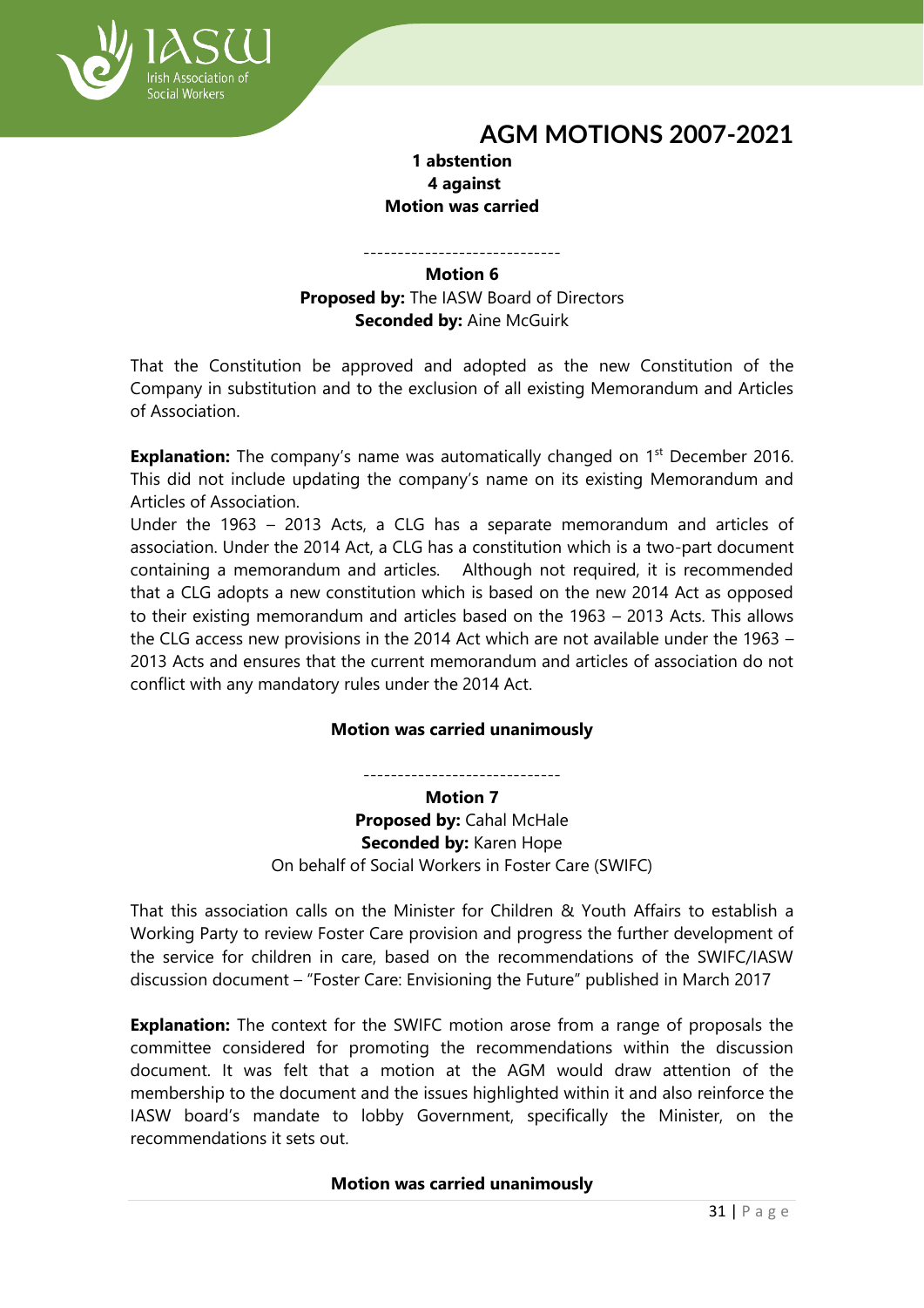**1 abstention**
**4 against**
**Motion was carried**

-----------------------------

**Motion 6**
**Proposed by:** The IASW Board of Directors
**Seconded by:** Aine McGuirk

That the Constitution be approved and adopted as the new Constitution of the Company in substitution and to the exclusion of all existing Memorandum and Articles of Association.

**Explanation:** The company's name was automatically changed on 1st December 2016. This did not include updating the company's name on its existing Memorandum and Articles of Association.

Under the 1963 – 2013 Acts, a CLG has a separate memorandum and articles of association. Under the 2014 Act, a CLG has a constitution which is a two-part document containing a memorandum and articles. Although not required, it is recommended that a CLG adopts a new constitution which is based on the new 2014 Act as opposed to their existing memorandum and articles based on the 1963 – 2013 Acts. This allows the CLG access new provisions in the 2014 Act which are not available under the 1963 – 2013 Acts and ensures that the current memorandum and articles of association do not conflict with any mandatory rules under the 2014 Act.

**Motion was carried unanimously**

-----------------------------

**Motion 7**
**Proposed by:** Cahal McHale
**Seconded by:** Karen Hope
On behalf of Social Workers in Foster Care (SWIFC)

That this association calls on the Minister for Children & Youth Affairs to establish a Working Party to review Foster Care provision and progress the further development of the service for children in care, based on the recommendations of the SWIFC/IASW discussion document – "Foster Care: Envisioning the Future" published in March 2017

**Explanation:** The context for the SWIFC motion arose from a range of proposals the committee considered for promoting the recommendations within the discussion document. It was felt that a motion at the AGM would draw attention of the membership to the document and the issues highlighted within it and also reinforce the IASW board's mandate to lobby Government, specifically the Minister, on the recommendations it sets out.

**Motion was carried unanimously**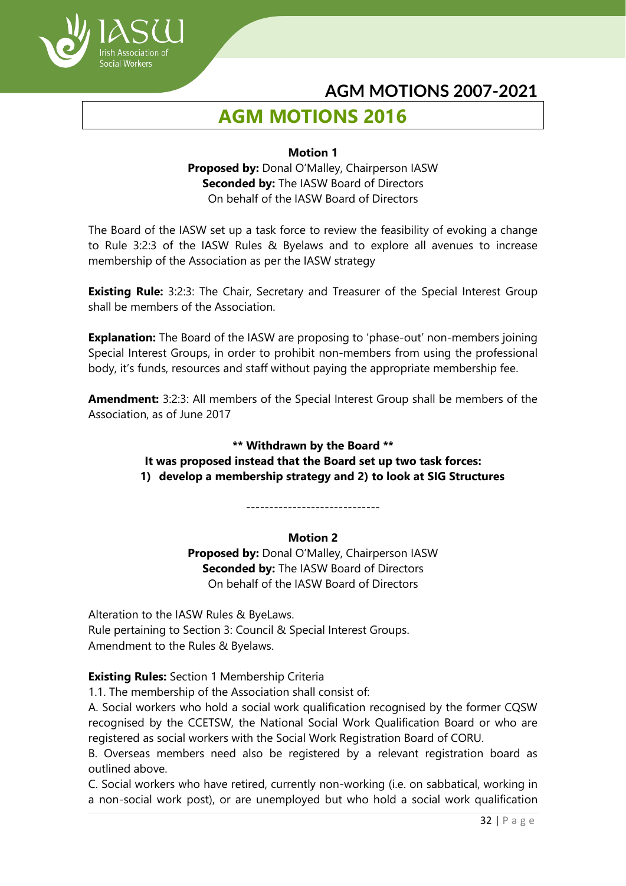# AGM MOTIONS 2016

**Motion 1**
**Proposed by:** Donal O'Malley, Chairperson IASW
**Seconded by:** The IASW Board of Directors
On behalf of the IASW Board of Directors

The Board of the IASW set up a task force to review the feasibility of evoking a change to Rule 3:2:3 of the IASW Rules & Byelaws and to explore all avenues to increase membership of the Association as per the IASW strategy

**Existing Rule:** 3:2:3: The Chair, Secretary and Treasurer of the Special Interest Group shall be members of the Association.

**Explanation:** The Board of the IASW are proposing to 'phase-out' non-members joining Special Interest Groups, in order to prohibit non-members from using the professional body, it's funds, resources and staff without paying the appropriate membership fee.

**Amendment:** 3:2:3: All members of the Special Interest Group shall be members of the Association, as of June 2017

**\*\* Withdrawn by the Board \*\***
**It was proposed instead that the Board set up two task forces:**
**1) develop a membership strategy and 2) to look at SIG Structures**

-----------------------------

**Motion 2**
**Proposed by:** Donal O'Malley, Chairperson IASW
**Seconded by:** The IASW Board of Directors
On behalf of the IASW Board of Directors

Alteration to the IASW Rules & ByeLaws.
Rule pertaining to Section 3: Council & Special Interest Groups.
Amendment to the Rules & Byelaws.

**Existing Rules:** Section 1 Membership Criteria

1.1. The membership of the Association shall consist of:

A. Social workers who hold a social work qualification recognised by the former CQSW recognised by the CCETSW, the National Social Work Qualification Board or who are registered as social workers with the Social Work Registration Board of CORU.

B. Overseas members need also be registered by a relevant registration board as outlined above.

C. Social workers who have retired, currently non-working (i.e. on sabbatical, working in a non-social work post), or are unemployed but who hold a social work qualification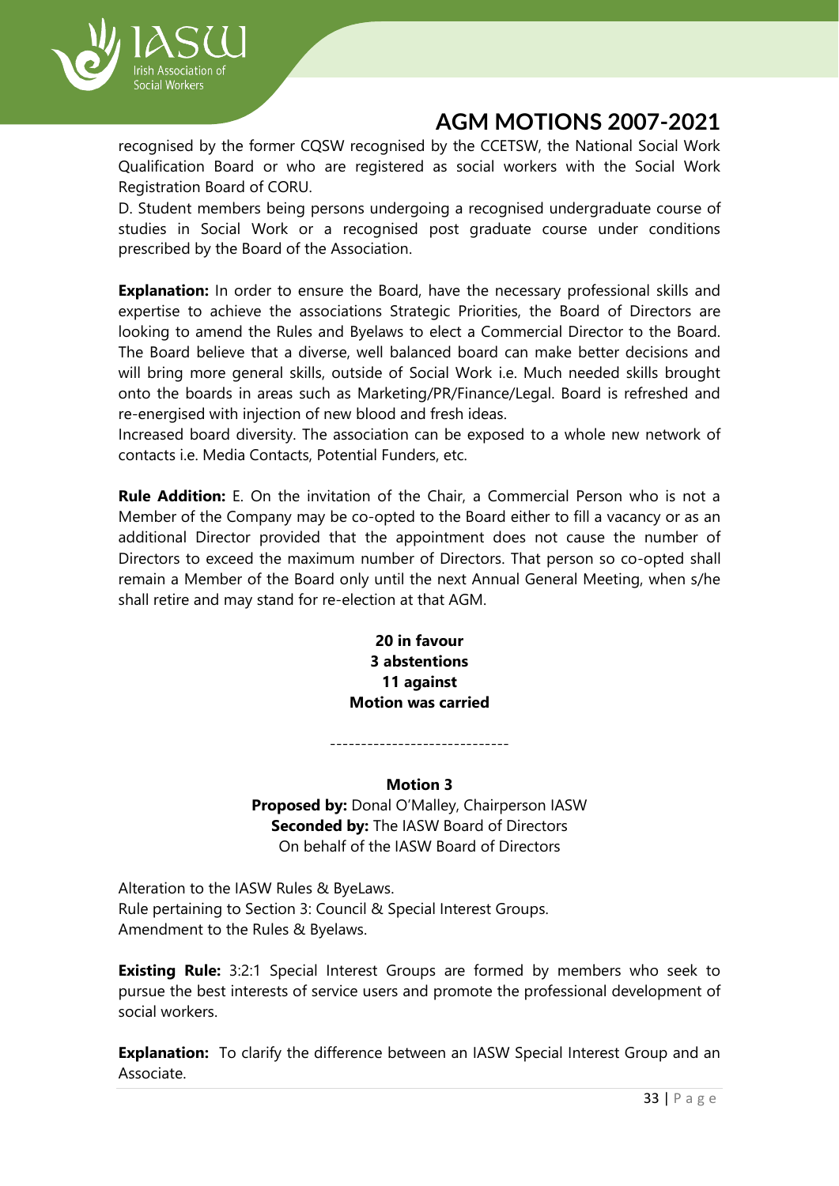recognised by the former CQSW recognised by the CCETSW, the National Social Work Qualification Board or who are registered as social workers with the Social Work Registration Board of CORU.

D. Student members being persons undergoing a recognised undergraduate course of studies in Social Work or a recognised post graduate course under conditions prescribed by the Board of the Association.

**Explanation:** In order to ensure the Board, have the necessary professional skills and expertise to achieve the associations Strategic Priorities, the Board of Directors are looking to amend the Rules and Byelaws to elect a Commercial Director to the Board. The Board believe that a diverse, well balanced board can make better decisions and will bring more general skills, outside of Social Work i.e. Much needed skills brought onto the boards in areas such as Marketing/PR/Finance/Legal. Board is refreshed and re-energised with injection of new blood and fresh ideas.

Increased board diversity. The association can be exposed to a whole new network of contacts i.e. Media Contacts, Potential Funders, etc.

**Rule Addition:** E. On the invitation of the Chair, a Commercial Person who is not a Member of the Company may be co-opted to the Board either to fill a vacancy or as an additional Director provided that the appointment does not cause the number of Directors to exceed the maximum number of Directors. That person so co-opted shall remain a Member of the Board only until the next Annual General Meeting, when s/he shall retire and may stand for re-election at that AGM.

**20 in favour**
**3 abstentions**
**11 against**
**Motion was carried**

-----------------------------

**Motion 3**
**Proposed by:** Donal O'Malley, Chairperson IASW
**Seconded by:** The IASW Board of Directors
On behalf of the IASW Board of Directors

Alteration to the IASW Rules & ByeLaws.
Rule pertaining to Section 3: Council & Special Interest Groups.
Amendment to the Rules & Byelaws.

**Existing Rule:** 3:2:1 Special Interest Groups are formed by members who seek to pursue the best interests of service users and promote the professional development of social workers.

**Explanation:** To clarify the difference between an IASW Special Interest Group and an Associate.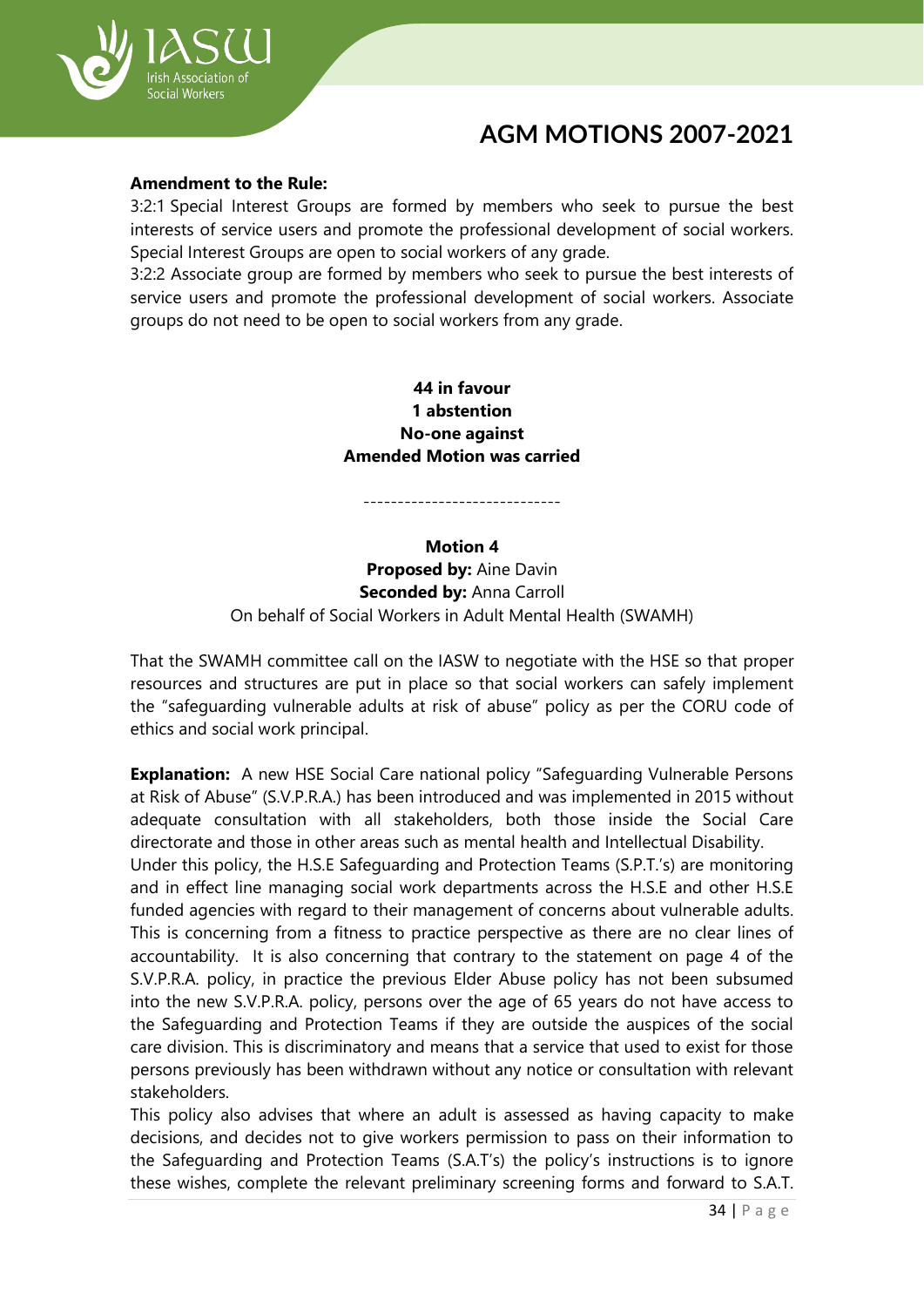**Amendment to the Rule:**

3:2:1 Special Interest Groups are formed by members who seek to pursue the best interests of service users and promote the professional development of social workers. Special Interest Groups are open to social workers of any grade.

3:2:2 Associate group are formed by members who seek to pursue the best interests of service users and promote the professional development of social workers. Associate groups do not need to be open to social workers from any grade.

**44 in favour**
**1 abstention**
**No-one against**
**Amended Motion was carried**

-----------------------------

**Motion 4**
**Proposed by:** Aine Davin
**Seconded by:** Anna Carroll
On behalf of Social Workers in Adult Mental Health (SWAMH)

That the SWAMH committee call on the IASW to negotiate with the HSE so that proper resources and structures are put in place so that social workers can safely implement the "safeguarding vulnerable adults at risk of abuse" policy as per the CORU code of ethics and social work principal.

**Explanation:** A new HSE Social Care national policy "Safeguarding Vulnerable Persons at Risk of Abuse" (S.V.P.R.A.) has been introduced and was implemented in 2015 without adequate consultation with all stakeholders, both those inside the Social Care directorate and those in other areas such as mental health and Intellectual Disability.

Under this policy, the H.S.E Safeguarding and Protection Teams (S.P.T.'s) are monitoring and in effect line managing social work departments across the H.S.E and other H.S.E funded agencies with regard to their management of concerns about vulnerable adults. This is concerning from a fitness to practice perspective as there are no clear lines of accountability. It is also concerning that contrary to the statement on page 4 of the S.V.P.R.A. policy, in practice the previous Elder Abuse policy has not been subsumed into the new S.V.P.R.A. policy, persons over the age of 65 years do not have access to the Safeguarding and Protection Teams if they are outside the auspices of the social care division. This is discriminatory and means that a service that used to exist for those persons previously has been withdrawn without any notice or consultation with relevant stakeholders.

This policy also advises that where an adult is assessed as having capacity to make decisions, and decides not to give workers permission to pass on their information to the Safeguarding and Protection Teams (S.A.T's) the policy's instructions is to ignore these wishes, complete the relevant preliminary screening forms and forward to S.A.T.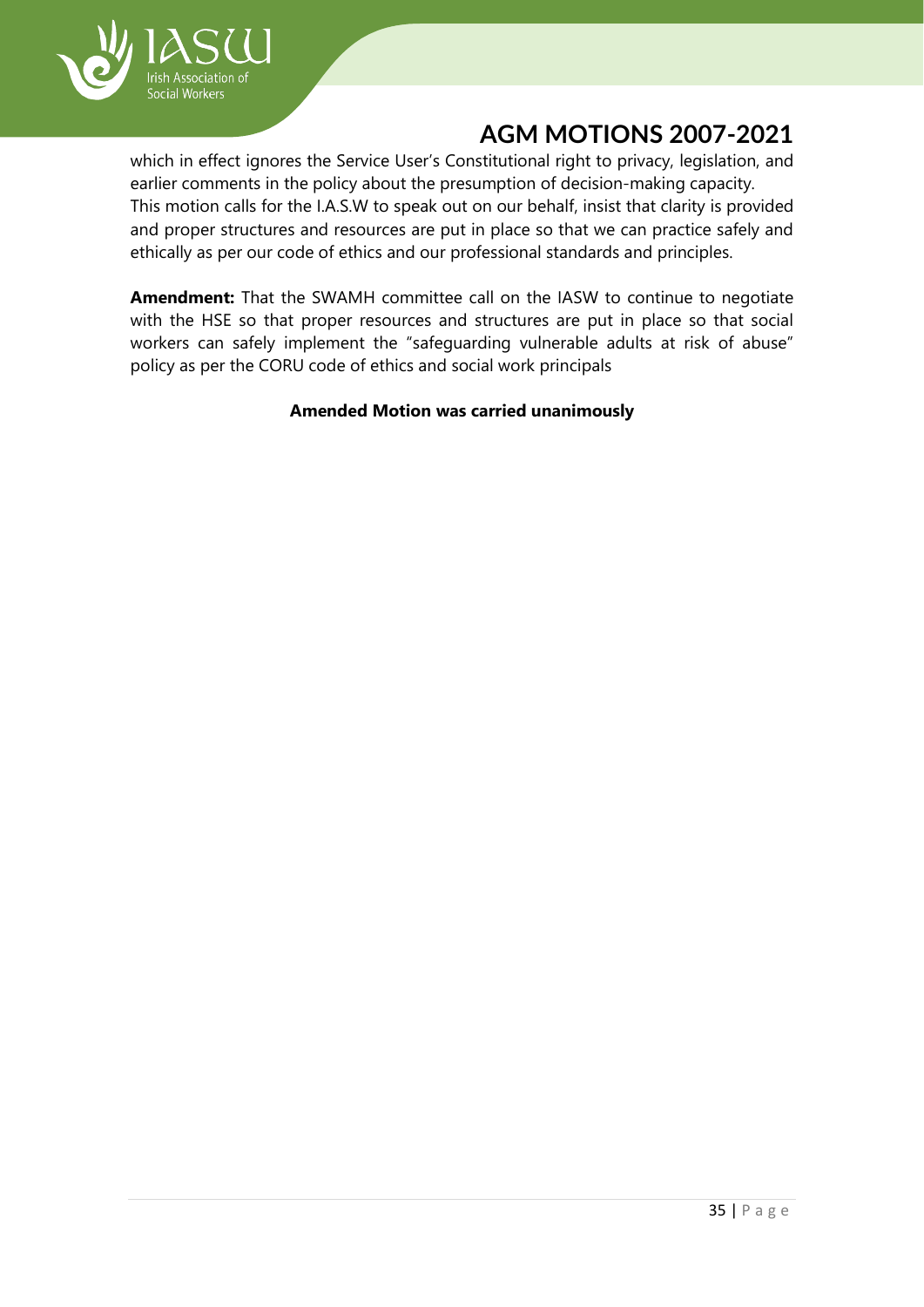which in effect ignores the Service User's Constitutional right to privacy, legislation, and earlier comments in the policy about the presumption of decision-making capacity.
This motion calls for the I.A.S.W to speak out on our behalf, insist that clarity is provided and proper structures and resources are put in place so that we can practice safely and ethically as per our code of ethics and our professional standards and principles.

**Amendment:** That the SWAMH committee call on the IASW to continue to negotiate with the HSE so that proper resources and structures are put in place so that social workers can safely implement the "safeguarding vulnerable adults at risk of abuse" policy as per the CORU code of ethics and social work principals

**Amended Motion was carried unanimously**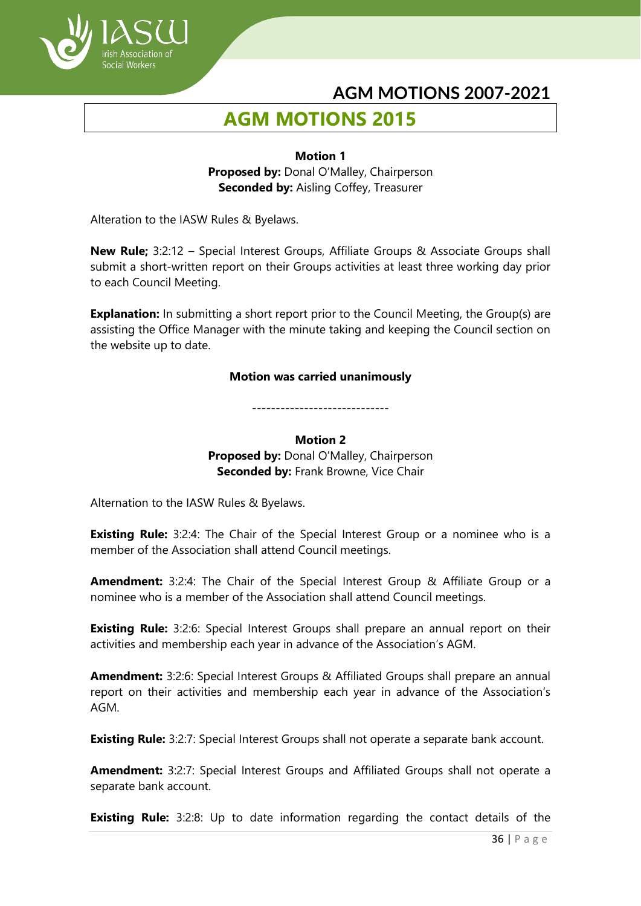# AGM MOTIONS 2015

**Motion 1**
**Proposed by:** Donal O'Malley, Chairperson
**Seconded by:** Aisling Coffey, Treasurer

Alteration to the IASW Rules & Byelaws.

**New Rule;** 3:2:12 – Special Interest Groups, Affiliate Groups & Associate Groups shall submit a short-written report on their Groups activities at least three working day prior to each Council Meeting.

**Explanation:** In submitting a short report prior to the Council Meeting, the Group(s) are assisting the Office Manager with the minute taking and keeping the Council section on the website up to date.

**Motion was carried unanimously**

-----------------------------

**Motion 2**
**Proposed by:** Donal O'Malley, Chairperson
**Seconded by:** Frank Browne, Vice Chair

Alternation to the IASW Rules & Byelaws.

**Existing Rule:** 3:2:4: The Chair of the Special Interest Group or a nominee who is a member of the Association shall attend Council meetings.

**Amendment:** 3:2:4: The Chair of the Special Interest Group & Affiliate Group or a nominee who is a member of the Association shall attend Council meetings.

**Existing Rule:** 3:2:6: Special Interest Groups shall prepare an annual report on their activities and membership each year in advance of the Association's AGM.

**Amendment:** 3:2:6: Special Interest Groups & Affiliated Groups shall prepare an annual report on their activities and membership each year in advance of the Association's AGM.

**Existing Rule:** 3:2:7: Special Interest Groups shall not operate a separate bank account.

**Amendment:** 3:2:7: Special Interest Groups and Affiliated Groups shall not operate a separate bank account.

**Existing Rule:** 3:2:8: Up to date information regarding the contact details of the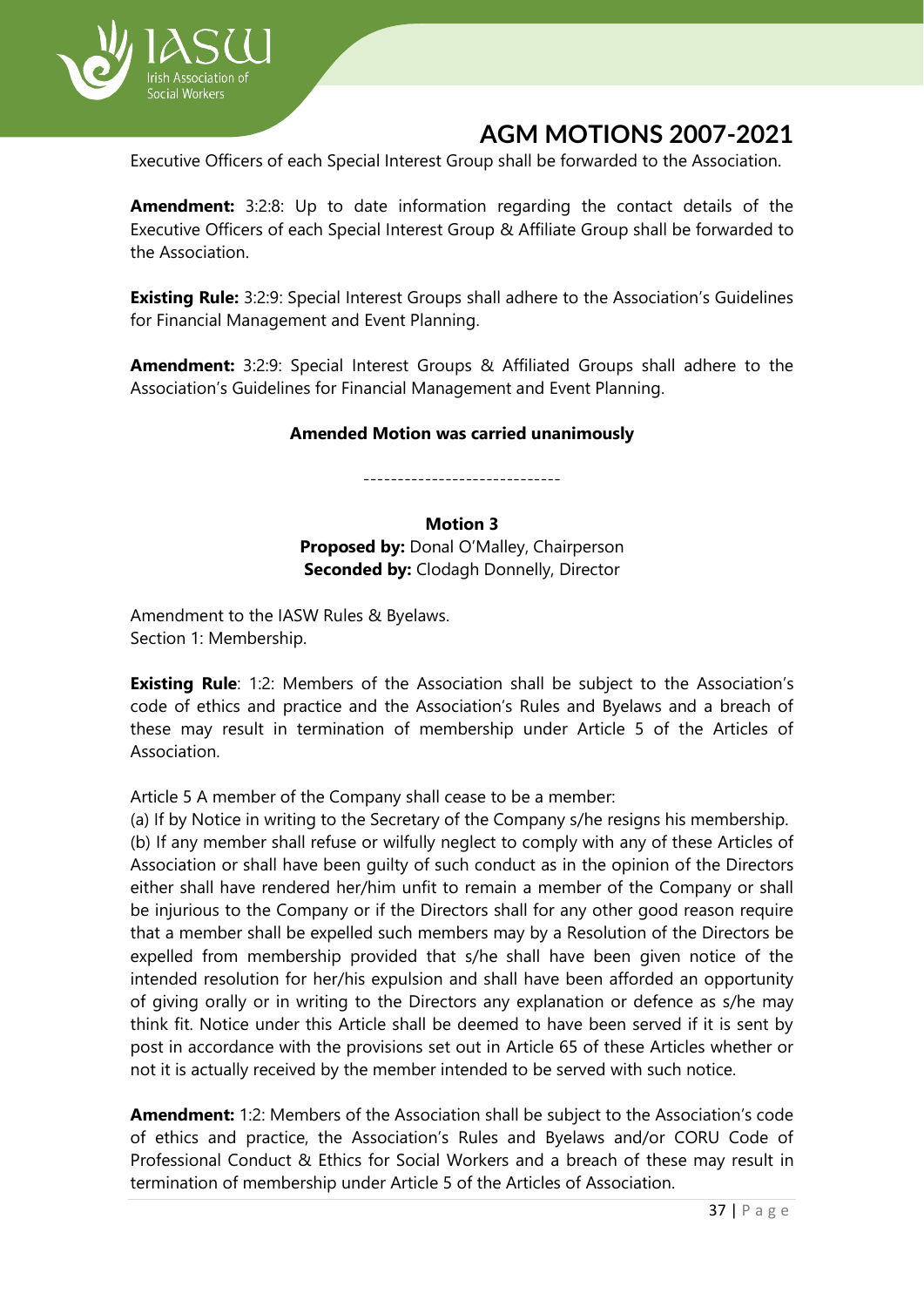Executive Officers of each Special Interest Group shall be forwarded to the Association.

**Amendment:** 3:2:8: Up to date information regarding the contact details of the Executive Officers of each Special Interest Group & Affiliate Group shall be forwarded to the Association.

**Existing Rule:** 3:2:9: Special Interest Groups shall adhere to the Association's Guidelines for Financial Management and Event Planning.

**Amendment:** 3:2:9: Special Interest Groups & Affiliated Groups shall adhere to the Association's Guidelines for Financial Management and Event Planning.

**Amended Motion was carried unanimously**

-----------------------------

**Motion 3**
**Proposed by:** Donal O'Malley, Chairperson
**Seconded by:** Clodagh Donnelly, Director

Amendment to the IASW Rules & Byelaws.
Section 1: Membership.

**Existing Rule**: 1:2: Members of the Association shall be subject to the Association's code of ethics and practice and the Association's Rules and Byelaws and a breach of these may result in termination of membership under Article 5 of the Articles of Association.

Article 5 A member of the Company shall cease to be a member:

(a) If by Notice in writing to the Secretary of the Company s/he resigns his membership.

(b) If any member shall refuse or wilfully neglect to comply with any of these Articles of Association or shall have been guilty of such conduct as in the opinion of the Directors either shall have rendered her/him unfit to remain a member of the Company or shall be injurious to the Company or if the Directors shall for any other good reason require that a member shall be expelled such members may by a Resolution of the Directors be expelled from membership provided that s/he shall have been given notice of the intended resolution for her/his expulsion and shall have been afforded an opportunity of giving orally or in writing to the Directors any explanation or defence as s/he may think fit. Notice under this Article shall be deemed to have been served if it is sent by post in accordance with the provisions set out in Article 65 of these Articles whether or not it is actually received by the member intended to be served with such notice.

**Amendment:** 1:2: Members of the Association shall be subject to the Association's code of ethics and practice, the Association's Rules and Byelaws and/or CORU Code of Professional Conduct & Ethics for Social Workers and a breach of these may result in termination of membership under Article 5 of the Articles of Association.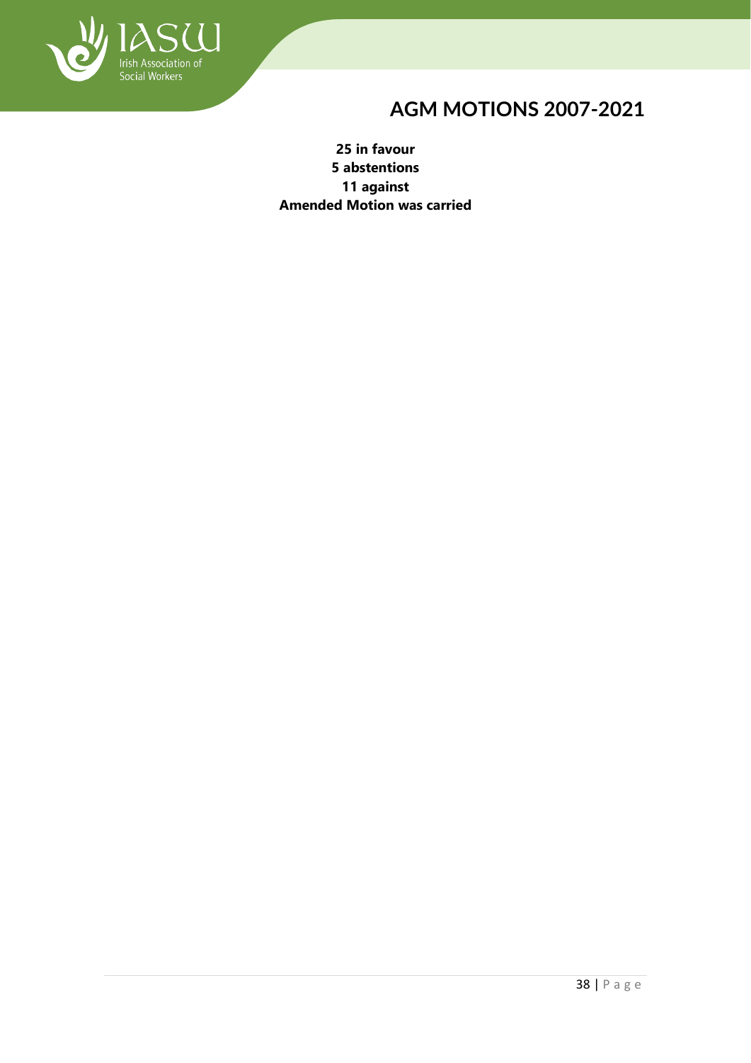**25 in favour**
**5 abstentions**
**11 against**
**Amended Motion was carried**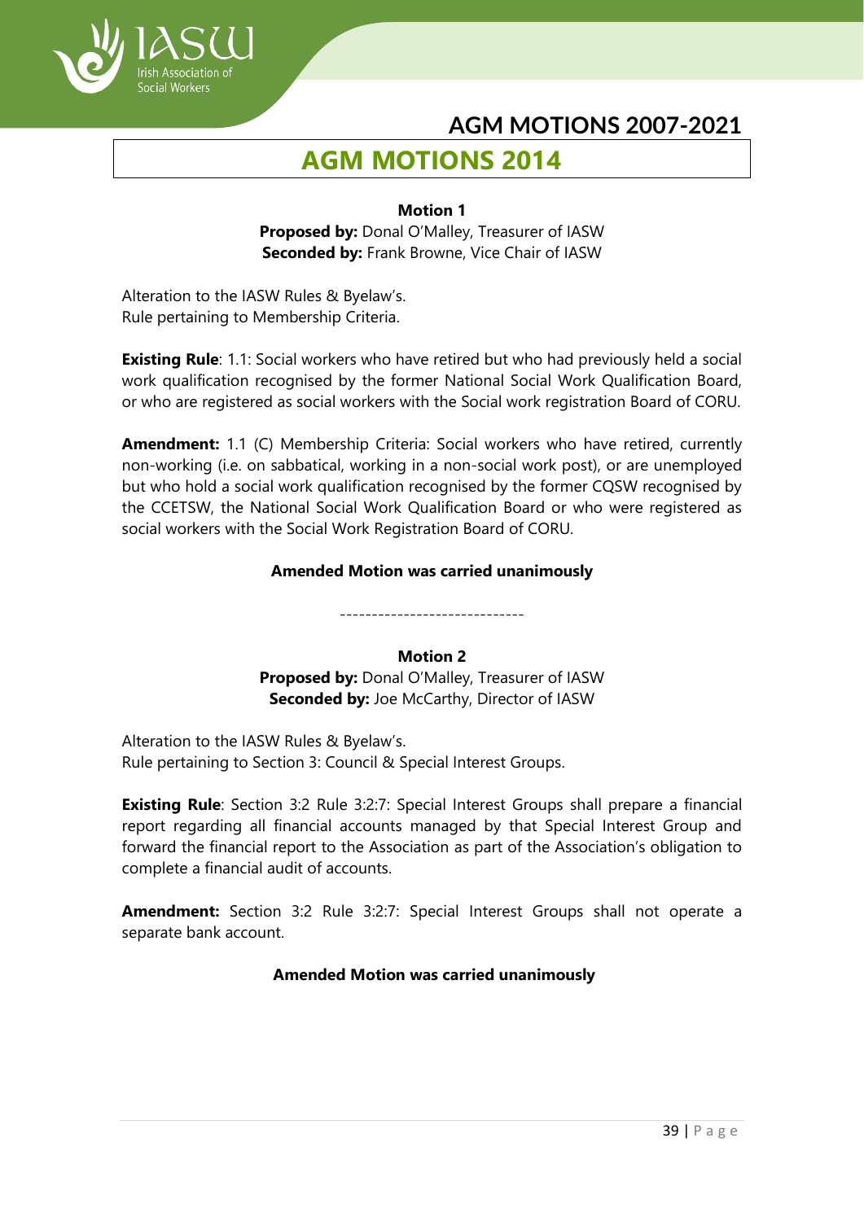# AGM MOTIONS 2014

**Motion 1**
**Proposed by:** Donal O'Malley, Treasurer of IASW
**Seconded by:** Frank Browne, Vice Chair of IASW

Alteration to the IASW Rules & Byelaw's.
Rule pertaining to Membership Criteria.

**Existing Rule**: 1.1: Social workers who have retired but who had previously held a social work qualification recognised by the former National Social Work Qualification Board, or who are registered as social workers with the Social work registration Board of CORU.

**Amendment:** 1.1 (C) Membership Criteria: Social workers who have retired, currently non-working (i.e. on sabbatical, working in a non-social work post), or are unemployed but who hold a social work qualification recognised by the former CQSW recognised by the CCETSW, the National Social Work Qualification Board or who were registered as social workers with the Social Work Registration Board of CORU.

**Amended Motion was carried unanimously**

-----------------------------

**Motion 2**
**Proposed by:** Donal O'Malley, Treasurer of IASW
**Seconded by:** Joe McCarthy, Director of IASW

Alteration to the IASW Rules & Byelaw's.
Rule pertaining to Section 3: Council & Special Interest Groups.

**Existing Rule**: Section 3:2 Rule 3:2:7: Special Interest Groups shall prepare a financial report regarding all financial accounts managed by that Special Interest Group and forward the financial report to the Association as part of the Association's obligation to complete a financial audit of accounts.

**Amendment:** Section 3:2 Rule 3:2:7: Special Interest Groups shall not operate a separate bank account.

**Amended Motion was carried unanimously**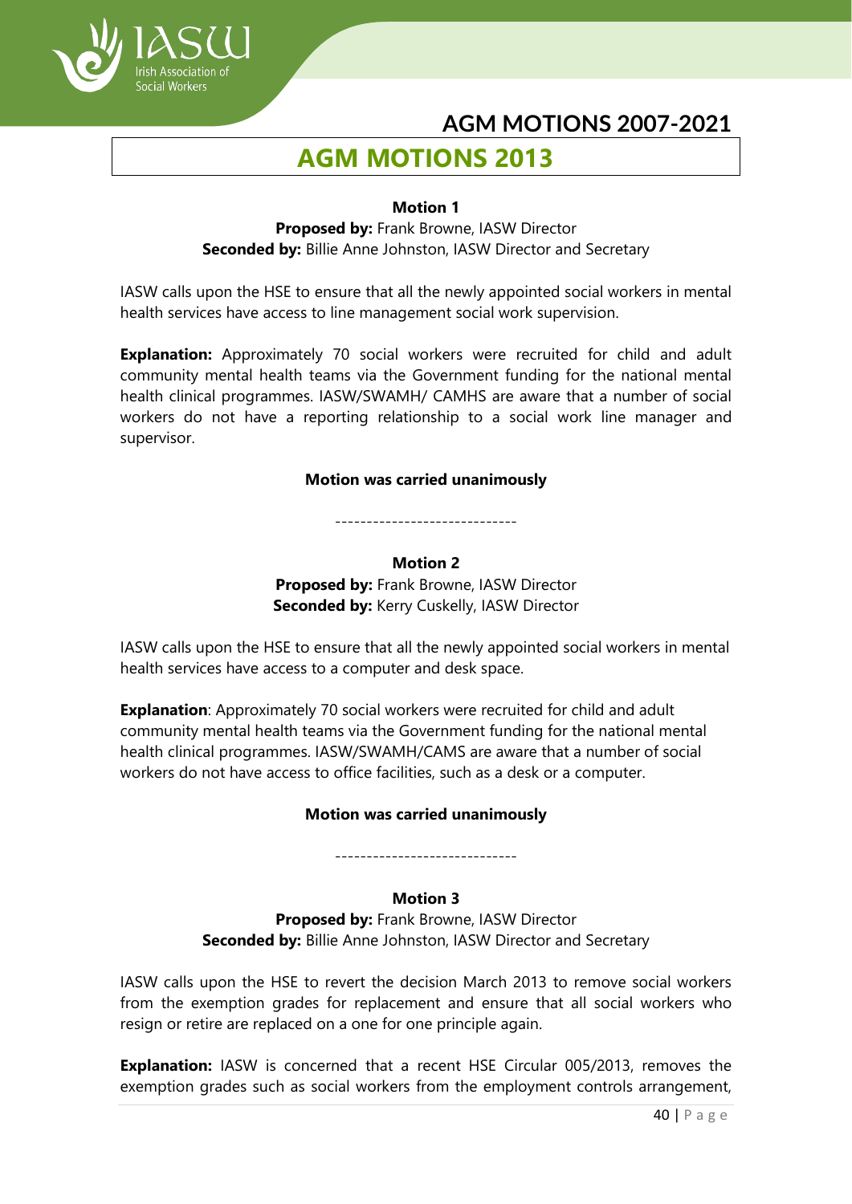# AGM MOTIONS 2013

**Motion 1**

**Proposed by:** Frank Browne, IASW Director
**Seconded by:** Billie Anne Johnston, IASW Director and Secretary

IASW calls upon the HSE to ensure that all the newly appointed social workers in mental health services have access to line management social work supervision.

**Explanation:** Approximately 70 social workers were recruited for child and adult community mental health teams via the Government funding for the national mental health clinical programmes. IASW/SWAMH/ CAMHS are aware that a number of social workers do not have a reporting relationship to a social work line manager and supervisor.

**Motion was carried unanimously**

-----------------------------

**Motion 2**

**Proposed by:** Frank Browne, IASW Director
**Seconded by:** Kerry Cuskelly, IASW Director

IASW calls upon the HSE to ensure that all the newly appointed social workers in mental health services have access to a computer and desk space.

**Explanation**: Approximately 70 social workers were recruited for child and adult community mental health teams via the Government funding for the national mental health clinical programmes. IASW/SWAMH/CAMS are aware that a number of social workers do not have access to office facilities, such as a desk or a computer.

**Motion was carried unanimously**

-----------------------------

**Motion 3**

**Proposed by:** Frank Browne, IASW Director
**Seconded by:** Billie Anne Johnston, IASW Director and Secretary

IASW calls upon the HSE to revert the decision March 2013 to remove social workers from the exemption grades for replacement and ensure that all social workers who resign or retire are replaced on a one for one principle again.

**Explanation:** IASW is concerned that a recent HSE Circular 005/2013, removes the exemption grades such as social workers from the employment controls arrangement,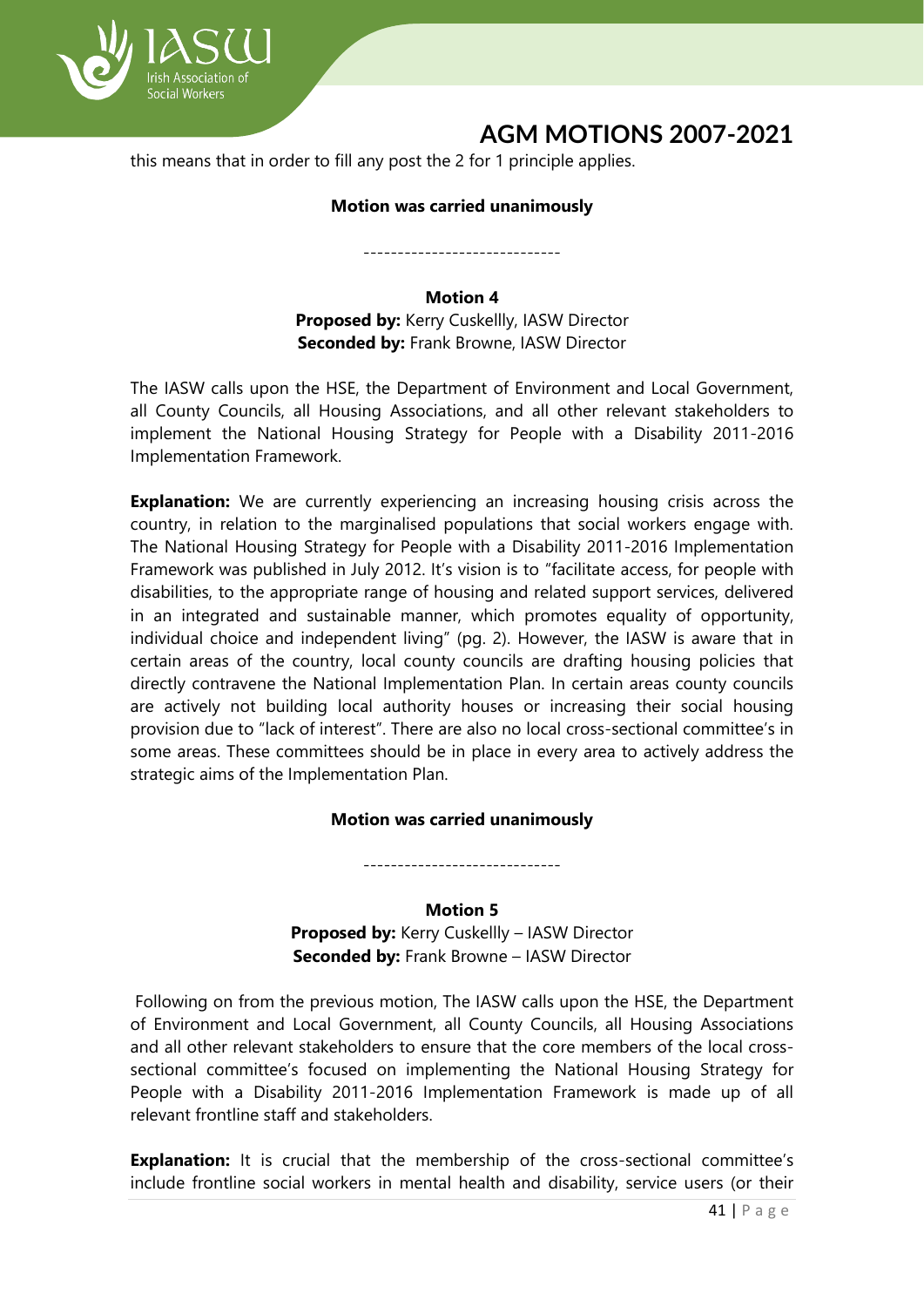this means that in order to fill any post the 2 for 1 principle applies.

**Motion was carried unanimously**

-----------------------------

**Motion 4**
**Proposed by:** Kerry Cuskellly, IASW Director
**Seconded by:** Frank Browne, IASW Director

The IASW calls upon the HSE, the Department of Environment and Local Government, all County Councils, all Housing Associations, and all other relevant stakeholders to implement the National Housing Strategy for People with a Disability 2011-2016 Implementation Framework.

**Explanation:** We are currently experiencing an increasing housing crisis across the country, in relation to the marginalised populations that social workers engage with. The National Housing Strategy for People with a Disability 2011-2016 Implementation Framework was published in July 2012. It's vision is to "facilitate access, for people with disabilities, to the appropriate range of housing and related support services, delivered in an integrated and sustainable manner, which promotes equality of opportunity, individual choice and independent living" (pg. 2). However, the IASW is aware that in certain areas of the country, local county councils are drafting housing policies that directly contravene the National Implementation Plan. In certain areas county councils are actively not building local authority houses or increasing their social housing provision due to "lack of interest". There are also no local cross-sectional committee's in some areas. These committees should be in place in every area to actively address the strategic aims of the Implementation Plan.

**Motion was carried unanimously**

-----------------------------

**Motion 5**
**Proposed by:** Kerry Cuskellly – IASW Director
**Seconded by:** Frank Browne – IASW Director

Following on from the previous motion, The IASW calls upon the HSE, the Department of Environment and Local Government, all County Councils, all Housing Associations and all other relevant stakeholders to ensure that the core members of the local cross-sectional committee's focused on implementing the National Housing Strategy for People with a Disability 2011-2016 Implementation Framework is made up of all relevant frontline staff and stakeholders.

**Explanation:** It is crucial that the membership of the cross-sectional committee's include frontline social workers in mental health and disability, service users (or their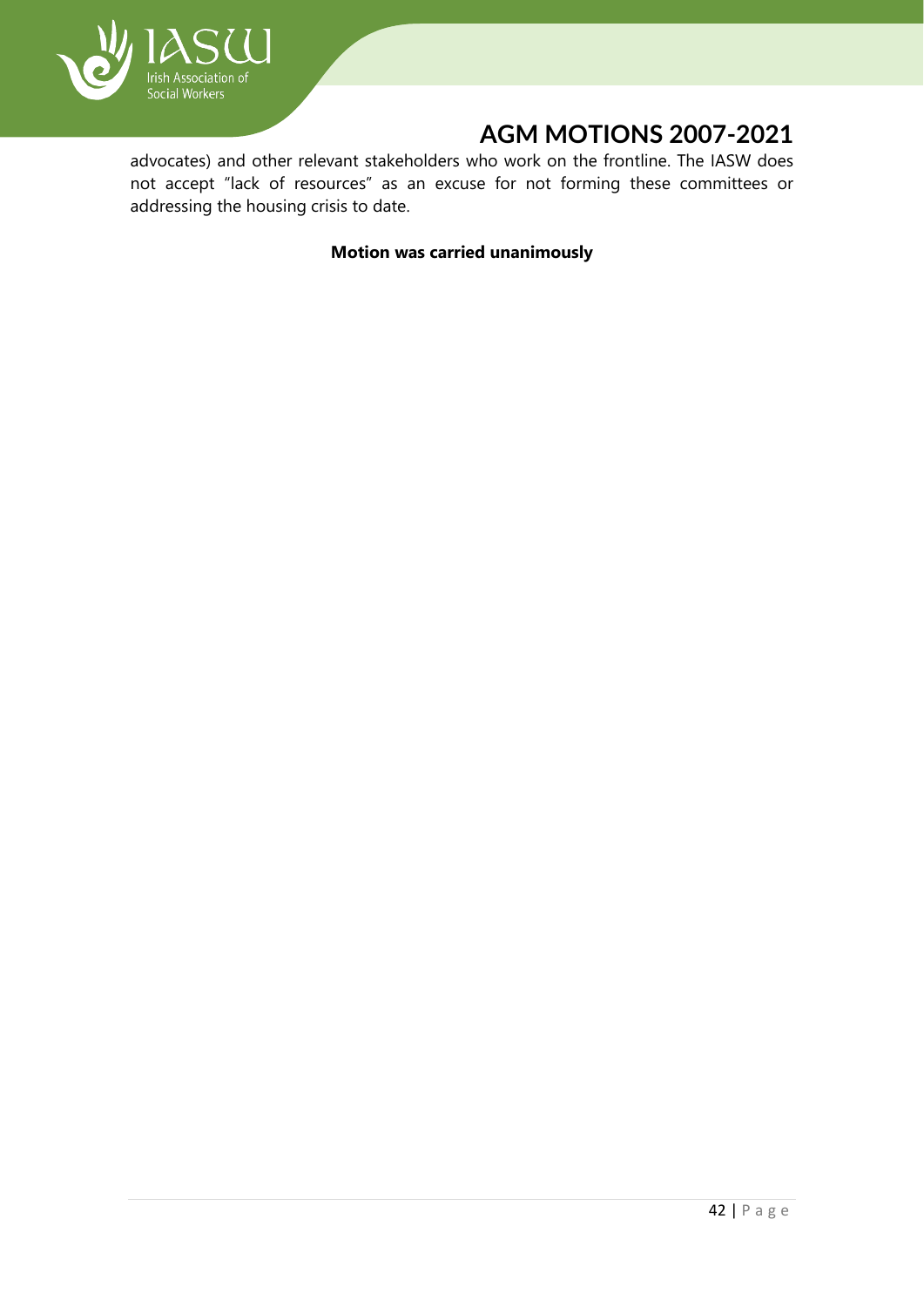advocates) and other relevant stakeholders who work on the frontline. The IASW does not accept "lack of resources" as an excuse for not forming these committees or addressing the housing crisis to date.

**Motion was carried unanimously**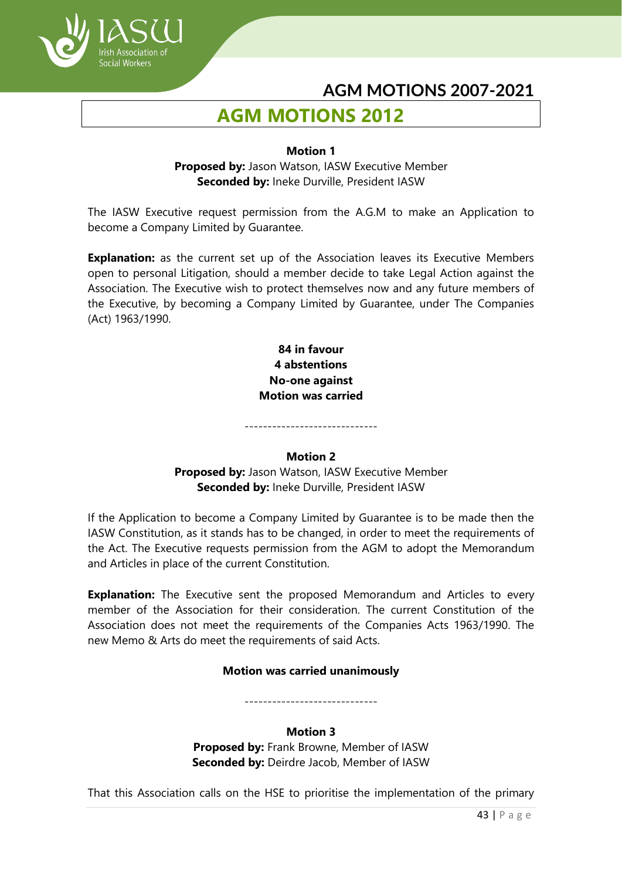# AGM MOTIONS 2012

**Motion 1**
**Proposed by:** Jason Watson, IASW Executive Member
**Seconded by:** Ineke Durville, President IASW

The IASW Executive request permission from the A.G.M to make an Application to become a Company Limited by Guarantee.

**Explanation:** as the current set up of the Association leaves its Executive Members open to personal Litigation, should a member decide to take Legal Action against the Association. The Executive wish to protect themselves now and any future members of the Executive, by becoming a Company Limited by Guarantee, under The Companies (Act) 1963/1990.

**84 in favour**
**4 abstentions**
**No-one against**
**Motion was carried**

-----------------------------

**Motion 2**
**Proposed by:** Jason Watson, IASW Executive Member
**Seconded by:** Ineke Durville, President IASW

If the Application to become a Company Limited by Guarantee is to be made then the IASW Constitution, as it stands has to be changed, in order to meet the requirements of the Act. The Executive requests permission from the AGM to adopt the Memorandum and Articles in place of the current Constitution.

**Explanation:** The Executive sent the proposed Memorandum and Articles to every member of the Association for their consideration. The current Constitution of the Association does not meet the requirements of the Companies Acts 1963/1990. The new Memo & Arts do meet the requirements of said Acts.

**Motion was carried unanimously**

-----------------------------

**Motion 3**
**Proposed by:** Frank Browne, Member of IASW
**Seconded by:** Deirdre Jacob, Member of IASW

That this Association calls on the HSE to prioritise the implementation of the primary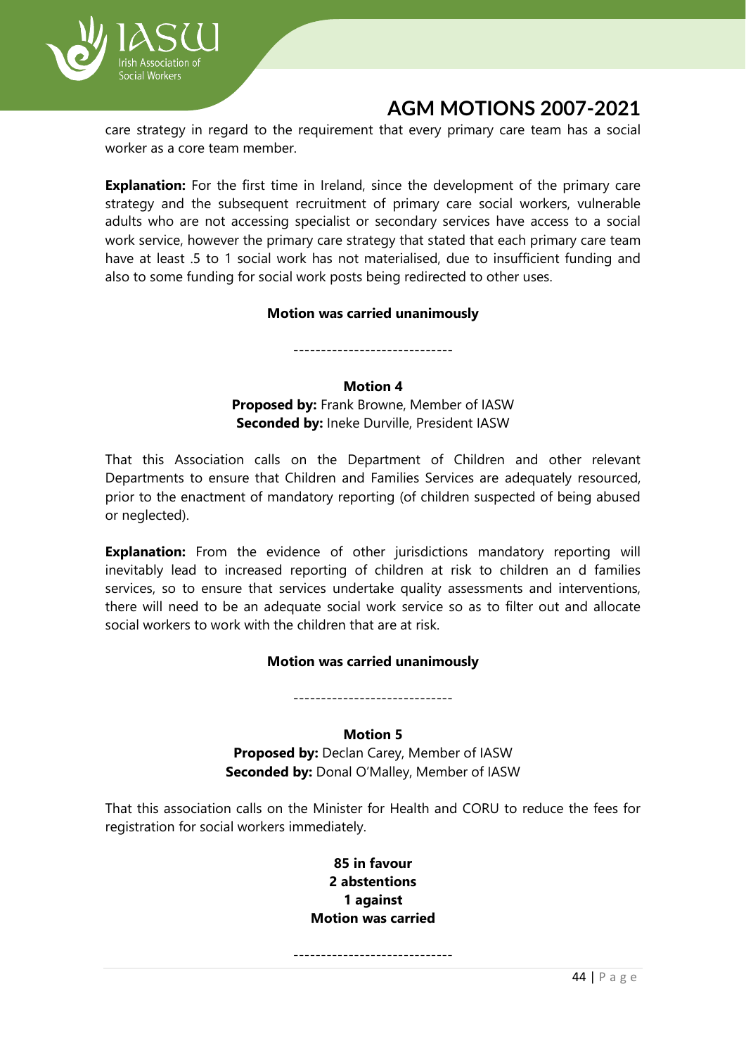care strategy in regard to the requirement that every primary care team has a social worker as a core team member.

**Explanation:** For the first time in Ireland, since the development of the primary care strategy and the subsequent recruitment of primary care social workers, vulnerable adults who are not accessing specialist or secondary services have access to a social work service, however the primary care strategy that stated that each primary care team have at least .5 to 1 social work has not materialised, due to insufficient funding and also to some funding for social work posts being redirected to other uses.

**Motion was carried unanimously**

-----------------------------

**Motion 4**

**Proposed by:** Frank Browne, Member of IASW
**Seconded by:** Ineke Durville, President IASW

That this Association calls on the Department of Children and other relevant Departments to ensure that Children and Families Services are adequately resourced, prior to the enactment of mandatory reporting (of children suspected of being abused or neglected).

**Explanation:** From the evidence of other jurisdictions mandatory reporting will inevitably lead to increased reporting of children at risk to children an d families services, so to ensure that services undertake quality assessments and interventions, there will need to be an adequate social work service so as to filter out and allocate social workers to work with the children that are at risk.

**Motion was carried unanimously**

-----------------------------

**Motion 5**

**Proposed by:** Declan Carey, Member of IASW
**Seconded by:** Donal O'Malley, Member of IASW

That this association calls on the Minister for Health and CORU to reduce the fees for registration for social workers immediately.

**85 in favour**
**2 abstentions**
**1 against**
**Motion was carried**

-----------------------------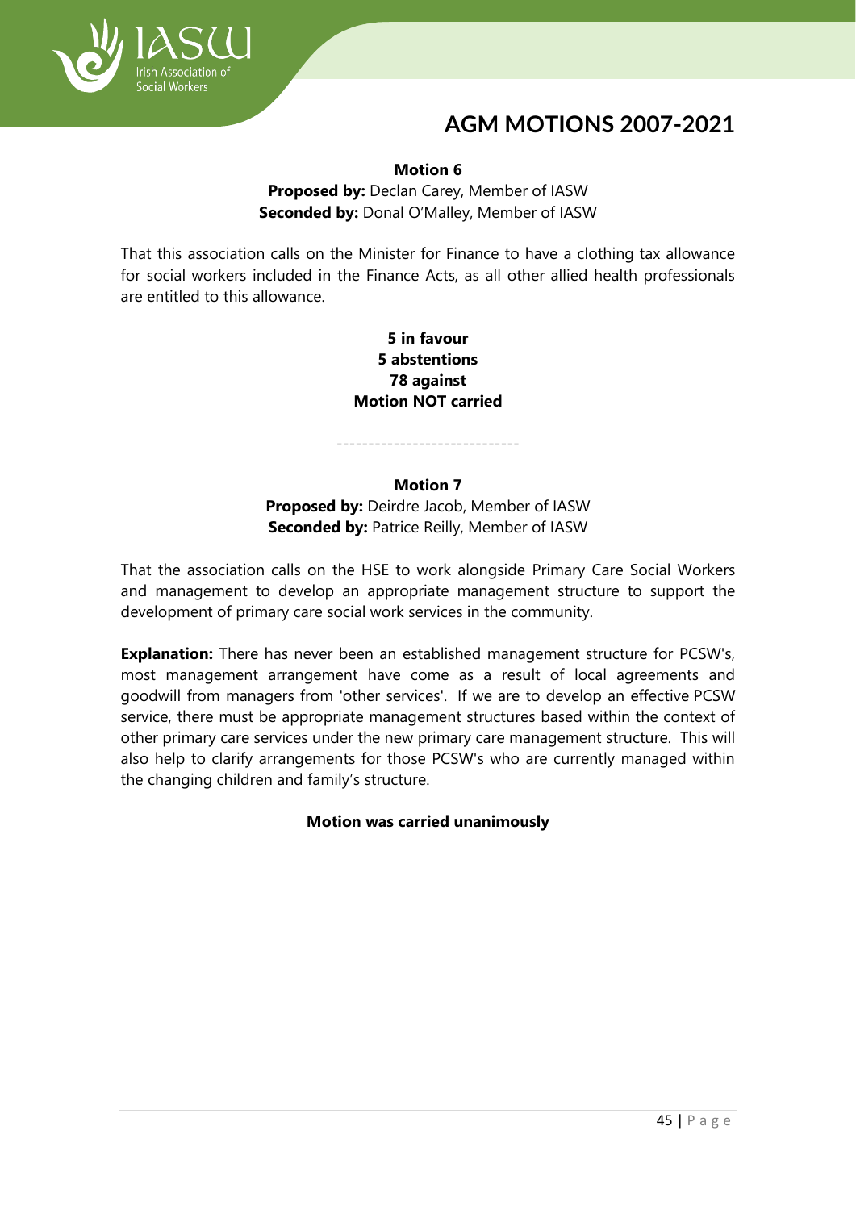**Motion 6**

**Proposed by:** Declan Carey, Member of IASW
**Seconded by:** Donal O'Malley, Member of IASW

That this association calls on the Minister for Finance to have a clothing tax allowance for social workers included in the Finance Acts, as all other allied health professionals are entitled to this allowance.

**5 in favour**
**5 abstentions**
**78 against**
**Motion NOT carried**

-----------------------------

**Motion 7**

**Proposed by:** Deirdre Jacob, Member of IASW
**Seconded by:** Patrice Reilly, Member of IASW

That the association calls on the HSE to work alongside Primary Care Social Workers and management to develop an appropriate management structure to support the development of primary care social work services in the community.

**Explanation:** There has never been an established management structure for PCSW's, most management arrangement have come as a result of local agreements and goodwill from managers from 'other services'. If we are to develop an effective PCSW service, there must be appropriate management structures based within the context of other primary care services under the new primary care management structure. This will also help to clarify arrangements for those PCSW's who are currently managed within the changing children and family's structure.

**Motion was carried unanimously**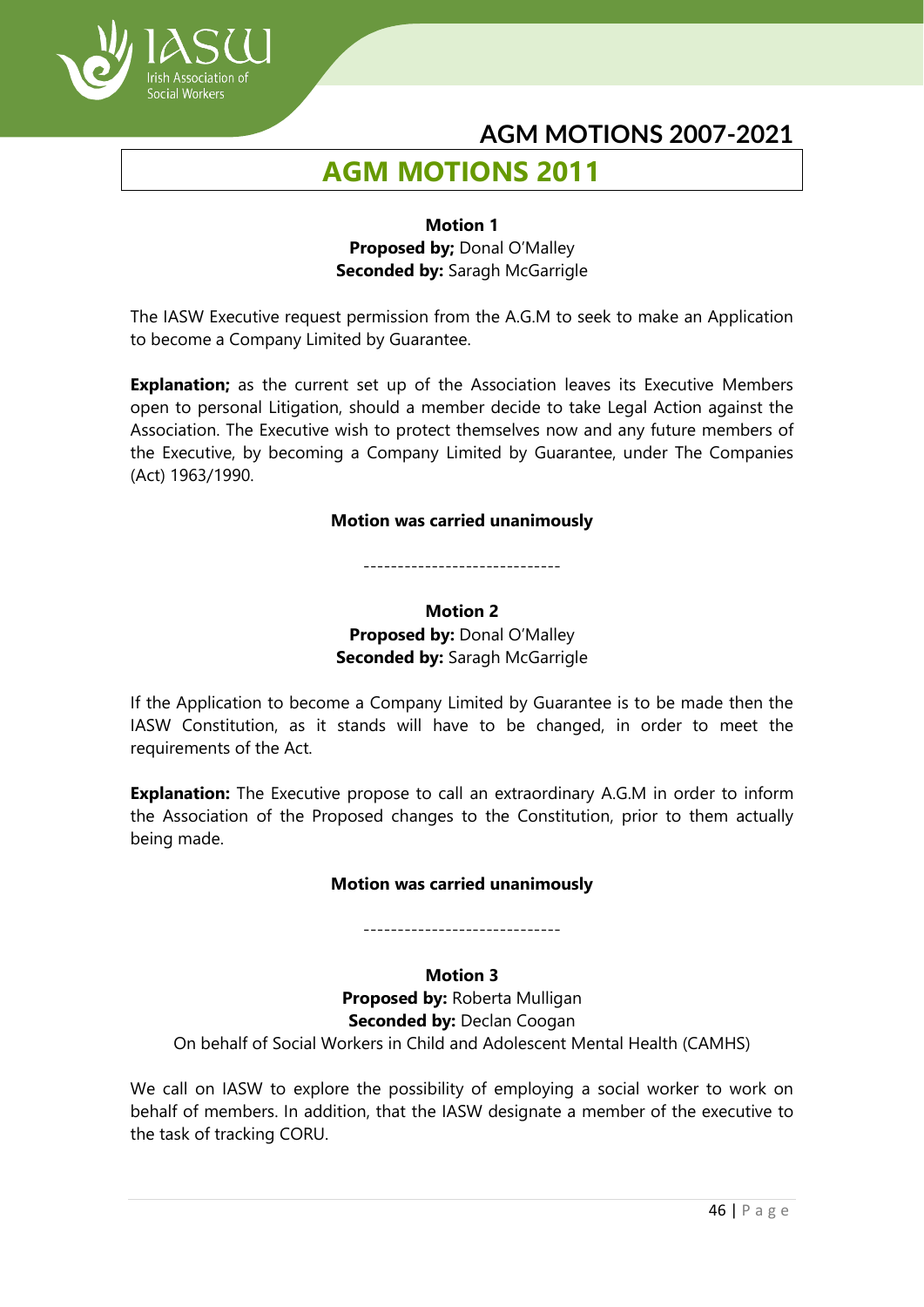# AGM MOTIONS 2011

**Motion 1**
**Proposed by;** Donal O'Malley
**Seconded by:** Saragh McGarrigle

The IASW Executive request permission from the A.G.M to seek to make an Application to become a Company Limited by Guarantee.

**Explanation;** as the current set up of the Association leaves its Executive Members open to personal Litigation, should a member decide to take Legal Action against the Association. The Executive wish to protect themselves now and any future members of the Executive, by becoming a Company Limited by Guarantee, under The Companies (Act) 1963/1990.

**Motion was carried unanimously**

-----------------------------

**Motion 2**
**Proposed by:** Donal O'Malley
**Seconded by:** Saragh McGarrigle

If the Application to become a Company Limited by Guarantee is to be made then the IASW Constitution, as it stands will have to be changed, in order to meet the requirements of the Act.

**Explanation:** The Executive propose to call an extraordinary A.G.M in order to inform the Association of the Proposed changes to the Constitution, prior to them actually being made.

**Motion was carried unanimously**

-----------------------------

**Motion 3**
**Proposed by:** Roberta Mulligan
**Seconded by:** Declan Coogan
On behalf of Social Workers in Child and Adolescent Mental Health (CAMHS)

We call on IASW to explore the possibility of employing a social worker to work on behalf of members. In addition, that the IASW designate a member of the executive to the task of tracking CORU.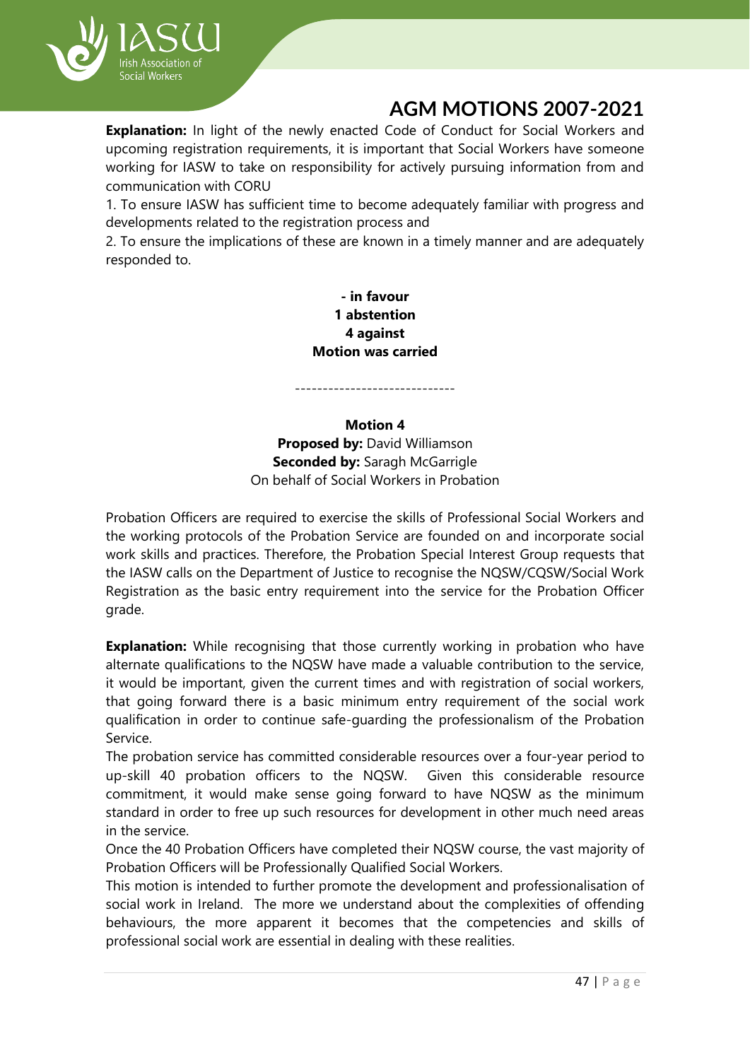**Explanation:** In light of the newly enacted Code of Conduct for Social Workers and upcoming registration requirements, it is important that Social Workers have someone working for IASW to take on responsibility for actively pursuing information from and communication with CORU

1. To ensure IASW has sufficient time to become adequately familiar with progress and developments related to the registration process and
2. To ensure the implications of these are known in a timely manner and are adequately responded to.

**- in favour**
**1 abstention**
**4 against**
**Motion was carried**

-----------------------------

**Motion 4**
**Proposed by:** David Williamson
**Seconded by:** Saragh McGarrigle
On behalf of Social Workers in Probation

Probation Officers are required to exercise the skills of Professional Social Workers and the working protocols of the Probation Service are founded on and incorporate social work skills and practices. Therefore, the Probation Special Interest Group requests that the IASW calls on the Department of Justice to recognise the NQSW/CQSW/Social Work Registration as the basic entry requirement into the service for the Probation Officer grade.

**Explanation:** While recognising that those currently working in probation who have alternate qualifications to the NQSW have made a valuable contribution to the service, it would be important, given the current times and with registration of social workers, that going forward there is a basic minimum entry requirement of the social work qualification in order to continue safe-guarding the professionalism of the Probation Service.

The probation service has committed considerable resources over a four-year period to up-skill 40 probation officers to the NQSW. Given this considerable resource commitment, it would make sense going forward to have NQSW as the minimum standard in order to free up such resources for development in other much need areas in the service.

Once the 40 Probation Officers have completed their NQSW course, the vast majority of Probation Officers will be Professionally Qualified Social Workers.

This motion is intended to further promote the development and professionalisation of social work in Ireland. The more we understand about the complexities of offending behaviours, the more apparent it becomes that the competencies and skills of professional social work are essential in dealing with these realities.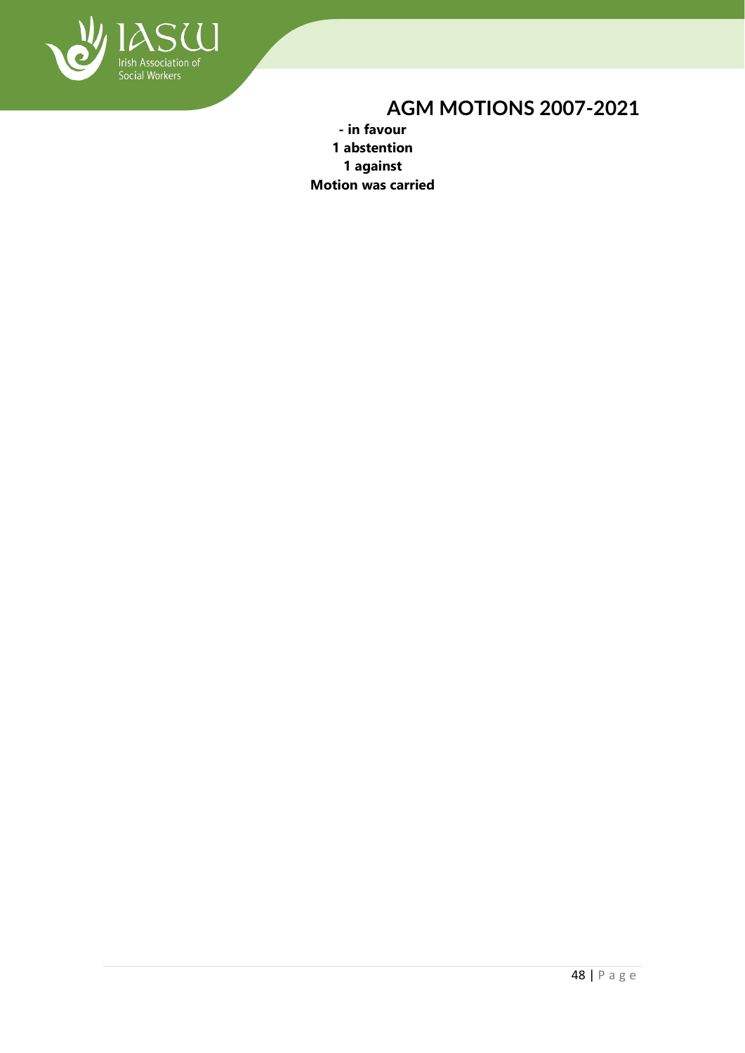**- in favour**

**1 abstention**

**1 against**

**Motion was carried**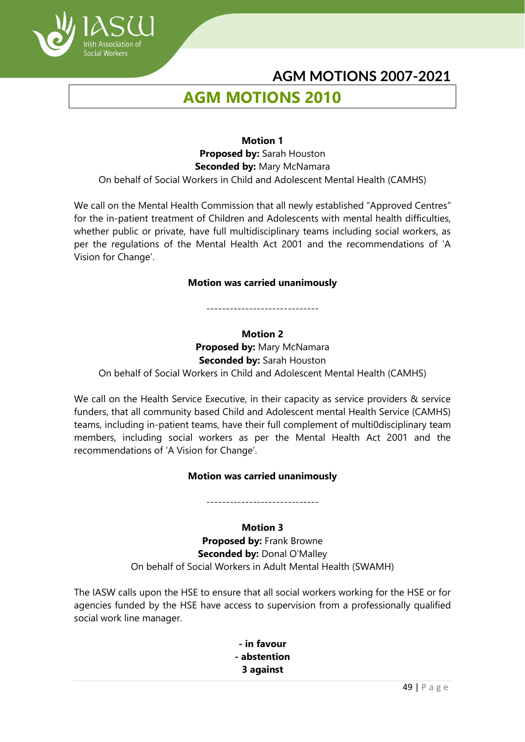# AGM MOTIONS 2010

**Motion 1**
**Proposed by:** Sarah Houston
**Seconded by:** Mary McNamara
On behalf of Social Workers in Child and Adolescent Mental Health (CAMHS)

We call on the Mental Health Commission that all newly established "Approved Centres" for the in-patient treatment of Children and Adolescents with mental health difficulties, whether public or private, have full multidisciplinary teams including social workers, as per the regulations of the Mental Health Act 2001 and the recommendations of 'A Vision for Change'.

**Motion was carried unanimously**

-----------------------------

**Motion 2**
**Proposed by:** Mary McNamara
**Seconded by:** Sarah Houston
On behalf of Social Workers in Child and Adolescent Mental Health (CAMHS)

We call on the Health Service Executive, in their capacity as service providers & service funders, that all community based Child and Adolescent mental Health Service (CAMHS) teams, including in-patient teams, have their full complement of multi0disciplinary team members, including social workers as per the Mental Health Act 2001 and the recommendations of 'A Vision for Change'.

**Motion was carried unanimously**

-----------------------------

**Motion 3**
**Proposed by:** Frank Browne
**Seconded by:** Donal O'Malley
On behalf of Social Workers in Adult Mental Health (SWAMH)

The IASW calls upon the HSE to ensure that all social workers working for the HSE or for agencies funded by the HSE have access to supervision from a professionally qualified social work line manager.

**- in favour**
**- abstention**
**3 against**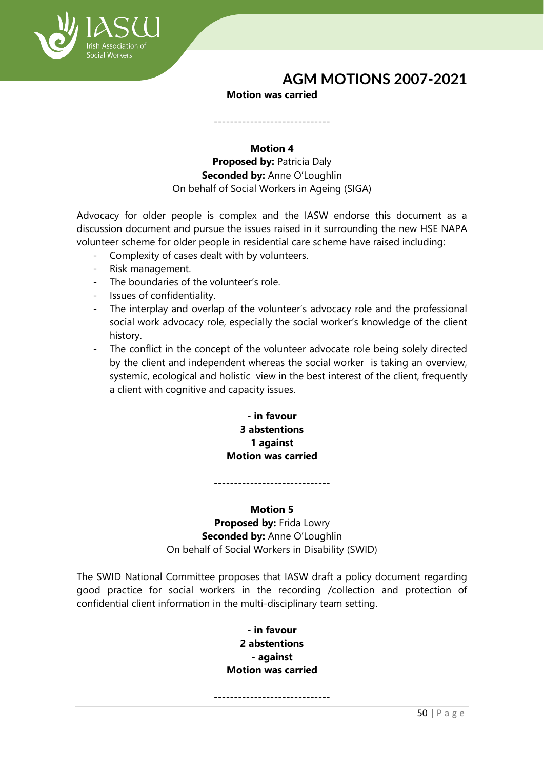**Motion was carried**

-----------------------------

**Motion 4**
**Proposed by:** Patricia Daly
**Seconded by:** Anne O'Loughlin
On behalf of Social Workers in Ageing (SIGA)

Advocacy for older people is complex and the IASW endorse this document as a discussion document and pursue the issues raised in it surrounding the new HSE NAPA volunteer scheme for older people in residential care scheme have raised including:

- Complexity of cases dealt with by volunteers.
- Risk management.
- The boundaries of the volunteer's role.
- Issues of confidentiality.
- The interplay and overlap of the volunteer's advocacy role and the professional social work advocacy role, especially the social worker's knowledge of the client history.
- The conflict in the concept of the volunteer advocate role being solely directed by the client and independent whereas the social worker is taking an overview, systemic, ecological and holistic view in the best interest of the client, frequently a client with cognitive and capacity issues.

**- in favour**
**3 abstentions**
**1 against**
**Motion was carried**

-----------------------------

**Motion 5**
**Proposed by:** Frida Lowry
**Seconded by:** Anne O'Loughlin
On behalf of Social Workers in Disability (SWID)

The SWID National Committee proposes that IASW draft a policy document regarding good practice for social workers in the recording /collection and protection of confidential client information in the multi-disciplinary team setting.

**- in favour**
**2 abstentions**
**- against**
**Motion was carried**

-----------------------------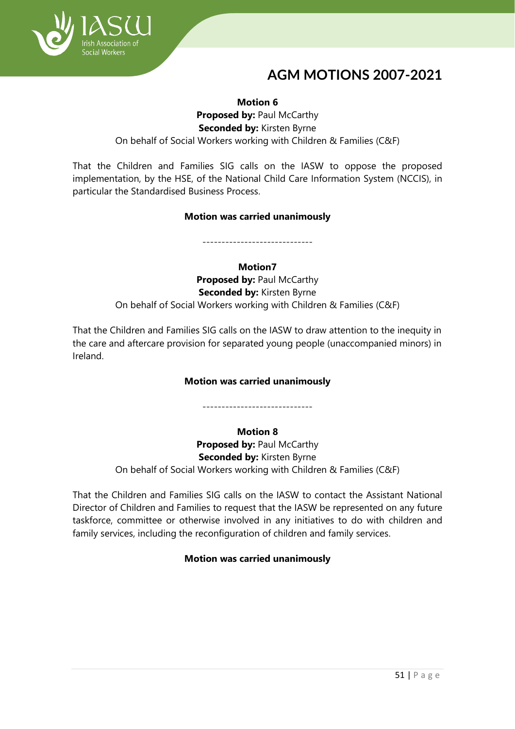**Motion 6**

**Proposed by:** Paul McCarthy
**Seconded by:** Kirsten Byrne
On behalf of Social Workers working with Children & Families (C&F)

That the Children and Families SIG calls on the IASW to oppose the proposed implementation, by the HSE, of the National Child Care Information System (NCCIS), in particular the Standardised Business Process.

**Motion was carried unanimously**

-----------------------------

**Motion7**

**Proposed by:** Paul McCarthy
**Seconded by:** Kirsten Byrne
On behalf of Social Workers working with Children & Families (C&F)

That the Children and Families SIG calls on the IASW to draw attention to the inequity in the care and aftercare provision for separated young people (unaccompanied minors) in Ireland.

**Motion was carried unanimously**

-----------------------------

**Motion 8**

**Proposed by:** Paul McCarthy
**Seconded by:** Kirsten Byrne
On behalf of Social Workers working with Children & Families (C&F)

That the Children and Families SIG calls on the IASW to contact the Assistant National Director of Children and Families to request that the IASW be represented on any future taskforce, committee or otherwise involved in any initiatives to do with children and family services, including the reconfiguration of children and family services.

**Motion was carried unanimously**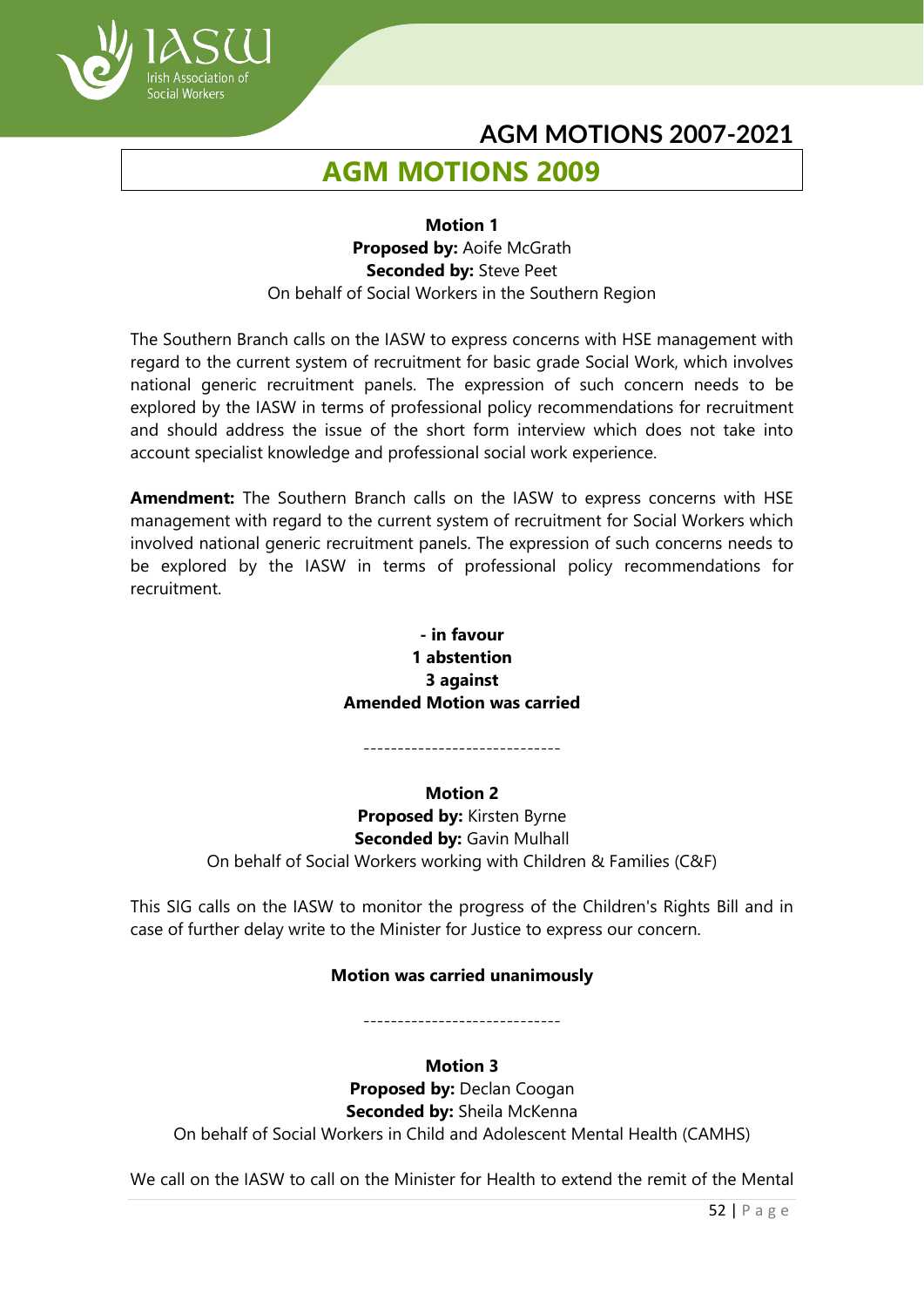## AGM MOTIONS 2009

**Motion 1**
**Proposed by:** Aoife McGrath
**Seconded by:** Steve Peet
On behalf of Social Workers in the Southern Region

The Southern Branch calls on the IASW to express concerns with HSE management with regard to the current system of recruitment for basic grade Social Work, which involves national generic recruitment panels. The expression of such concern needs to be explored by the IASW in terms of professional policy recommendations for recruitment and should address the issue of the short form interview which does not take into account specialist knowledge and professional social work experience.

**Amendment:** The Southern Branch calls on the IASW to express concerns with HSE management with regard to the current system of recruitment for Social Workers which involved national generic recruitment panels. The expression of such concerns needs to be explored by the IASW in terms of professional policy recommendations for recruitment.

**- in favour**
**1 abstention**
**3 against**
**Amended Motion was carried**

-----------------------------

**Motion 2**
**Proposed by:** Kirsten Byrne
**Seconded by:** Gavin Mulhall
On behalf of Social Workers working with Children & Families (C&F)

This SIG calls on the IASW to monitor the progress of the Children's Rights Bill and in case of further delay write to the Minister for Justice to express our concern.

**Motion was carried unanimously**

-----------------------------

**Motion 3**
**Proposed by:** Declan Coogan
**Seconded by:** Sheila McKenna
On behalf of Social Workers in Child and Adolescent Mental Health (CAMHS)

We call on the IASW to call on the Minister for Health to extend the remit of the Mental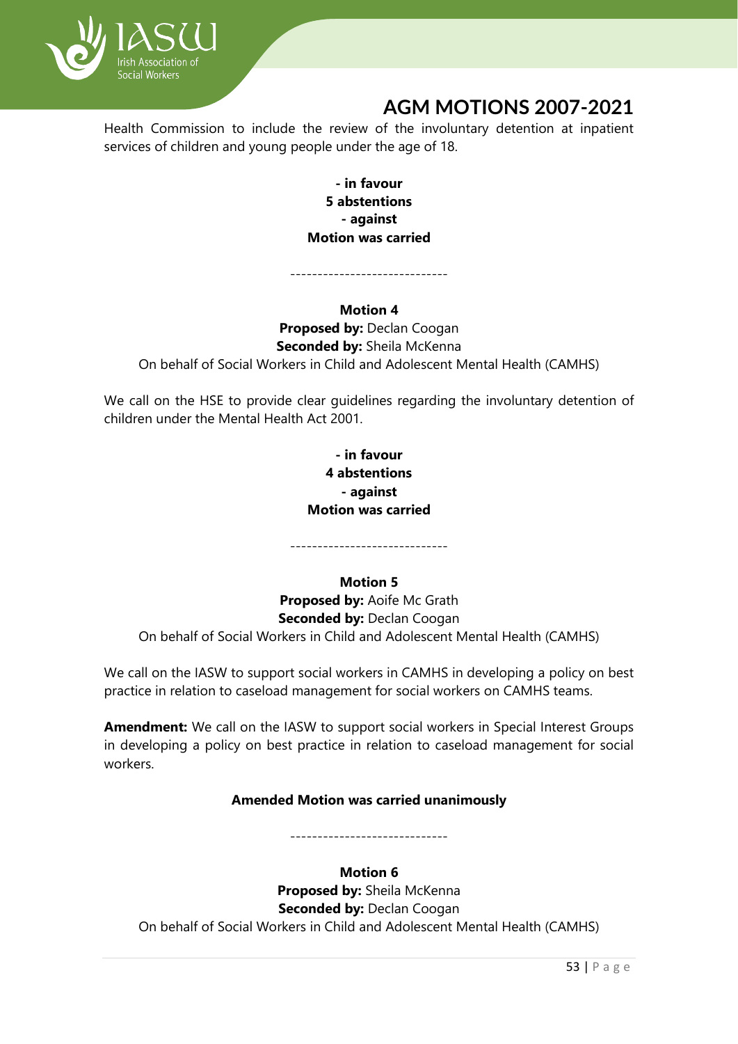Health Commission to include the review of the involuntary detention at inpatient services of children and young people under the age of 18.

**- in favour**
**5 abstentions**
**- against**
**Motion was carried**

-----------------------------

**Motion 4**
**Proposed by:** Declan Coogan
**Seconded by:** Sheila McKenna
On behalf of Social Workers in Child and Adolescent Mental Health (CAMHS)

We call on the HSE to provide clear guidelines regarding the involuntary detention of children under the Mental Health Act 2001.

**- in favour**
**4 abstentions**
**- against**
**Motion was carried**

-----------------------------

**Motion 5**
**Proposed by:** Aoife Mc Grath
**Seconded by:** Declan Coogan
On behalf of Social Workers in Child and Adolescent Mental Health (CAMHS)

We call on the IASW to support social workers in CAMHS in developing a policy on best practice in relation to caseload management for social workers on CAMHS teams.

**Amendment:** We call on the IASW to support social workers in Special Interest Groups in developing a policy on best practice in relation to caseload management for social workers.

**Amended Motion was carried unanimously**

-----------------------------

**Motion 6**
**Proposed by:** Sheila McKenna
**Seconded by:** Declan Coogan
On behalf of Social Workers in Child and Adolescent Mental Health (CAMHS)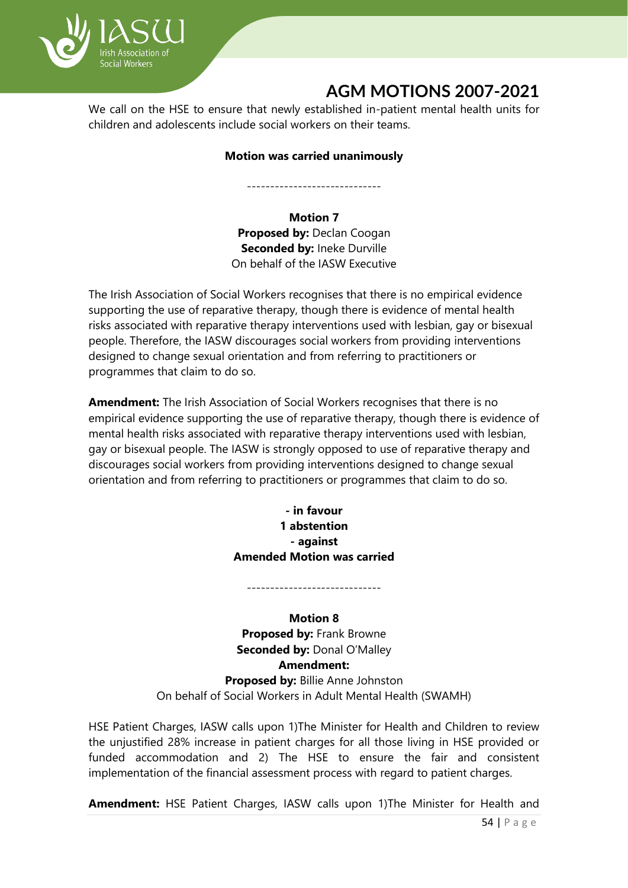We call on the HSE to ensure that newly established in-patient mental health units for children and adolescents include social workers on their teams.

**Motion was carried unanimously**

-----------------------------

**Motion 7**
**Proposed by:** Declan Coogan
**Seconded by:** Ineke Durville
On behalf of the IASW Executive

The Irish Association of Social Workers recognises that there is no empirical evidence supporting the use of reparative therapy, though there is evidence of mental health risks associated with reparative therapy interventions used with lesbian, gay or bisexual people. Therefore, the IASW discourages social workers from providing interventions designed to change sexual orientation and from referring to practitioners or programmes that claim to do so.

**Amendment:** The Irish Association of Social Workers recognises that there is no empirical evidence supporting the use of reparative therapy, though there is evidence of mental health risks associated with reparative therapy interventions used with lesbian, gay or bisexual people. The IASW is strongly opposed to use of reparative therapy and discourages social workers from providing interventions designed to change sexual orientation and from referring to practitioners or programmes that claim to do so.

**- in favour**
**1 abstention**
**- against**
**Amended Motion was carried**

-----------------------------

**Motion 8**
**Proposed by:** Frank Browne
**Seconded by:** Donal O'Malley
**Amendment:**
**Proposed by:** Billie Anne Johnston
On behalf of Social Workers in Adult Mental Health (SWAMH)

HSE Patient Charges, IASW calls upon 1)The Minister for Health and Children to review the unjustified 28% increase in patient charges for all those living in HSE provided or funded accommodation and 2) The HSE to ensure the fair and consistent implementation of the financial assessment process with regard to patient charges.

**Amendment:** HSE Patient Charges, IASW calls upon 1)The Minister for Health and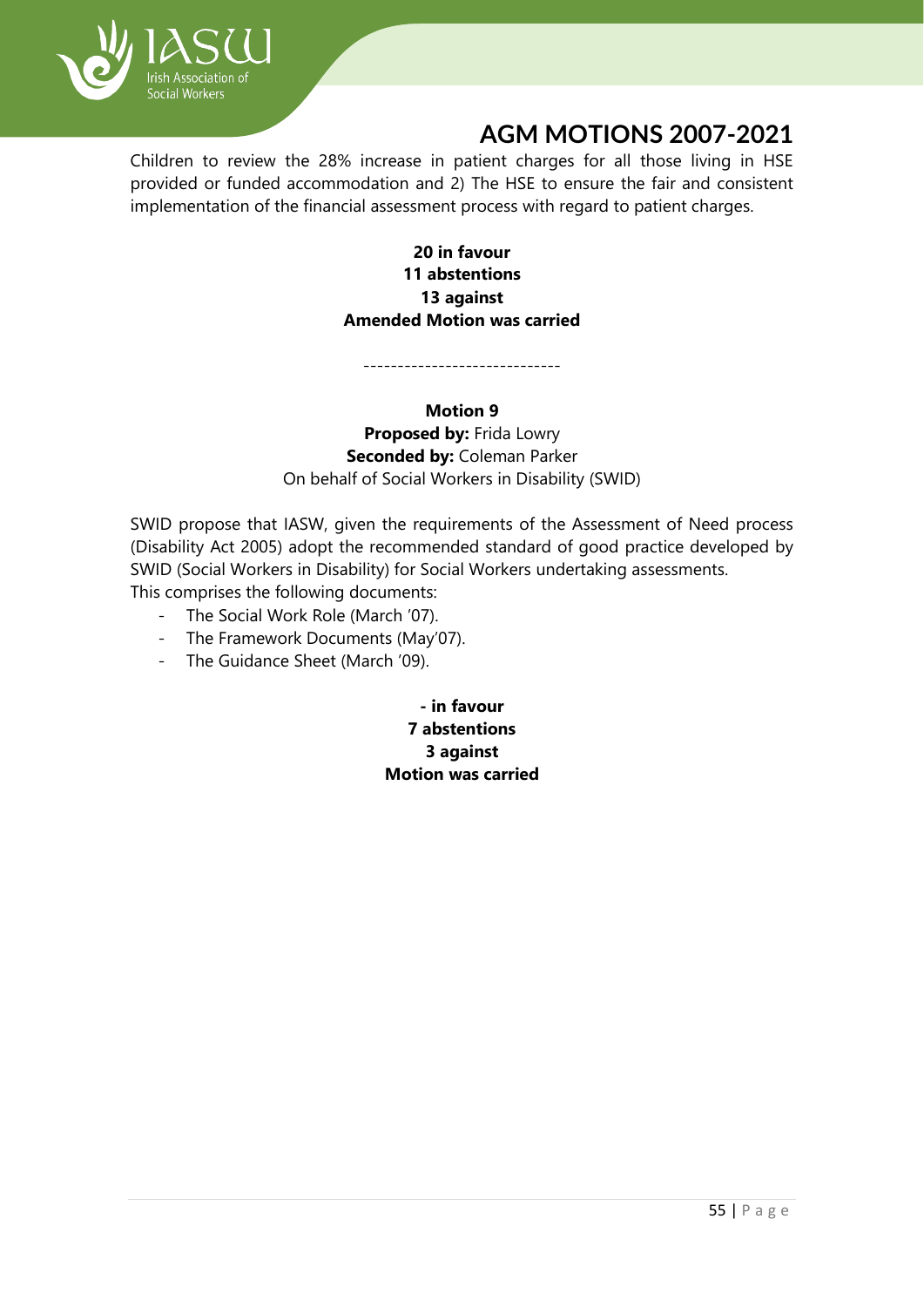Children to review the 28% increase in patient charges for all those living in HSE provided or funded accommodation and 2) The HSE to ensure the fair and consistent implementation of the financial assessment process with regard to patient charges.

**20 in favour**
**11 abstentions**
**13 against**
**Amended Motion was carried**

-----------------------------

**Motion 9**
**Proposed by:** Frida Lowry
**Seconded by:** Coleman Parker
On behalf of Social Workers in Disability (SWID)

SWID propose that IASW, given the requirements of the Assessment of Need process (Disability Act 2005) adopt the recommended standard of good practice developed by SWID (Social Workers in Disability) for Social Workers undertaking assessments.
This comprises the following documents:

- The Social Work Role (March '07).
- The Framework Documents (May'07).
- The Guidance Sheet (March '09).

**- in favour**
**7 abstentions**
**3 against**
**Motion was carried**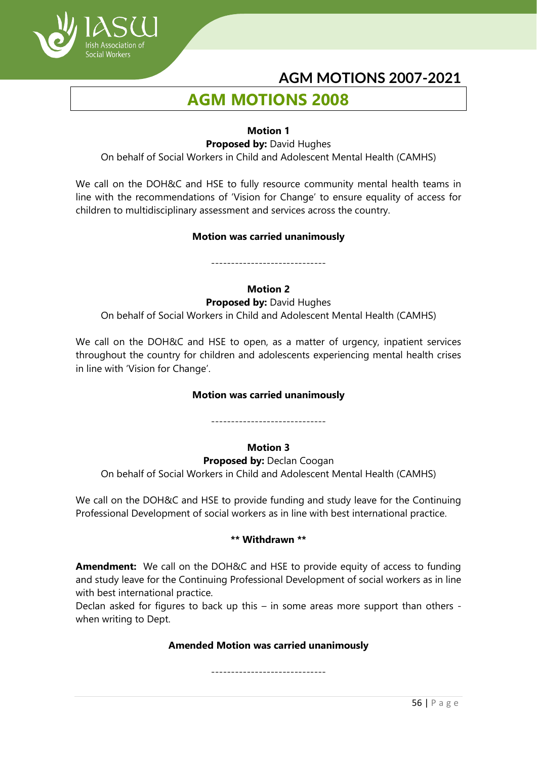# AGM MOTIONS 2008

**Motion 1**

**Proposed by:** David Hughes

On behalf of Social Workers in Child and Adolescent Mental Health (CAMHS)

We call on the DOH&C and HSE to fully resource community mental health teams in line with the recommendations of 'Vision for Change' to ensure equality of access for children to multidisciplinary assessment and services across the country.

**Motion was carried unanimously**

-----------------------------

**Motion 2**

**Proposed by:** David Hughes

On behalf of Social Workers in Child and Adolescent Mental Health (CAMHS)

We call on the DOH&C and HSE to open, as a matter of urgency, inpatient services throughout the country for children and adolescents experiencing mental health crises in line with 'Vision for Change'.

**Motion was carried unanimously**

-----------------------------

**Motion 3**

**Proposed by:** Declan Coogan

On behalf of Social Workers in Child and Adolescent Mental Health (CAMHS)

We call on the DOH&C and HSE to provide funding and study leave for the Continuing Professional Development of social workers as in line with best international practice.

**\*\* Withdrawn \*\***

**Amendment:** We call on the DOH&C and HSE to provide equity of access to funding and study leave for the Continuing Professional Development of social workers as in line with best international practice.

Declan asked for figures to back up this – in some areas more support than others - when writing to Dept.

**Amended Motion was carried unanimously**

-----------------------------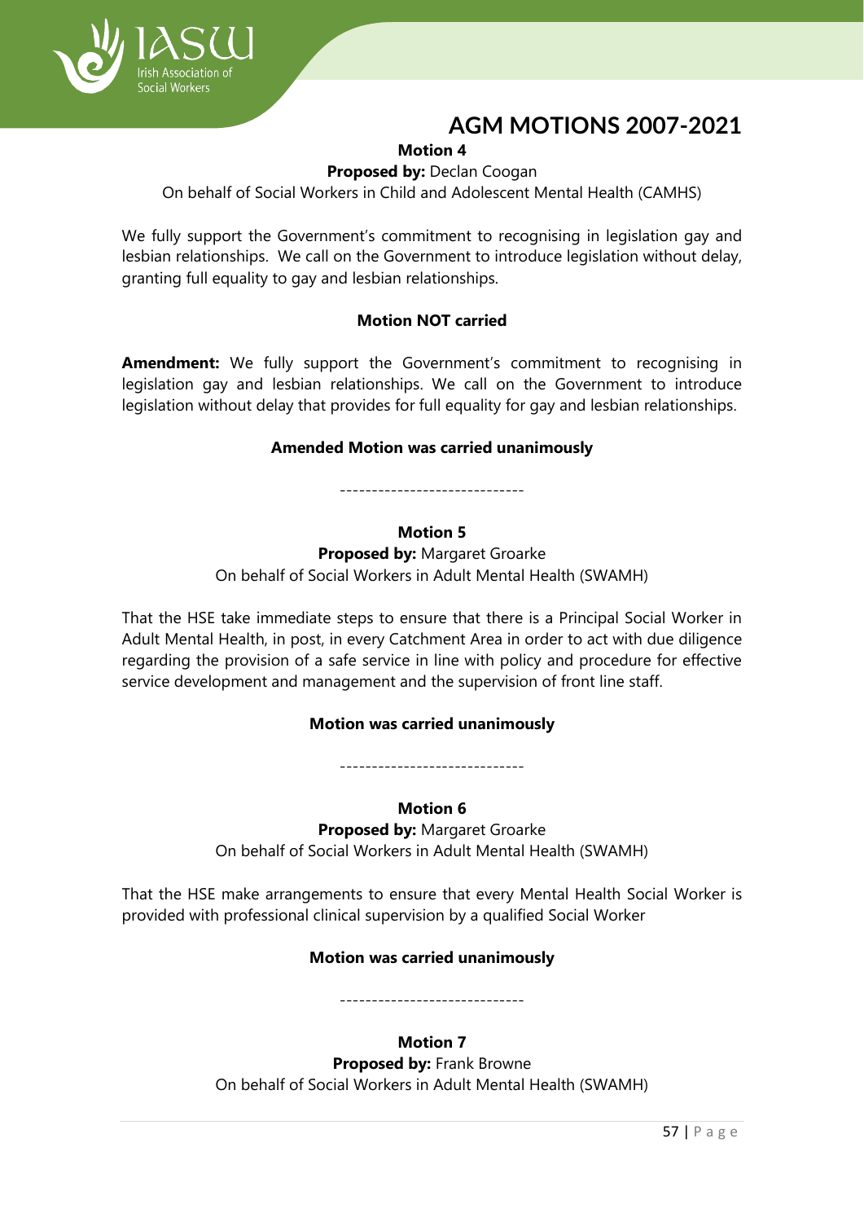**Motion 4**

**Proposed by:** Declan Coogan

On behalf of Social Workers in Child and Adolescent Mental Health (CAMHS)

We fully support the Government's commitment to recognising in legislation gay and lesbian relationships. We call on the Government to introduce legislation without delay, granting full equality to gay and lesbian relationships.

**Motion NOT carried**

**Amendment:** We fully support the Government's commitment to recognising in legislation gay and lesbian relationships. We call on the Government to introduce legislation without delay that provides for full equality for gay and lesbian relationships.

**Amended Motion was carried unanimously**

-----------------------------

**Motion 5**

**Proposed by:** Margaret Groarke

On behalf of Social Workers in Adult Mental Health (SWAMH)

That the HSE take immediate steps to ensure that there is a Principal Social Worker in Adult Mental Health, in post, in every Catchment Area in order to act with due diligence regarding the provision of a safe service in line with policy and procedure for effective service development and management and the supervision of front line staff.

**Motion was carried unanimously**

-----------------------------

**Motion 6**

**Proposed by:** Margaret Groarke

On behalf of Social Workers in Adult Mental Health (SWAMH)

That the HSE make arrangements to ensure that every Mental Health Social Worker is provided with professional clinical supervision by a qualified Social Worker

**Motion was carried unanimously**

-----------------------------

**Motion 7**

**Proposed by:** Frank Browne

On behalf of Social Workers in Adult Mental Health (SWAMH)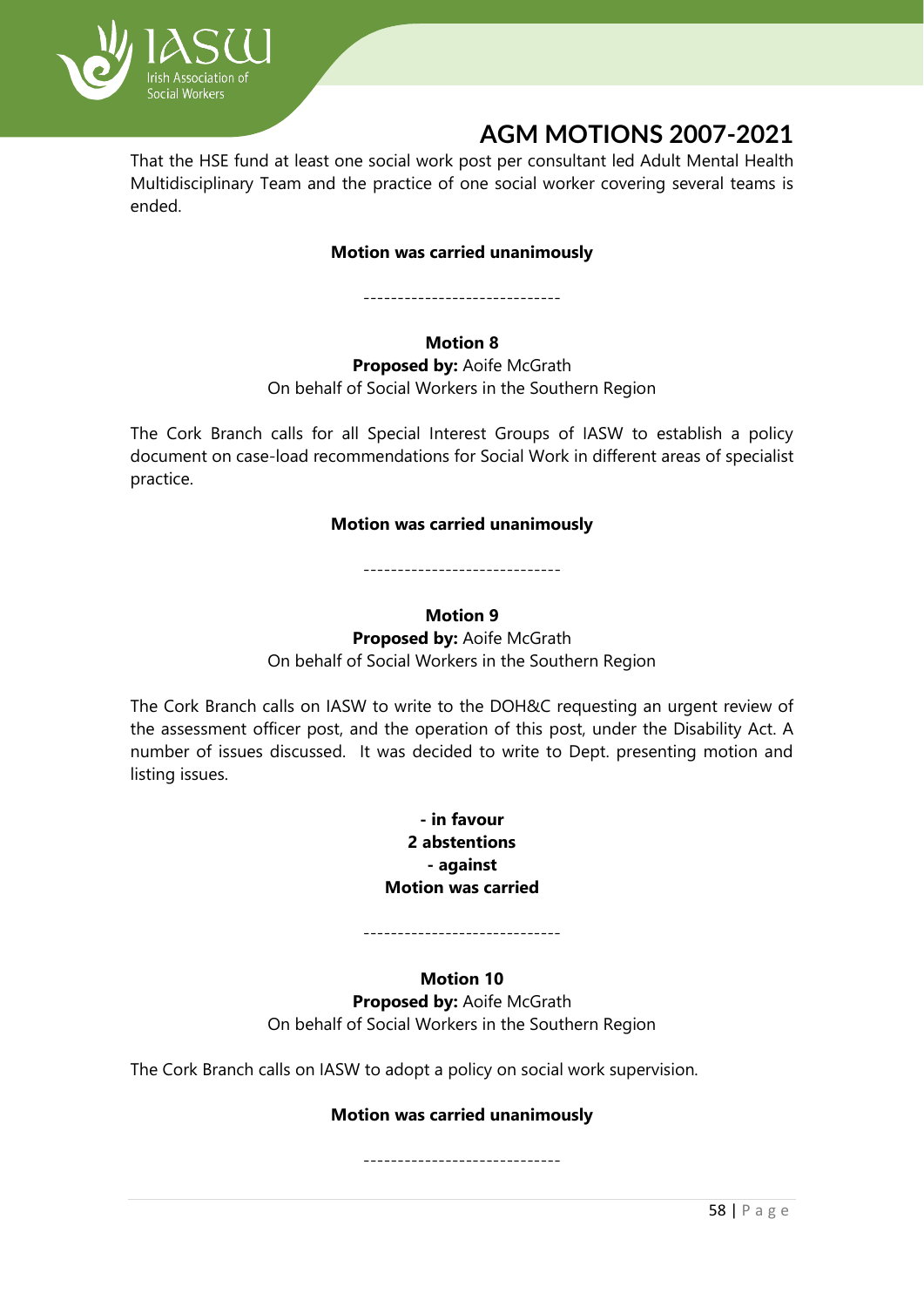That the HSE fund at least one social work post per consultant led Adult Mental Health Multidisciplinary Team and the practice of one social worker covering several teams is ended.

**Motion was carried unanimously**

-----------------------------

**Motion 8**
**Proposed by:** Aoife McGrath
On behalf of Social Workers in the Southern Region

The Cork Branch calls for all Special Interest Groups of IASW to establish a policy document on case-load recommendations for Social Work in different areas of specialist practice.

**Motion was carried unanimously**

-----------------------------

**Motion 9**
**Proposed by:** Aoife McGrath
On behalf of Social Workers in the Southern Region

The Cork Branch calls on IASW to write to the DOH&C requesting an urgent review of the assessment officer post, and the operation of this post, under the Disability Act. A number of issues discussed. It was decided to write to Dept. presenting motion and listing issues.

**- in favour**
**2 abstentions**
**- against**
**Motion was carried**

-----------------------------

**Motion 10**
**Proposed by:** Aoife McGrath
On behalf of Social Workers in the Southern Region

The Cork Branch calls on IASW to adopt a policy on social work supervision.

**Motion was carried unanimously**

-----------------------------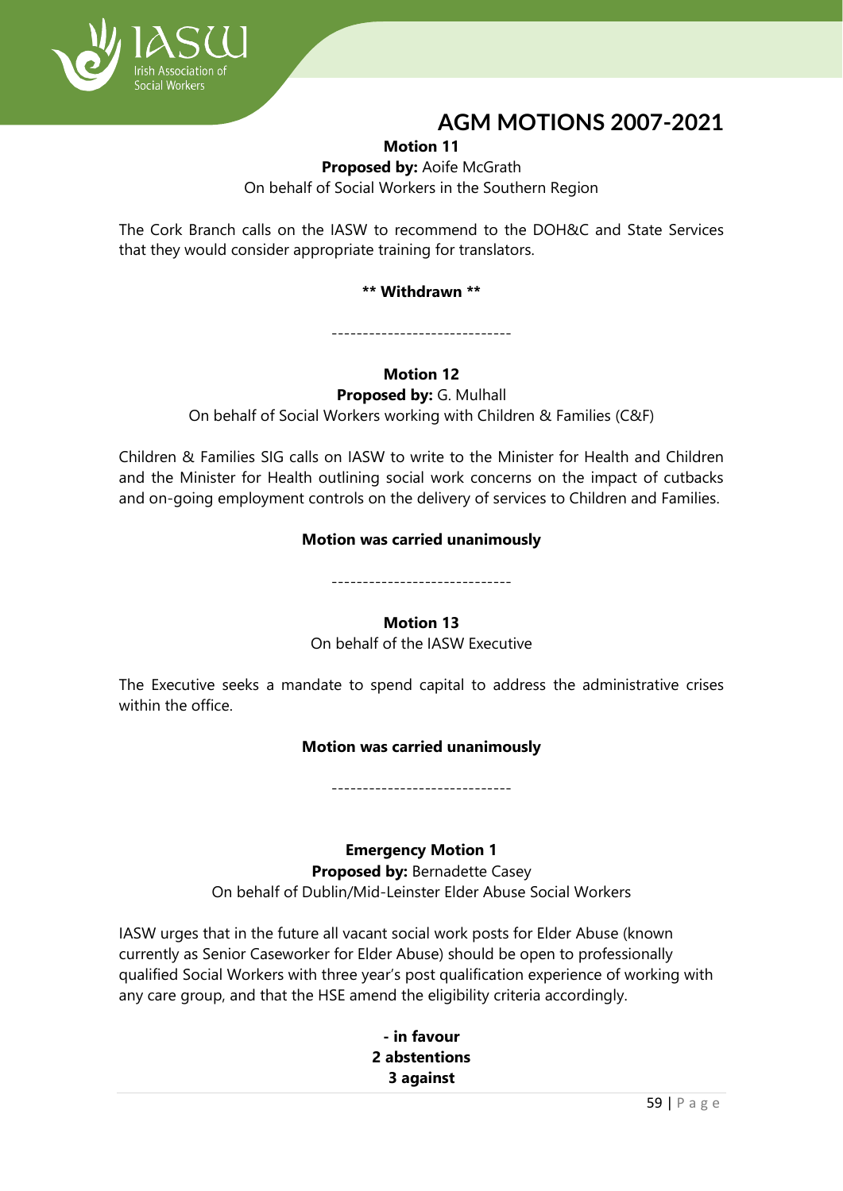# AGM MOTIONS 2007-2021

**Motion 11**

**Proposed by:** Aoife McGrath

On behalf of Social Workers in the Southern Region

The Cork Branch calls on the IASW to recommend to the DOH&C and State Services that they would consider appropriate training for translators.

**\*\* Withdrawn \*\***

-----------------------------

**Motion 12**

**Proposed by:** G. Mulhall

On behalf of Social Workers working with Children & Families (C&F)

Children & Families SIG calls on IASW to write to the Minister for Health and Children and the Minister for Health outlining social work concerns on the impact of cutbacks and on-going employment controls on the delivery of services to Children and Families.

**Motion was carried unanimously**

-----------------------------

**Motion 13**

On behalf of the IASW Executive

The Executive seeks a mandate to spend capital to address the administrative crises within the office.

**Motion was carried unanimously**

-----------------------------

**Emergency Motion 1**

**Proposed by:** Bernadette Casey

On behalf of Dublin/Mid-Leinster Elder Abuse Social Workers

IASW urges that in the future all vacant social work posts for Elder Abuse (known currently as Senior Caseworker for Elder Abuse) should be open to professionally qualified Social Workers with three year's post qualification experience of working with any care group, and that the HSE amend the eligibility criteria accordingly.

**- in favour**
**2 abstentions**
**3 against**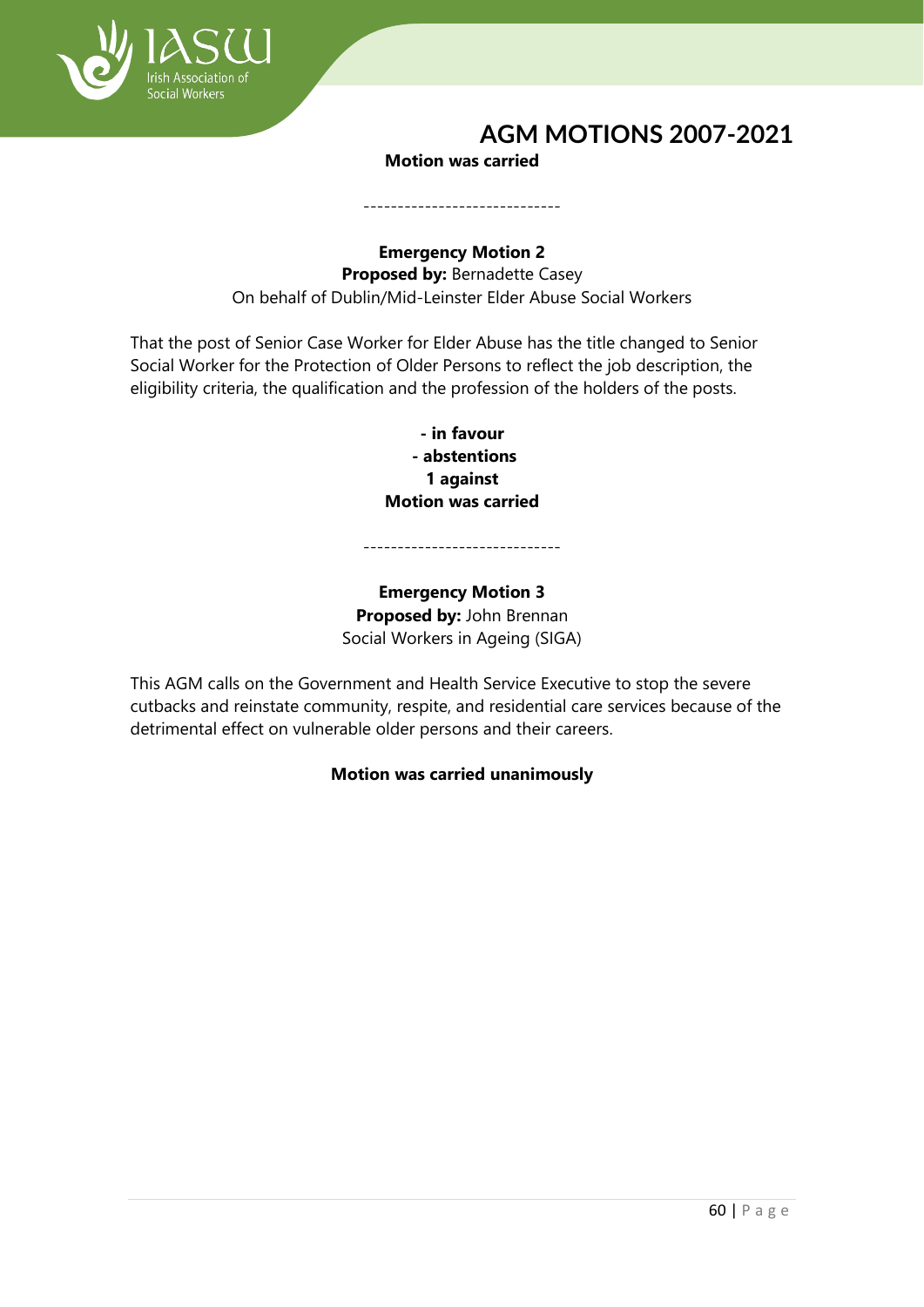**Motion was carried**

-----------------------------

**Emergency Motion 2**
**Proposed by:** Bernadette Casey
On behalf of Dublin/Mid-Leinster Elder Abuse Social Workers

That the post of Senior Case Worker for Elder Abuse has the title changed to Senior Social Worker for the Protection of Older Persons to reflect the job description, the eligibility criteria, the qualification and the profession of the holders of the posts.

**- in favour**
**- abstentions**
**1 against**
**Motion was carried**

-----------------------------

**Emergency Motion 3**
**Proposed by:** John Brennan
Social Workers in Ageing (SIGA)

This AGM calls on the Government and Health Service Executive to stop the severe cutbacks and reinstate community, respite, and residential care services because of the detrimental effect on vulnerable older persons and their careers.

**Motion was carried unanimously**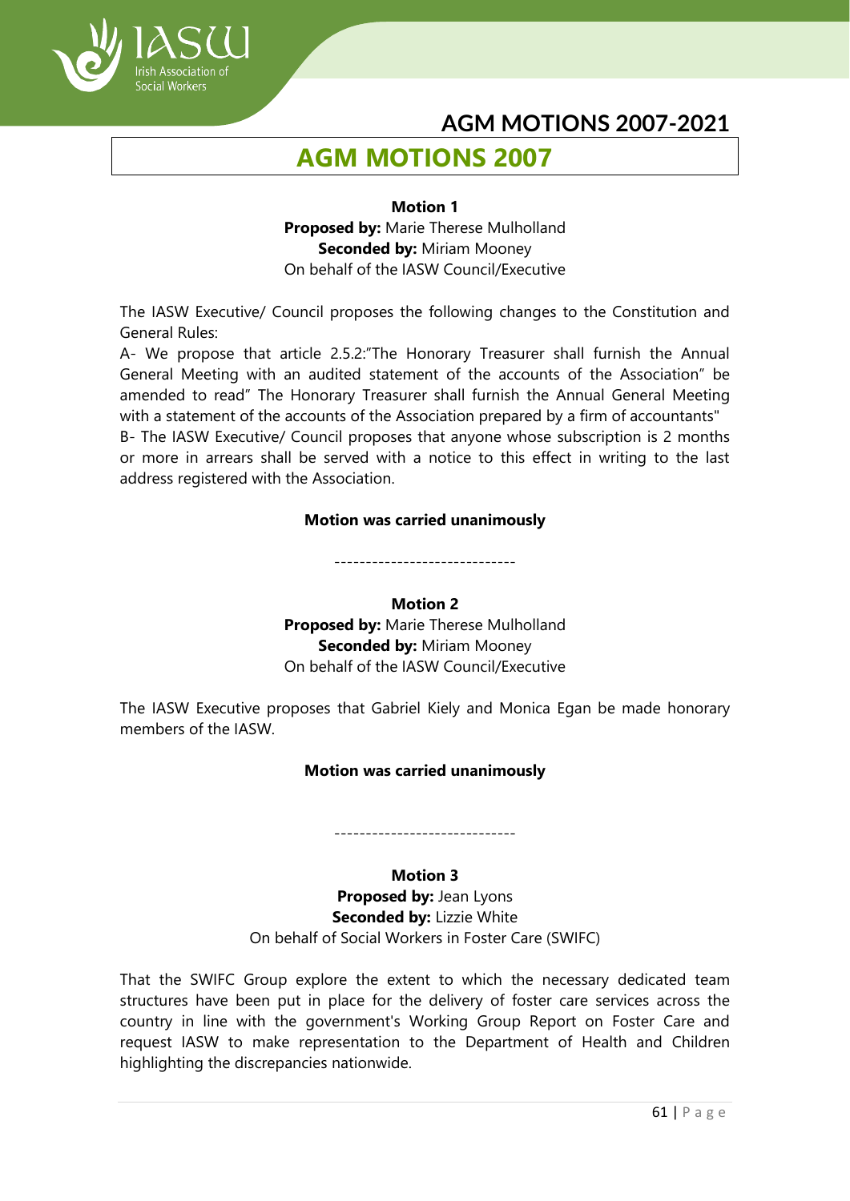# AGM MOTIONS 2007-2021

## AGM MOTIONS 2007

**Motion 1**
**Proposed by:** Marie Therese Mulholland
**Seconded by:** Miriam Mooney
On behalf of the IASW Council/Executive

The IASW Executive/ Council proposes the following changes to the Constitution and General Rules:

A- We propose that article 2.5.2:"The Honorary Treasurer shall furnish the Annual General Meeting with an audited statement of the accounts of the Association" be amended to read" The Honorary Treasurer shall furnish the Annual General Meeting with a statement of the accounts of the Association prepared by a firm of accountants"

B- The IASW Executive/ Council proposes that anyone whose subscription is 2 months or more in arrears shall be served with a notice to this effect in writing to the last address registered with the Association.

**Motion was carried unanimously**

-----------------------------

**Motion 2**
**Proposed by:** Marie Therese Mulholland
**Seconded by:** Miriam Mooney
On behalf of the IASW Council/Executive

The IASW Executive proposes that Gabriel Kiely and Monica Egan be made honorary members of the IASW.

**Motion was carried unanimously**

-----------------------------

**Motion 3**
**Proposed by:** Jean Lyons
**Seconded by:** Lizzie White
On behalf of Social Workers in Foster Care (SWIFC)

That the SWIFC Group explore the extent to which the necessary dedicated team structures have been put in place for the delivery of foster care services across the country in line with the government's Working Group Report on Foster Care and request IASW to make representation to the Department of Health and Children highlighting the discrepancies nationwide.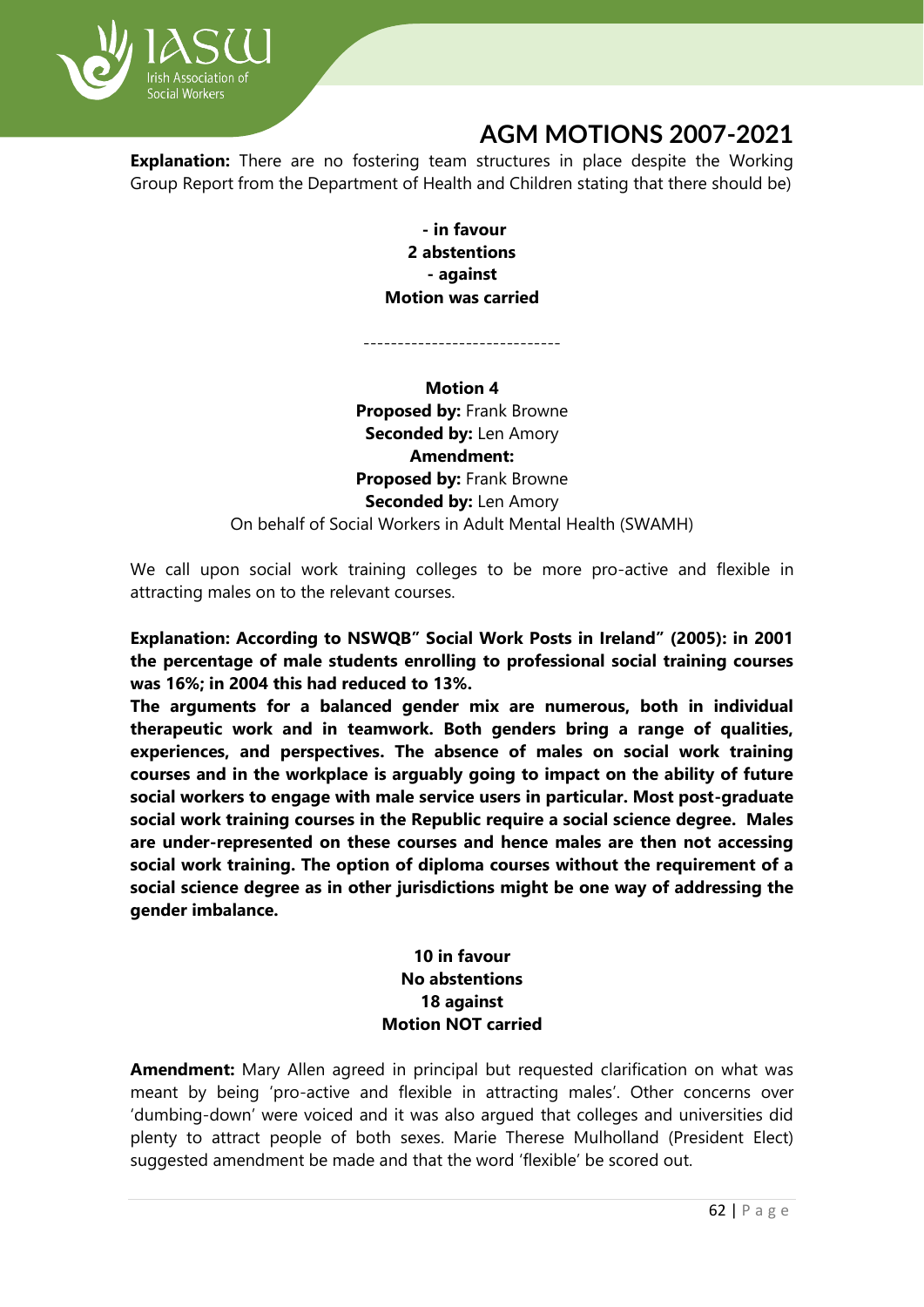**Explanation:** There are no fostering team structures in place despite the Working Group Report from the Department of Health and Children stating that there should be)

**- in favour**
**2 abstentions**
**- against**
**Motion was carried**

-----------------------------

**Motion 4**
**Proposed by:** Frank Browne
**Seconded by:** Len Amory
**Amendment:**
**Proposed by:** Frank Browne
**Seconded by:** Len Amory
On behalf of Social Workers in Adult Mental Health (SWAMH)

We call upon social work training colleges to be more pro-active and flexible in attracting males on to the relevant courses.

**Explanation: According to NSWQB" Social Work Posts in Ireland" (2005): in 2001 the percentage of male students enrolling to professional social training courses was 16%; in 2004 this had reduced to 13%.**
**The arguments for a balanced gender mix are numerous, both in individual therapeutic work and in teamwork. Both genders bring a range of qualities, experiences, and perspectives. The absence of males on social work training courses and in the workplace is arguably going to impact on the ability of future social workers to engage with male service users in particular. Most post-graduate social work training courses in the Republic require a social science degree. Males are under-represented on these courses and hence males are then not accessing social work training. The option of diploma courses without the requirement of a social science degree as in other jurisdictions might be one way of addressing the gender imbalance.**

**10 in favour**
**No abstentions**
**18 against**
**Motion NOT carried**

**Amendment:** Mary Allen agreed in principal but requested clarification on what was meant by being 'pro-active and flexible in attracting males'. Other concerns over 'dumbing-down' were voiced and it was also argued that colleges and universities did plenty to attract people of both sexes. Marie Therese Mulholland (President Elect) suggested amendment be made and that the word 'flexible' be scored out.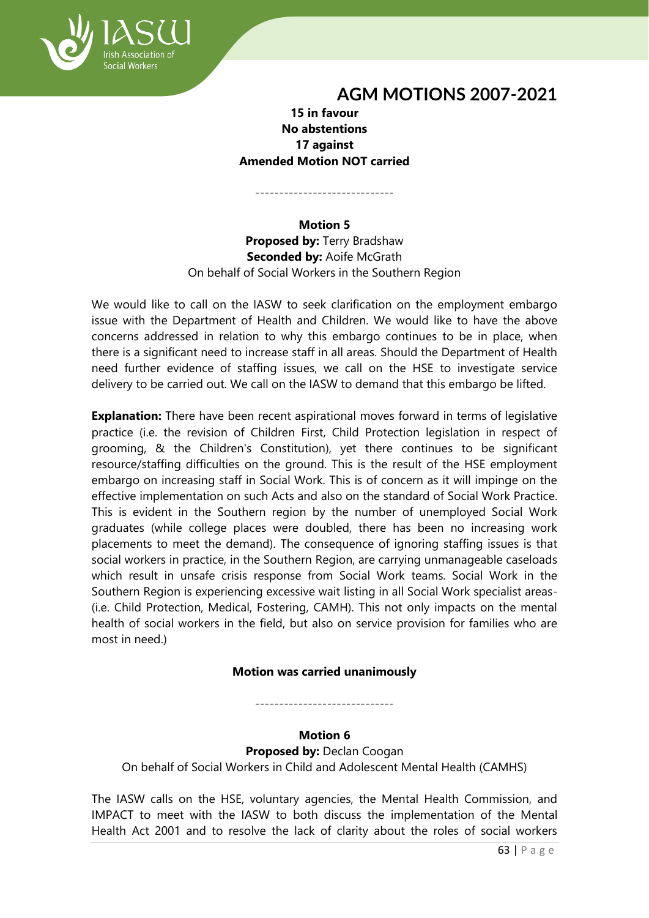**15 in favour**
**No abstentions**
**17 against**
**Amended Motion NOT carried**

-----------------------------

**Motion 5**
**Proposed by:** Terry Bradshaw
**Seconded by:** Aoife McGrath
On behalf of Social Workers in the Southern Region

We would like to call on the IASW to seek clarification on the employment embargo issue with the Department of Health and Children. We would like to have the above concerns addressed in relation to why this embargo continues to be in place, when there is a significant need to increase staff in all areas. Should the Department of Health need further evidence of staffing issues, we call on the HSE to investigate service delivery to be carried out. We call on the IASW to demand that this embargo be lifted.

**Explanation:** There have been recent aspirational moves forward in terms of legislative practice (i.e. the revision of Children First, Child Protection legislation in respect of grooming, & the Children's Constitution), yet there continues to be significant resource/staffing difficulties on the ground. This is the result of the HSE employment embargo on increasing staff in Social Work. This is of concern as it will impinge on the effective implementation on such Acts and also on the standard of Social Work Practice. This is evident in the Southern region by the number of unemployed Social Work graduates (while college places were doubled, there has been no increasing work placements to meet the demand). The consequence of ignoring staffing issues is that social workers in practice, in the Southern Region, are carrying unmanageable caseloads which result in unsafe crisis response from Social Work teams. Social Work in the Southern Region is experiencing excessive wait listing in all Social Work specialist areas- (i.e. Child Protection, Medical, Fostering, CAMH). This not only impacts on the mental health of social workers in the field, but also on service provision for families who are most in need.)

**Motion was carried unanimously**

-----------------------------

**Motion 6**
**Proposed by:** Declan Coogan
On behalf of Social Workers in Child and Adolescent Mental Health (CAMHS)

The IASW calls on the HSE, voluntary agencies, the Mental Health Commission, and IMPACT to meet with the IASW to both discuss the implementation of the Mental Health Act 2001 and to resolve the lack of clarity about the roles of social workers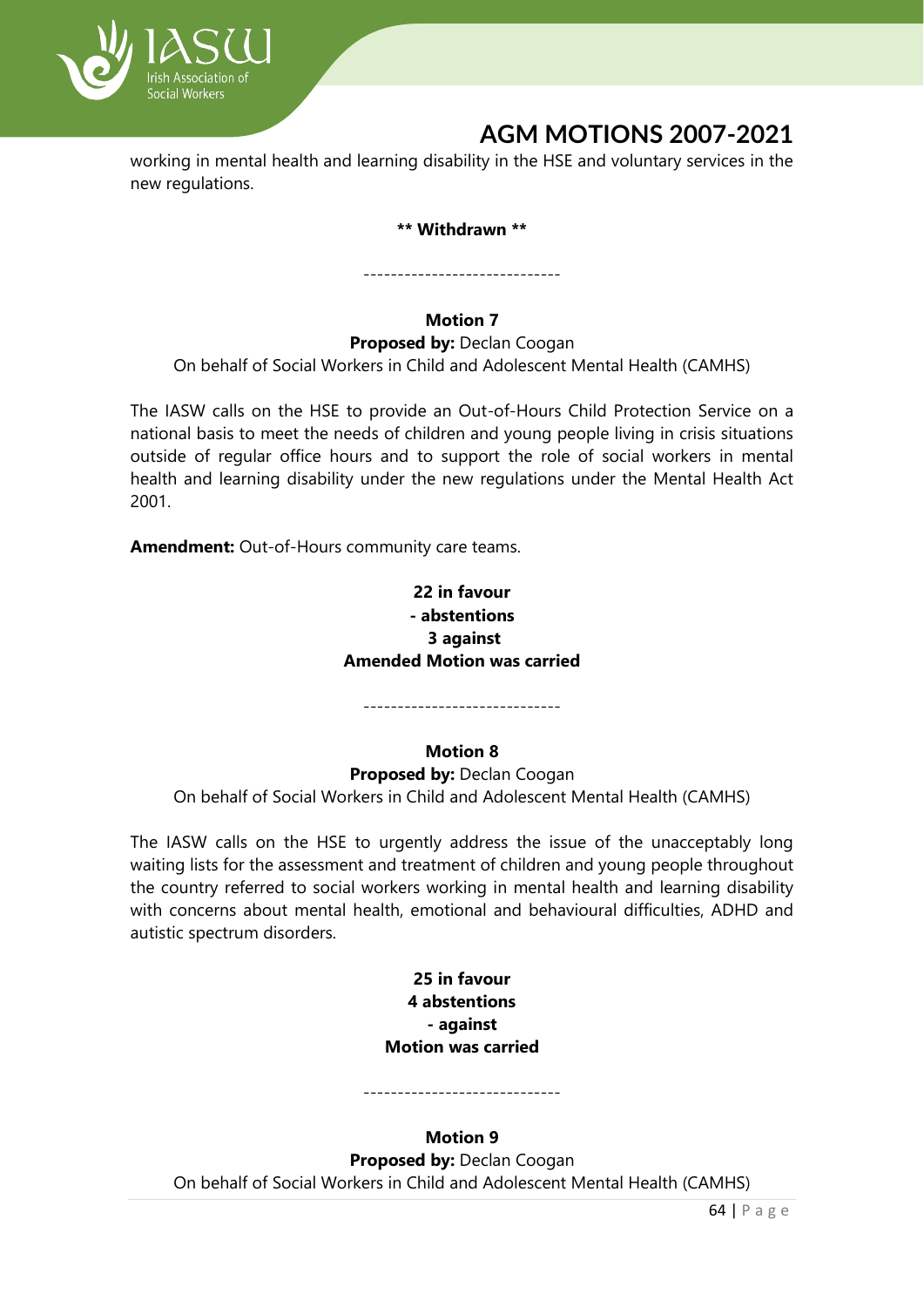working in mental health and learning disability in the HSE and voluntary services in the new regulations.

**\*\* Withdrawn \*\***

-----------------------------

**Motion 7**

**Proposed by:** Declan Coogan

On behalf of Social Workers in Child and Adolescent Mental Health (CAMHS)

The IASW calls on the HSE to provide an Out-of-Hours Child Protection Service on a national basis to meet the needs of children and young people living in crisis situations outside of regular office hours and to support the role of social workers in mental health and learning disability under the new regulations under the Mental Health Act 2001.

**Amendment:** Out-of-Hours community care teams.

**22 in favour**
**- abstentions**
**3 against**
**Amended Motion was carried**

-----------------------------

**Motion 8**

**Proposed by:** Declan Coogan

On behalf of Social Workers in Child and Adolescent Mental Health (CAMHS)

The IASW calls on the HSE to urgently address the issue of the unacceptably long waiting lists for the assessment and treatment of children and young people throughout the country referred to social workers working in mental health and learning disability with concerns about mental health, emotional and behavioural difficulties, ADHD and autistic spectrum disorders.

**25 in favour**
**4 abstentions**
**- against**
**Motion was carried**

-----------------------------

**Motion 9**

**Proposed by:** Declan Coogan

On behalf of Social Workers in Child and Adolescent Mental Health (CAMHS)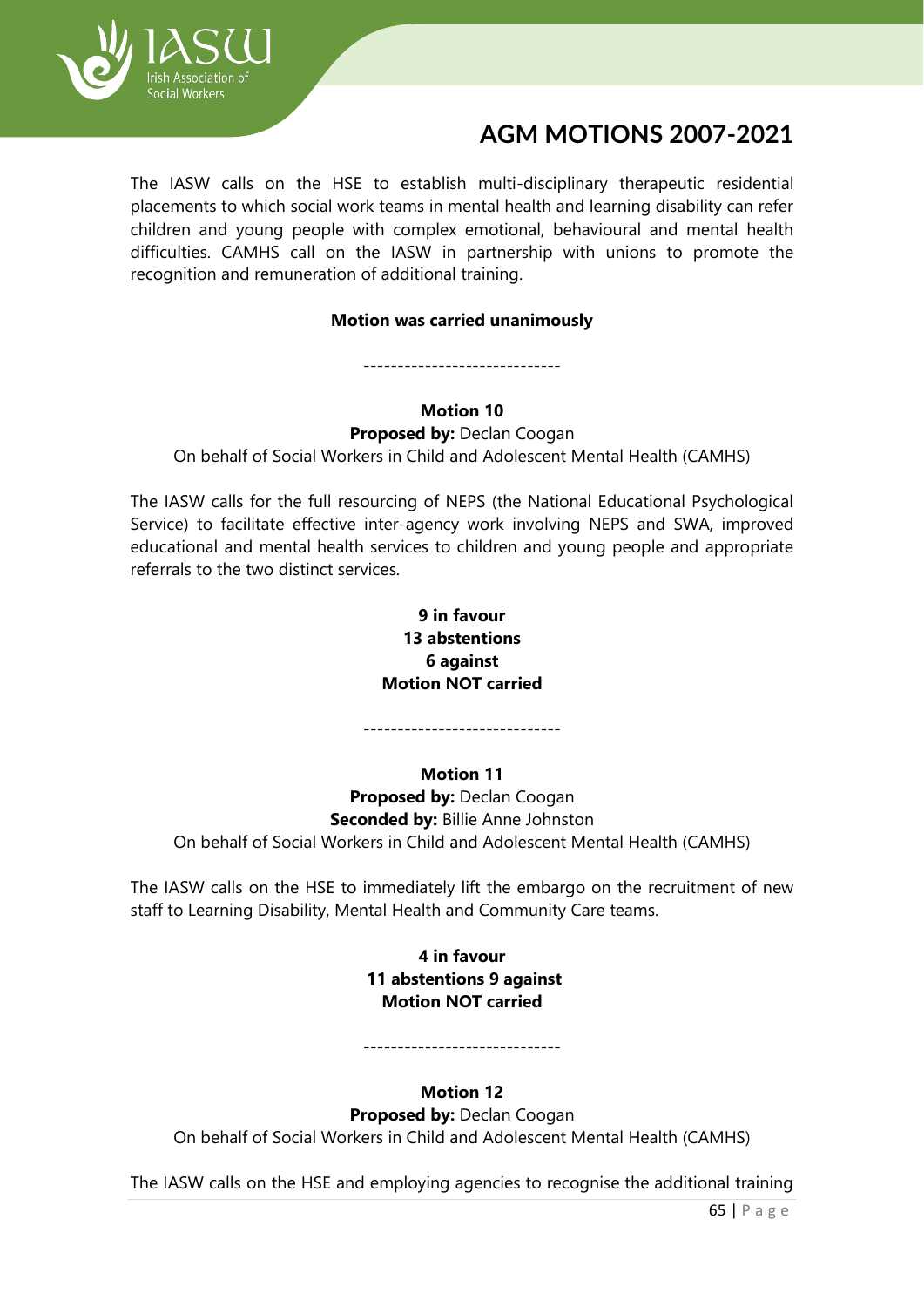The IASW calls on the HSE to establish multi-disciplinary therapeutic residential placements to which social work teams in mental health and learning disability can refer children and young people with complex emotional, behavioural and mental health difficulties. CAMHS call on the IASW in partnership with unions to promote the recognition and remuneration of additional training.

**Motion was carried unanimously**

-----------------------------

**Motion 10**
**Proposed by:** Declan Coogan
On behalf of Social Workers in Child and Adolescent Mental Health (CAMHS)

The IASW calls for the full resourcing of NEPS (the National Educational Psychological Service) to facilitate effective inter-agency work involving NEPS and SWA, improved educational and mental health services to children and young people and appropriate referrals to the two distinct services.

**9 in favour**
**13 abstentions**
**6 against**
**Motion NOT carried**

-----------------------------

**Motion 11**
**Proposed by:** Declan Coogan
**Seconded by:** Billie Anne Johnston
On behalf of Social Workers in Child and Adolescent Mental Health (CAMHS)

The IASW calls on the HSE to immediately lift the embargo on the recruitment of new staff to Learning Disability, Mental Health and Community Care teams.

**4 in favour**
**11 abstentions 9 against**
**Motion NOT carried**

-----------------------------

**Motion 12**
**Proposed by:** Declan Coogan
On behalf of Social Workers in Child and Adolescent Mental Health (CAMHS)

The IASW calls on the HSE and employing agencies to recognise the additional training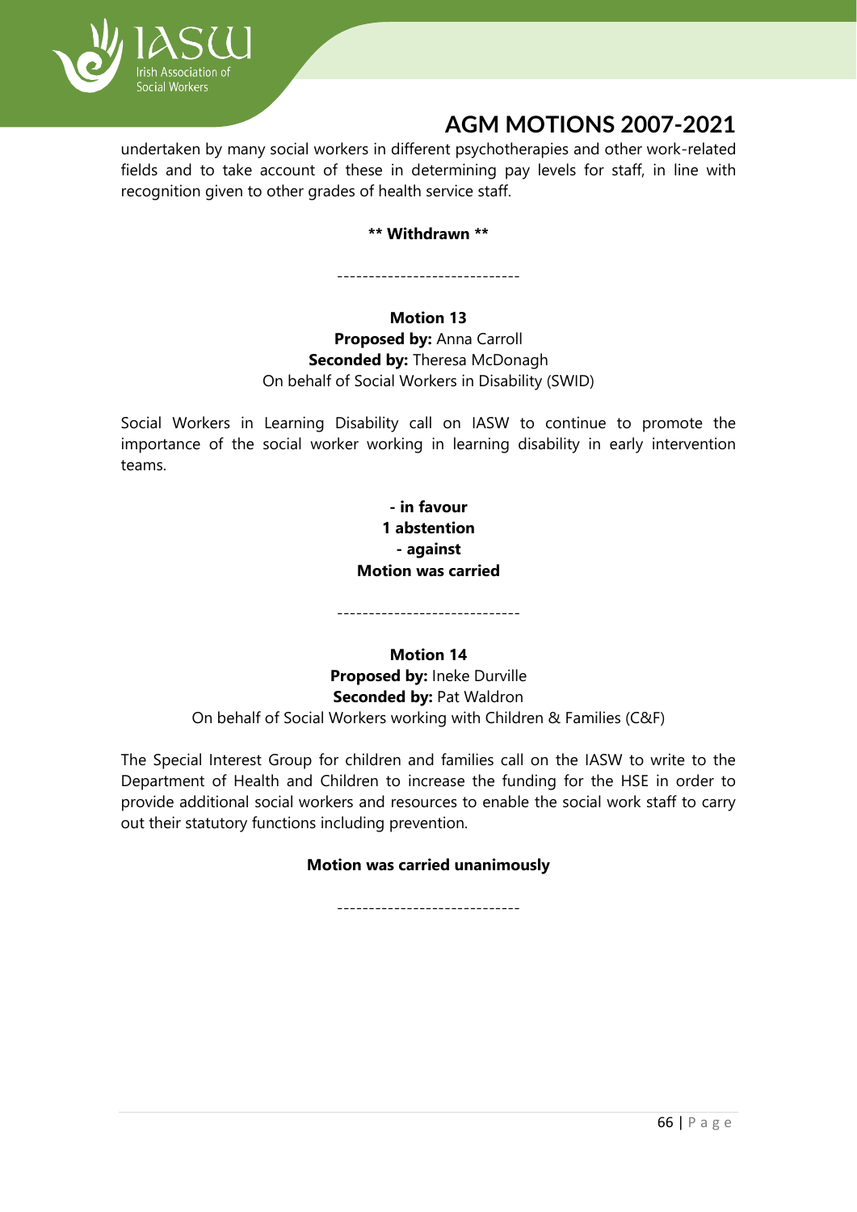undertaken by many social workers in different psychotherapies and other work-related fields and to take account of these in determining pay levels for staff, in line with recognition given to other grades of health service staff.

**** Withdrawn ****

-----------------------------

**Motion 13**
**Proposed by:** Anna Carroll
**Seconded by:** Theresa McDonagh
On behalf of Social Workers in Disability (SWID)

Social Workers in Learning Disability call on IASW to continue to promote the importance of the social worker working in learning disability in early intervention teams.

**- in favour**
**1 abstention**
**- against**
**Motion was carried**

-----------------------------

**Motion 14**
**Proposed by:** Ineke Durville
**Seconded by:** Pat Waldron
On behalf of Social Workers working with Children & Families (C&F)

The Special Interest Group for children and families call on the IASW to write to the Department of Health and Children to increase the funding for the HSE in order to provide additional social workers and resources to enable the social work staff to carry out their statutory functions including prevention.

**Motion was carried unanimously**

-----------------------------